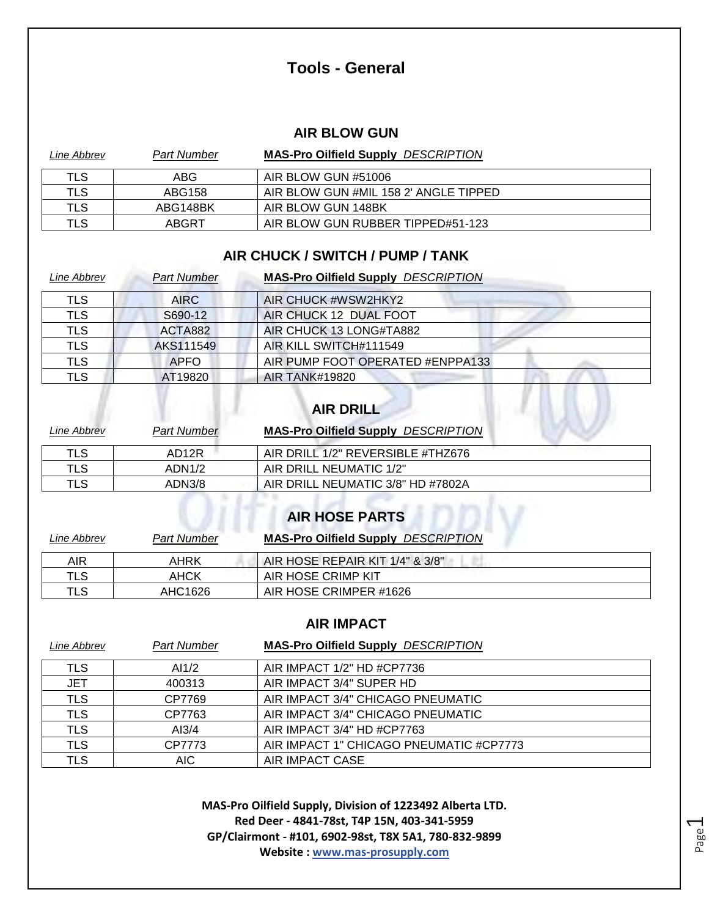# Tools - General

## AIR BLOW GUN

| *Line Abbrev* | *Part Number* | **MAS-Pro Oilfield Supply** *DESCRIPTION* |
|---|---|---|
| TLS | ABG | AIR BLOW GUN #51006 |
| TLS | ABG158 | AIR BLOW GUN #MIL 158 2' ANGLE TIPPED |
| TLS | ABG148BK | AIR BLOW GUN 148BK |
| TLS | ABGRT | AIR BLOW GUN RUBBER TIPPED#51-123 |

## AIR CHUCK / SWITCH / PUMP / TANK

| *Line Abbrev* | *Part Number* | **MAS-Pro Oilfield Supply** *DESCRIPTION* |
|---|---|---|
| TLS | AIRC | AIR CHUCK #WSW2HKY2 |
| TLS | S690-12 | AIR CHUCK 12 DUAL FOOT |
| TLS | ACTA882 | AIR CHUCK 13 LONG#TA882 |
| TLS | AKS111549 | AIR KILL SWITCH#111549 |
| TLS | APFO | AIR PUMP FOOT OPERATED #ENPPA133 |
| TLS | AT19820 | AIR TANK#19820 |

## AIR DRILL

| *Line Abbrev* | *Part Number* | **MAS-Pro Oilfield Supply** *DESCRIPTION* |
|---|---|---|
| TLS | AD12R | AIR DRILL 1/2" REVERSIBLE #THZ676 |
| TLS | ADN1/2 | AIR DRILL NEUMATIC 1/2" |
| TLS | ADN3/8 | AIR DRILL NEUMATIC 3/8" HD #7802A |

## AIR HOSE PARTS

| *Line Abbrev* | *Part Number* | **MAS-Pro Oilfield Supply** *DESCRIPTION* |
|---|---|---|
| AIR | AHRK | AIR HOSE REPAIR KIT 1/4" & 3/8" |
| TLS | AHCK | AIR HOSE CRIMP KIT |
| TLS | AHC1626 | AIR HOSE CRIMPER #1626 |

## AIR IMPACT

| *Line Abbrev* | *Part Number* | **MAS-Pro Oilfield Supply** *DESCRIPTION* |
|---|---|---|
| TLS | AI1/2 | AIR IMPACT 1/2" HD #CP7736 |
| JET | 400313 | AIR IMPACT 3/4" SUPER HD |
| TLS | CP7769 | AIR IMPACT 3/4" CHICAGO PNEUMATIC |
| TLS | CP7763 | AIR IMPACT 3/4" CHICAGO PNEUMATIC |
| TLS | AI3/4 | AIR IMPACT 3/4" HD #CP7763 |
| TLS | CP7773 | AIR IMPACT 1" CHICAGO PNEUMATIC #CP7773 |
| TLS | AIC | AIR IMPACT CASE |

**MAS-Pro Oilfield Supply, Division of 1223492 Alberta LTD.**
**Red Deer - 4841-78st, T4P 15N, 403-341-5959**
**GP/Clairmont - #101, 6902-98st, T8X 5A1, 780-832-9899**
**Website : www.mas-prosupply.com**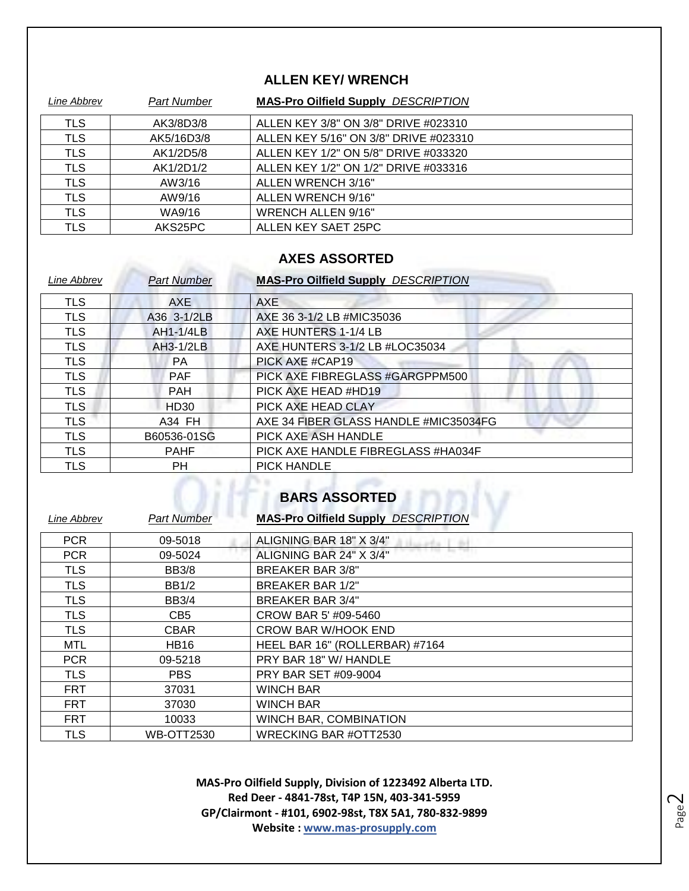## ALLEN KEY/ WRENCH

| *Line Abbrev* | *Part Number* | **MAS-Pro Oilfield Supply** *DESCRIPTION* |
|---|---|---|
| TLS | AK3/8D3/8 | ALLEN KEY 3/8" ON 3/8" DRIVE #023310 |
| TLS | AK5/16D3/8 | ALLEN KEY 5/16" ON 3/8" DRIVE #023310 |
| TLS | AK1/2D5/8 | ALLEN KEY 1/2" ON 5/8" DRIVE #033320 |
| TLS | AK1/2D1/2 | ALLEN KEY 1/2" ON 1/2" DRIVE #033316 |
| TLS | AW3/16 | ALLEN WRENCH 3/16" |
| TLS | AW9/16 | ALLEN WRENCH 9/16" |
| TLS | WA9/16 | WRENCH ALLEN 9/16" |
| TLS | AKS25PC | ALLEN KEY SAET 25PC |

## AXES ASSORTED

| *Line Abbrev* | *Part Number* | **MAS-Pro Oilfield Supply** *DESCRIPTION* |
|---|---|---|
| TLS | AXE | AXE |
| TLS | A36 3-1/2LB | AXE 36 3-1/2 LB #MIC35036 |
| TLS | AH1-1/4LB | AXE HUNTERS 1-1/4 LB |
| TLS | AH3-1/2LB | AXE HUNTERS 3-1/2 LB #LOC35034 |
| TLS | PA | PICK AXE #CAP19 |
| TLS | PAF | PICK AXE FIBREGLASS #GARGPPM500 |
| TLS | PAH | PICK AXE HEAD #HD19 |
| TLS | HD30 | PICK AXE HEAD CLAY |
| TLS | A34 FH | AXE 34 FIBER GLASS HANDLE #MIC35034FG |
| TLS | B60536-01SG | PICK AXE ASH HANDLE |
| TLS | PAHF | PICK AXE HANDLE FIBREGLASS #HA034F |
| TLS | PH | PICK HANDLE |

## BARS ASSORTED

| *Line Abbrev* | *Part Number* | **MAS-Pro Oilfield Supply** *DESCRIPTION* |
|---|---|---|
| PCR | 09-5018 | ALIGNING BAR 18" X 3/4" |
| PCR | 09-5024 | ALIGNING BAR 24" X 3/4" |
| TLS | BB3/8 | BREAKER BAR 3/8" |
| TLS | BB1/2 | BREAKER BAR 1/2" |
| TLS | BB3/4 | BREAKER BAR 3/4" |
| TLS | CB5 | CROW BAR 5' #09-5460 |
| TLS | CBAR | CROW BAR W/HOOK END |
| MTL | HB16 | HEEL BAR 16" (ROLLERBAR) #7164 |
| PCR | 09-5218 | PRY BAR 18" W/ HANDLE |
| TLS | PBS | PRY BAR SET #09-9004 |
| FRT | 37031 | WINCH BAR |
| FRT | 37030 | WINCH BAR |
| FRT | 10033 | WINCH BAR, COMBINATION |
| TLS | WB-OTT2530 | WRECKING BAR #OTT2530 |

**MAS-Pro Oilfield Supply, Division of 1223492 Alberta LTD.**
**Red Deer - 4841-78st, T4P 15N, 403-341-5959**
**GP/Clairmont - #101, 6902-98st, T8X 5A1, 780-832-9899**
**Website : www.mas-prosupply.com**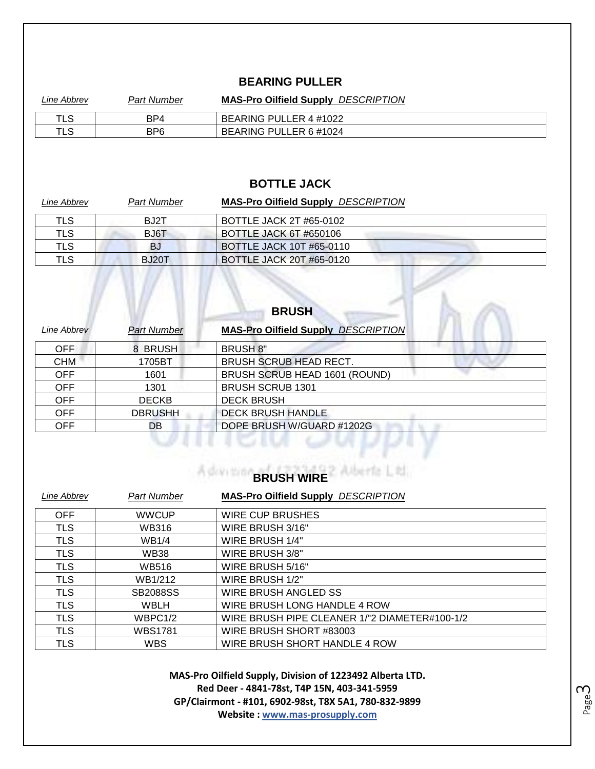## BEARING PULLER

| *Line Abbrev* | *Part Number* | **MAS-Pro Oilfield Supply** *DESCRIPTION* |
|---|---|---|
| TLS | BP4 | BEARING PULLER 4 #1022 |
| TLS | BP6 | BEARING PULLER 6 #1024 |

## BOTTLE JACK

| *Line Abbrev* | *Part Number* | **MAS-Pro Oilfield Supply** *DESCRIPTION* |
|---|---|---|
| TLS | BJ2T | BOTTLE JACK 2T #65-0102 |
| TLS | BJ6T | BOTTLE JACK 6T #650106 |
| TLS | BJ | BOTTLE JACK 10T #65-0110 |
| TLS | BJ20T | BOTTLE JACK 20T #65-0120 |

## BRUSH

| *Line Abbrev* | *Part Number* | **MAS-Pro Oilfield Supply** *DESCRIPTION* |
|---|---|---|
| OFF | 8 BRUSH | BRUSH 8" |
| CHM | 1705BT | BRUSH SCRUB HEAD RECT. |
| OFF | 1601 | BRUSH SCRUB HEAD 1601 (ROUND) |
| OFF | 1301 | BRUSH SCRUB 1301 |
| OFF | DECKB | DECK BRUSH |
| OFF | DBRUSHH | DECK BRUSH HANDLE |
| OFF | DB | DOPE BRUSH W/GUARD #1202G |

## BRUSH WIRE

| *Line Abbrev* | *Part Number* | **MAS-Pro Oilfield Supply** *DESCRIPTION* |
|---|---|---|
| OFF | WWCUP | WIRE CUP BRUSHES |
| TLS | WB316 | WIRE BRUSH 3/16" |
| TLS | WB1/4 | WIRE BRUSH 1/4" |
| TLS | WB38 | WIRE BRUSH 3/8" |
| TLS | WB516 | WIRE BRUSH 5/16" |
| TLS | WB1/212 | WIRE BRUSH 1/2" |
| TLS | SB2088SS | WIRE BRUSH ANGLED SS |
| TLS | WBLH | WIRE BRUSH LONG HANDLE 4 ROW |
| TLS | WBPC1/2 | WIRE BRUSH PIPE CLEANER 1/"2 DIAMETER#100-1/2 |
| TLS | WBS1781 | WIRE BRUSH SHORT #83003 |
| TLS | WBS | WIRE BRUSH SHORT HANDLE 4 ROW |

**MAS-Pro Oilfield Supply, Division of 1223492 Alberta LTD.**
**Red Deer - 4841-78st, T4P 15N, 403-341-5959**
**GP/Clairmont - #101, 6902-98st, T8X 5A1, 780-832-9899**
**Website : www.mas-prosupply.com**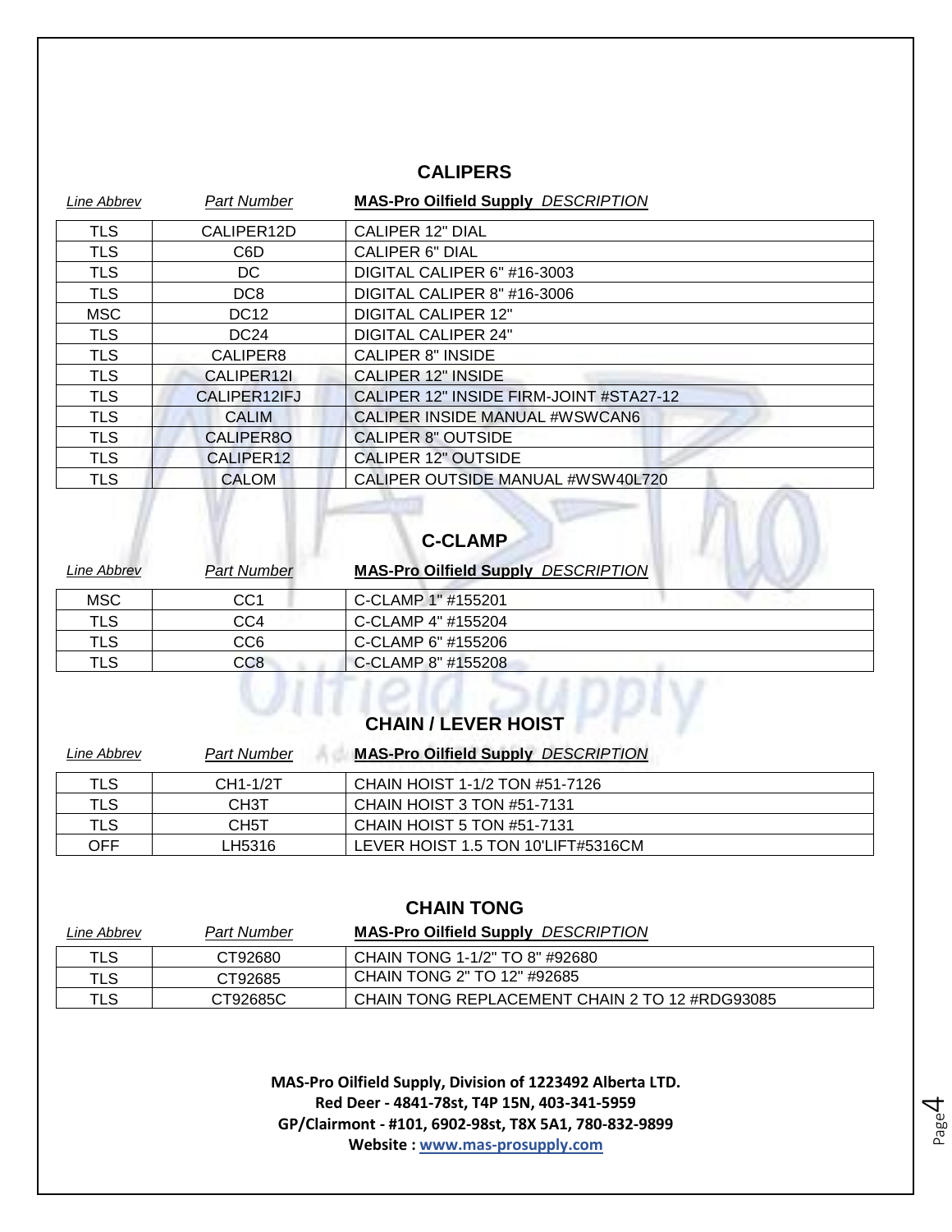## CALIPERS

| *Line Abbrev* | *Part Number* | **MAS-Pro Oilfield Supply** *DESCRIPTION* |
|---|---|---|
| TLS | CALIPER12D | CALIPER 12" DIAL |
| TLS | C6D | CALIPER 6" DIAL |
| TLS | DC | DIGITAL CALIPER 6" #16-3003 |
| TLS | DC8 | DIGITAL CALIPER 8" #16-3006 |
| MSC | DC12 | DIGITAL CALIPER 12" |
| TLS | DC24 | DIGITAL CALIPER 24" |
| TLS | CALIPER8 | CALIPER 8" INSIDE |
| TLS | CALIPER12I | CALIPER 12" INSIDE |
| TLS | CALIPER12IFJ | CALIPER 12" INSIDE FIRM-JOINT #STA27-12 |
| TLS | CALIM | CALIPER INSIDE MANUAL #WSWCAN6 |
| TLS | CALIPER8O | CALIPER 8" OUTSIDE |
| TLS | CALIPER12 | CALIPER 12" OUTSIDE |
| TLS | CALOM | CALIPER OUTSIDE MANUAL #WSW40L720 |

## C-CLAMP

| *Line Abbrev* | *Part Number* | **MAS-Pro Oilfield Supply** *DESCRIPTION* |
|---|---|---|
| MSC | CC1 | C-CLAMP 1" #155201 |
| TLS | CC4 | C-CLAMP 4" #155204 |
| TLS | CC6 | C-CLAMP 6" #155206 |
| TLS | CC8 | C-CLAMP 8" #155208 |

## CHAIN / LEVER HOIST

| *Line Abbrev* | *Part Number* | **MAS-Pro Oilfield Supply** *DESCRIPTION* |
|---|---|---|
| TLS | CH1-1/2T | CHAIN HOIST 1-1/2 TON #51-7126 |
| TLS | CH3T | CHAIN HOIST 3 TON #51-7131 |
| TLS | CH5T | CHAIN HOIST 5 TON #51-7131 |
| OFF | LH5316 | LEVER HOIST 1.5 TON 10'LIFT#5316CM |

## CHAIN TONG

| *Line Abbrev* | *Part Number* | **MAS-Pro Oilfield Supply** *DESCRIPTION* |
|---|---|---|
| TLS | CT92680 | CHAIN TONG 1-1/2" TO 8" #92680 |
| TLS | CT92685 | CHAIN TONG 2" TO 12" #92685 |
| TLS | CT92685C | CHAIN TONG REPLACEMENT CHAIN 2 TO 12 #RDG93085 |

**MAS-Pro Oilfield Supply, Division of 1223492 Alberta LTD.**
**Red Deer - 4841-78st, T4P 15N, 403-341-5959**
**GP/Clairmont - #101, 6902-98st, T8X 5A1, 780-832-9899**
**Website : www.mas-prosupply.com**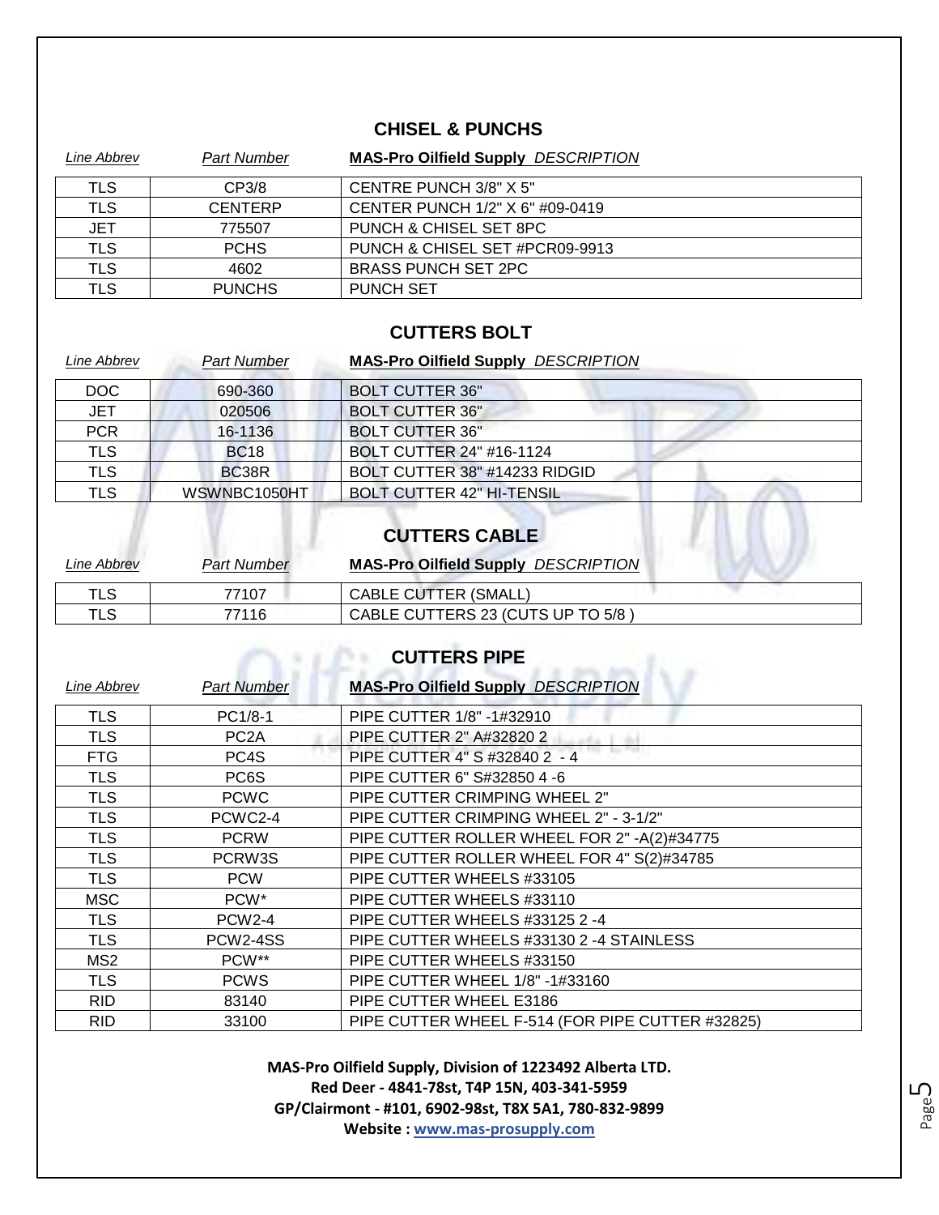## CHISEL & PUNCHS

| *Line Abbrev* | *Part Number* | **MAS-Pro Oilfield Supply** *DESCRIPTION* |
|---|---|---|
| TLS | CP3/8 | CENTRE PUNCH 3/8" X 5" |
| TLS | CENTERP | CENTER PUNCH 1/2" X 6" #09-0419 |
| JET | 775507 | PUNCH & CHISEL SET 8PC |
| TLS | PCHS | PUNCH & CHISEL SET #PCR09-9913 |
| TLS | 4602 | BRASS PUNCH SET 2PC |
| TLS | PUNCHS | PUNCH SET |

## CUTTERS BOLT

| *Line Abbrev* | *Part Number* | **MAS-Pro Oilfield Supply** *DESCRIPTION* |
|---|---|---|
| DOC | 690-360 | BOLT CUTTER 36" |
| JET | 020506 | BOLT CUTTER 36" |
| PCR | 16-1136 | BOLT CUTTER 36" |
| TLS | BC18 | BOLT CUTTER 24" #16-1124 |
| TLS | BC38R | BOLT CUTTER 38" #14233 RIDGID |
| TLS | WSWNBC1050HT | BOLT CUTTER 42" HI-TENSIL |

## CUTTERS CABLE

| *Line Abbrev* | *Part Number* | **MAS-Pro Oilfield Supply** *DESCRIPTION* |
|---|---|---|
| TLS | 77107 | CABLE CUTTER (SMALL) |
| TLS | 77116 | CABLE CUTTERS 23 (CUTS UP TO 5/8 ) |

## CUTTERS PIPE

| *Line Abbrev* | *Part Number* | **MAS-Pro Oilfield Supply** *DESCRIPTION* |
|---|---|---|
| TLS | PC1/8-1 | PIPE CUTTER 1/8" -1#32910 |
| TLS | PC2A | PIPE CUTTER 2" A#32820 2 |
| FTG | PC4S | PIPE CUTTER 4" S #32840 2 - 4 |
| TLS | PC6S | PIPE CUTTER 6" S#32850 4 -6 |
| TLS | PCWC | PIPE CUTTER CRIMPING WHEEL 2" |
| TLS | PCWC2-4 | PIPE CUTTER CRIMPING WHEEL 2" - 3-1/2" |
| TLS | PCRW | PIPE CUTTER ROLLER WHEEL FOR 2" -A(2)#34775 |
| TLS | PCRW3S | PIPE CUTTER ROLLER WHEEL FOR 4" S(2)#34785 |
| TLS | PCW | PIPE CUTTER WHEELS #33105 |
| MSC | PCW* | PIPE CUTTER WHEELS #33110 |
| TLS | PCW2-4 | PIPE CUTTER WHEELS #33125 2 -4 |
| TLS | PCW2-4SS | PIPE CUTTER WHEELS #33130 2 -4 STAINLESS |
| MS2 | PCW** | PIPE CUTTER WHEELS #33150 |
| TLS | PCWS | PIPE CUTTER WHEEL 1/8" -1#33160 |
| RID | 83140 | PIPE CUTTER WHEEL E3186 |
| RID | 33100 | PIPE CUTTER WHEEL F-514 (FOR PIPE CUTTER #32825) |

**MAS-Pro Oilfield Supply, Division of 1223492 Alberta LTD.**
**Red Deer - 4841-78st, T4P 15N, 403-341-5959**
**GP/Clairmont - #101, 6902-98st, T8X 5A1, 780-832-9899**
**Website : www.mas-prosupply.com**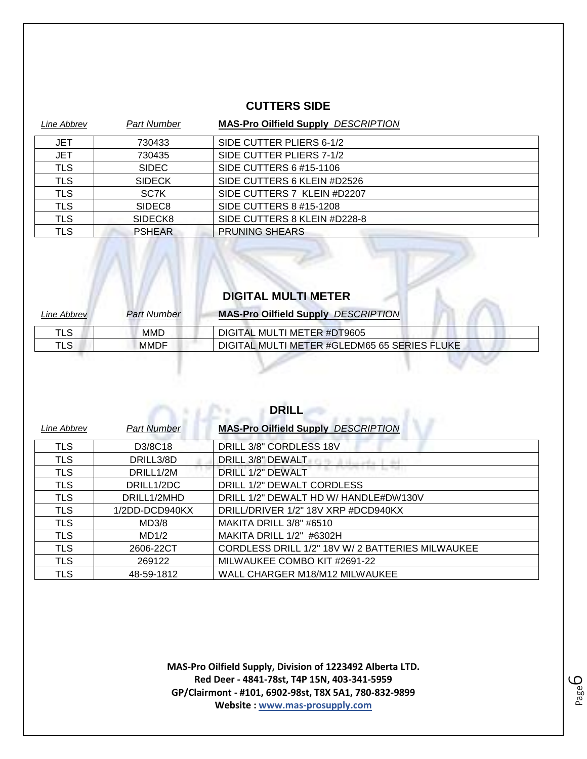## CUTTERS SIDE

| Line Abbrev | Part Number | MAS-Pro Oilfield Supply DESCRIPTION |
|---|---|---|
| JET | 730433 | SIDE CUTTER PLIERS 6-1/2 |
| JET | 730435 | SIDE CUTTER PLIERS 7-1/2 |
| TLS | SIDEC | SIDE CUTTERS 6 #15-1106 |
| TLS | SIDECK | SIDE CUTTERS 6 KLEIN #D2526 |
| TLS | SC7K | SIDE CUTTERS 7 KLEIN #D2207 |
| TLS | SIDEC8 | SIDE CUTTERS 8 #15-1208 |
| TLS | SIDECK8 | SIDE CUTTERS 8 KLEIN #D228-8 |
| TLS | PSHEAR | PRUNING SHEARS |

## DIGITAL MULTI METER

| Line Abbrev | Part Number | MAS-Pro Oilfield Supply DESCRIPTION |
|---|---|---|
| TLS | MMD | DIGITAL MULTI METER #DT9605 |
| TLS | MMDF | DIGITAL MULTI METER #GLEDM65 65 SERIES FLUKE |

## DRILL

| Line Abbrev | Part Number | MAS-Pro Oilfield Supply DESCRIPTION |
|---|---|---|
| TLS | D3/8C18 | DRILL 3/8" CORDLESS 18V |
| TLS | DRILL3/8D | DRILL 3/8" DEWALT |
| TLS | DRILL1/2M | DRILL 1/2" DEWALT |
| TLS | DRILL1/2DC | DRILL 1/2" DEWALT CORDLESS |
| TLS | DRILL1/2MHD | DRILL 1/2" DEWALT HD W/ HANDLE#DW130V |
| TLS | 1/2DD-DCD940KX | DRILL/DRIVER 1/2" 18V XRP #DCD940KX |
| TLS | MD3/8 | MAKITA DRILL 3/8" #6510 |
| TLS | MD1/2 | MAKITA DRILL 1/2" #6302H |
| TLS | 2606-22CT | CORDLESS DRILL 1/2" 18V W/ 2 BATTERIES MILWAUKEE |
| TLS | 269122 | MILWAUKEE COMBO KIT #2691-22 |
| TLS | 48-59-1812 | WALL CHARGER M18/M12 MILWAUKEE |

**MAS-Pro Oilfield Supply, Division of 1223492 Alberta LTD.**
**Red Deer - 4841-78st, T4P 15N, 403-341-5959**
**GP/Clairmont - #101, 6902-98st, T8X 5A1, 780-832-9899**
**Website : www.mas-prosupply.com**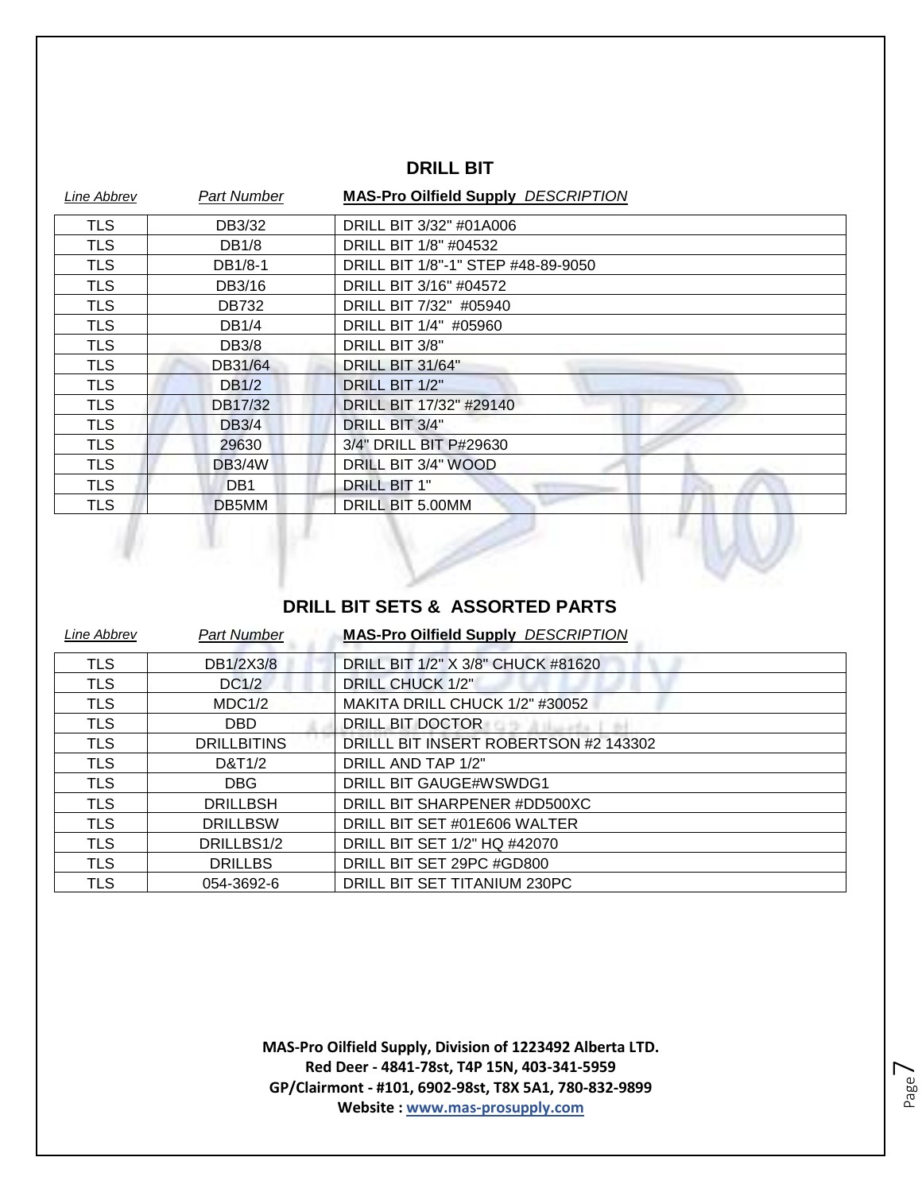## DRILL BIT

| *Line Abbrev* | *Part Number* | **MAS-Pro Oilfield Supply** *DESCRIPTION* |
|---|---|---|
| TLS | DB3/32 | DRILL BIT 3/32" #01A006 |
| TLS | DB1/8 | DRILL BIT 1/8" #04532 |
| TLS | DB1/8-1 | DRILL BIT 1/8"-1" STEP #48-89-9050 |
| TLS | DB3/16 | DRILL BIT 3/16" #04572 |
| TLS | DB732 | DRILL BIT 7/32" #05940 |
| TLS | DB1/4 | DRILL BIT 1/4" #05960 |
| TLS | DB3/8 | DRILL BIT 3/8" |
| TLS | DB31/64 | DRILL BIT 31/64" |
| TLS | DB1/2 | DRILL BIT 1/2" |
| TLS | DB17/32 | DRILL BIT 17/32" #29140 |
| TLS | DB3/4 | DRILL BIT 3/4" |
| TLS | 29630 | 3/4" DRILL BIT P#29630 |
| TLS | DB3/4W | DRILL BIT 3/4" WOOD |
| TLS | DB1 | DRILL BIT 1" |
| TLS | DB5MM | DRILL BIT 5.00MM |

## DRILL BIT SETS & ASSORTED PARTS

| *Line Abbrev* | *Part Number* | **MAS-Pro Oilfield Supply** *DESCRIPTION* |
|---|---|---|
| TLS | DB1/2X3/8 | DRILL BIT 1/2" X 3/8" CHUCK #81620 |
| TLS | DC1/2 | DRILL CHUCK 1/2" |
| TLS | MDC1/2 | MAKITA DRILL CHUCK 1/2" #30052 |
| TLS | DBD | DRILL BIT DOCTOR |
| TLS | DRILLBITINS | DRILLL BIT INSERT ROBERTSON #2 143302 |
| TLS | D&T1/2 | DRILL AND TAP 1/2" |
| TLS | DBG | DRILL BIT GAUGE#WSWDG1 |
| TLS | DRILLBSH | DRILL BIT SHARPENER #DD500XC |
| TLS | DRILLBSW | DRILL BIT SET #01E606 WALTER |
| TLS | DRILLBS1/2 | DRILL BIT SET 1/2" HQ #42070 |
| TLS | DRILLBS | DRILL BIT SET 29PC #GD800 |
| TLS | 054-3692-6 | DRILL BIT SET TITANIUM 230PC |

**MAS-Pro Oilfield Supply, Division of 1223492 Alberta LTD.**
**Red Deer - 4841-78st, T4P 15N, 403-341-5959**
**GP/Clairmont - #101, 6902-98st, T8X 5A1, 780-832-9899**
**Website : www.mas-prosupply.com**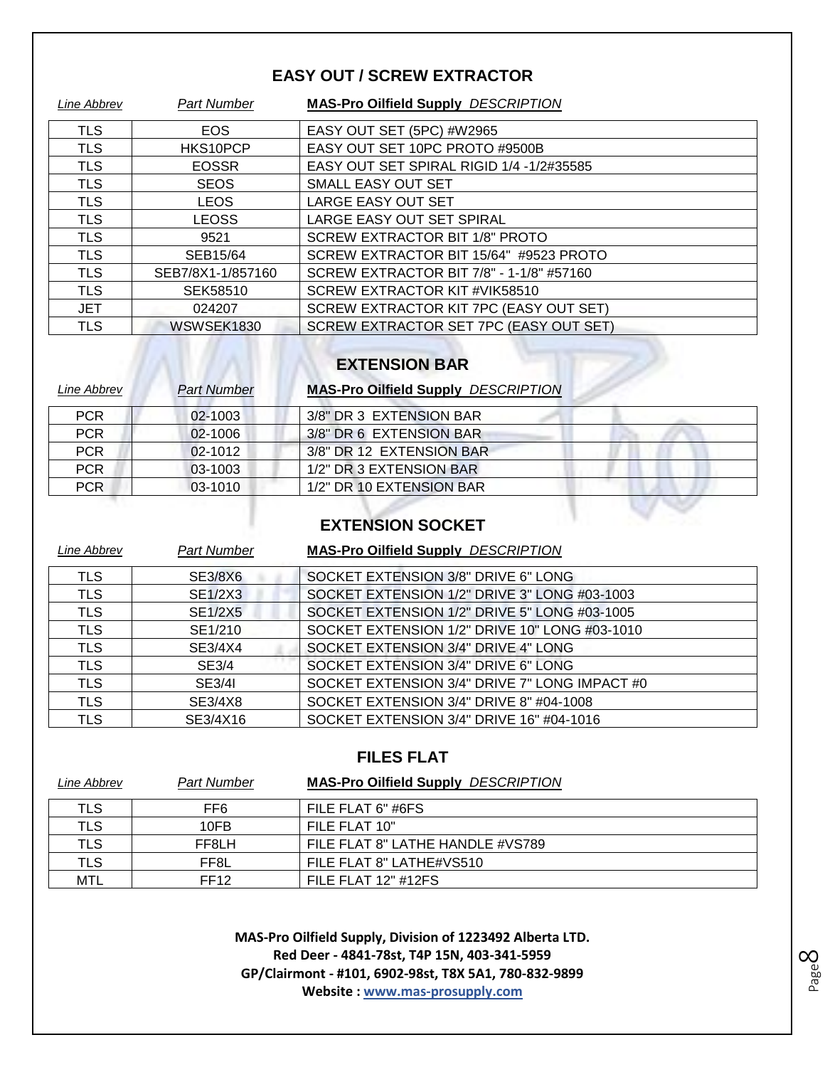## EASY OUT / SCREW EXTRACTOR

| Line Abbrev | Part Number | **MAS-Pro Oilfield Supply** DESCRIPTION |
|---|---|---|
| TLS | EOS | EASY OUT SET (5PC) #W2965 |
| TLS | HKS10PCP | EASY OUT SET 10PC PROTO #9500B |
| TLS | EOSSR | EASY OUT SET SPIRAL RIGID 1/4 -1/2#35585 |
| TLS | SEOS | SMALL EASY OUT SET |
| TLS | LEOS | LARGE EASY OUT SET |
| TLS | LEOSS | LARGE EASY OUT SET SPIRAL |
| TLS | 9521 | SCREW EXTRACTOR BIT 1/8" PROTO |
| TLS | SEB15/64 | SCREW EXTRACTOR BIT 15/64" #9523 PROTO |
| TLS | SEB7/8X1-1/857160 | SCREW EXTRACTOR BIT 7/8" - 1-1/8" #57160 |
| TLS | SEK58510 | SCREW EXTRACTOR KIT #VIK58510 |
| JET | 024207 | SCREW EXTRACTOR KIT 7PC (EASY OUT SET) |
| TLS | WSWSEK1830 | SCREW EXTRACTOR SET 7PC (EASY OUT SET) |

## EXTENSION BAR

| Line Abbrev | Part Number | **MAS-Pro Oilfield Supply** DESCRIPTION |
|---|---|---|
| PCR | 02-1003 | 3/8" DR 3 EXTENSION BAR |
| PCR | 02-1006 | 3/8" DR 6 EXTENSION BAR |
| PCR | 02-1012 | 3/8" DR 12 EXTENSION BAR |
| PCR | 03-1003 | 1/2" DR 3 EXTENSION BAR |
| PCR | 03-1010 | 1/2" DR 10 EXTENSION BAR |

## EXTENSION SOCKET

| Line Abbrev | Part Number | **MAS-Pro Oilfield Supply** DESCRIPTION |
|---|---|---|
| TLS | SE3/8X6 | SOCKET EXTENSION 3/8" DRIVE 6" LONG |
| TLS | SE1/2X3 | SOCKET EXTENSION 1/2" DRIVE 3" LONG #03-1003 |
| TLS | SE1/2X5 | SOCKET EXTENSION 1/2" DRIVE 5" LONG #03-1005 |
| TLS | SE1/210 | SOCKET EXTENSION 1/2" DRIVE 10" LONG #03-1010 |
| TLS | SE3/4X4 | SOCKET EXTENSION 3/4" DRIVE 4" LONG |
| TLS | SE3/4 | SOCKET EXTENSION 3/4" DRIVE 6" LONG |
| TLS | SE3/4I | SOCKET EXTENSION 3/4" DRIVE 7" LONG IMPACT #0 |
| TLS | SE3/4X8 | SOCKET EXTENSION 3/4" DRIVE 8" #04-1008 |
| TLS | SE3/4X16 | SOCKET EXTENSION 3/4" DRIVE 16" #04-1016 |

## FILES FLAT

| Line Abbrev | Part Number | **MAS-Pro Oilfield Supply** DESCRIPTION |
|---|---|---|
| TLS | FF6 | FILE FLAT 6" #6FS |
| TLS | 10FB | FILE FLAT 10" |
| TLS | FF8LH | FILE FLAT 8" LATHE HANDLE #VS789 |
| TLS | FF8L | FILE FLAT 8" LATHE#VS510 |
| MTL | FF12 | FILE FLAT 12" #12FS |

**MAS-Pro Oilfield Supply, Division of 1223492 Alberta LTD.**
**Red Deer - 4841-78st, T4P 15N, 403-341-5959**
**GP/Clairmont - #101, 6902-98st, T8X 5A1, 780-832-9899**
**Website : www.mas-prosupply.com**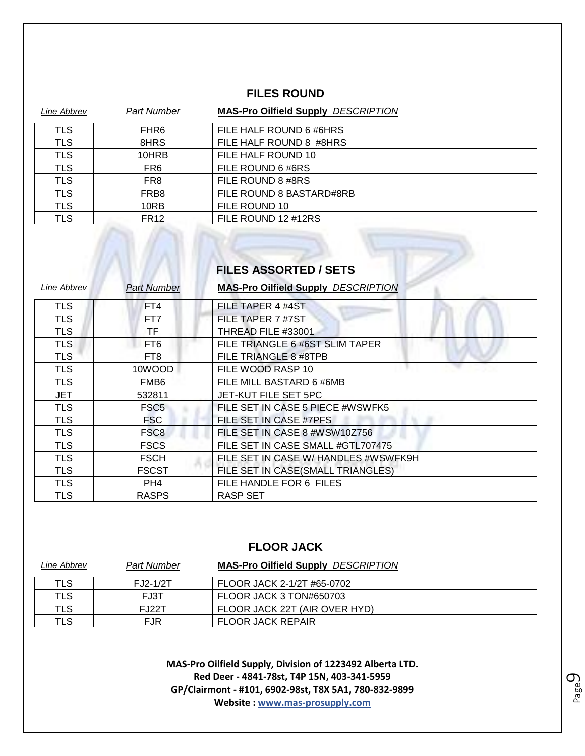## FILES ROUND

| *Line Abbrev* | *Part Number* | **MAS-Pro Oilfield Supply** *DESCRIPTION* |
|---|---|---|
| TLS | FHR6 | FILE HALF ROUND 6 #6HRS |
| TLS | 8HRS | FILE HALF ROUND 8 #8HRS |
| TLS | 10HRB | FILE HALF ROUND 10 |
| TLS | FR6 | FILE ROUND 6 #6RS |
| TLS | FR8 | FILE ROUND 8 #8RS |
| TLS | FRB8 | FILE ROUND 8 BASTARD#8RB |
| TLS | 10RB | FILE ROUND 10 |
| TLS | FR12 | FILE ROUND 12 #12RS |

## FILES ASSORTED / SETS

| *Line Abbrev* | *Part Number* | **MAS-Pro Oilfield Supply** *DESCRIPTION* |
|---|---|---|
| TLS | FT4 | FILE TAPER 4 #4ST |
| TLS | FT7 | FILE TAPER 7 #7ST |
| TLS | TF | THREAD FILE #33001 |
| TLS | FT6 | FILE TRIANGLE 6 #6ST SLIM TAPER |
| TLS | FT8 | FILE TRIANGLE 8 #8TPB |
| TLS | 10WOOD | FILE WOOD RASP 10 |
| TLS | FMB6 | FILE MILL BASTARD 6 #6MB |
| JET | 532811 | JET-KUT FILE SET 5PC |
| TLS | FSC5 | FILE SET IN CASE 5 PIECE #WSWFK5 |
| TLS | FSC | FILE SET IN CASE #7PFS |
| TLS | FSC8 | FILE SET IN CASE 8 #WSW10Z756 |
| TLS | FSCS | FILE SET IN CASE SMALL #GTL707475 |
| TLS | FSCH | FILE SET IN CASE W/ HANDLES #WSWFK9H |
| TLS | FSCST | FILE SET IN CASE(SMALL TRIANGLES) |
| TLS | PH4 | FILE HANDLE FOR 6 FILES |
| TLS | RASPS | RASP SET |

## FLOOR JACK

| *Line Abbrev* | *Part Number* | **MAS-Pro Oilfield Supply** *DESCRIPTION* |
|---|---|---|
| TLS | FJ2-1/2T | FLOOR JACK 2-1/2T #65-0702 |
| TLS | FJ3T | FLOOR JACK 3 TON#650703 |
| TLS | FJ22T | FLOOR JACK 22T (AIR OVER HYD) |
| TLS | FJR | FLOOR JACK REPAIR |

**MAS-Pro Oilfield Supply, Division of 1223492 Alberta LTD.**
**Red Deer - 4841-78st, T4P 15N, 403-341-5959**
**GP/Clairmont - #101, 6902-98st, T8X 5A1, 780-832-9899**
**Website : www.mas-prosupply.com**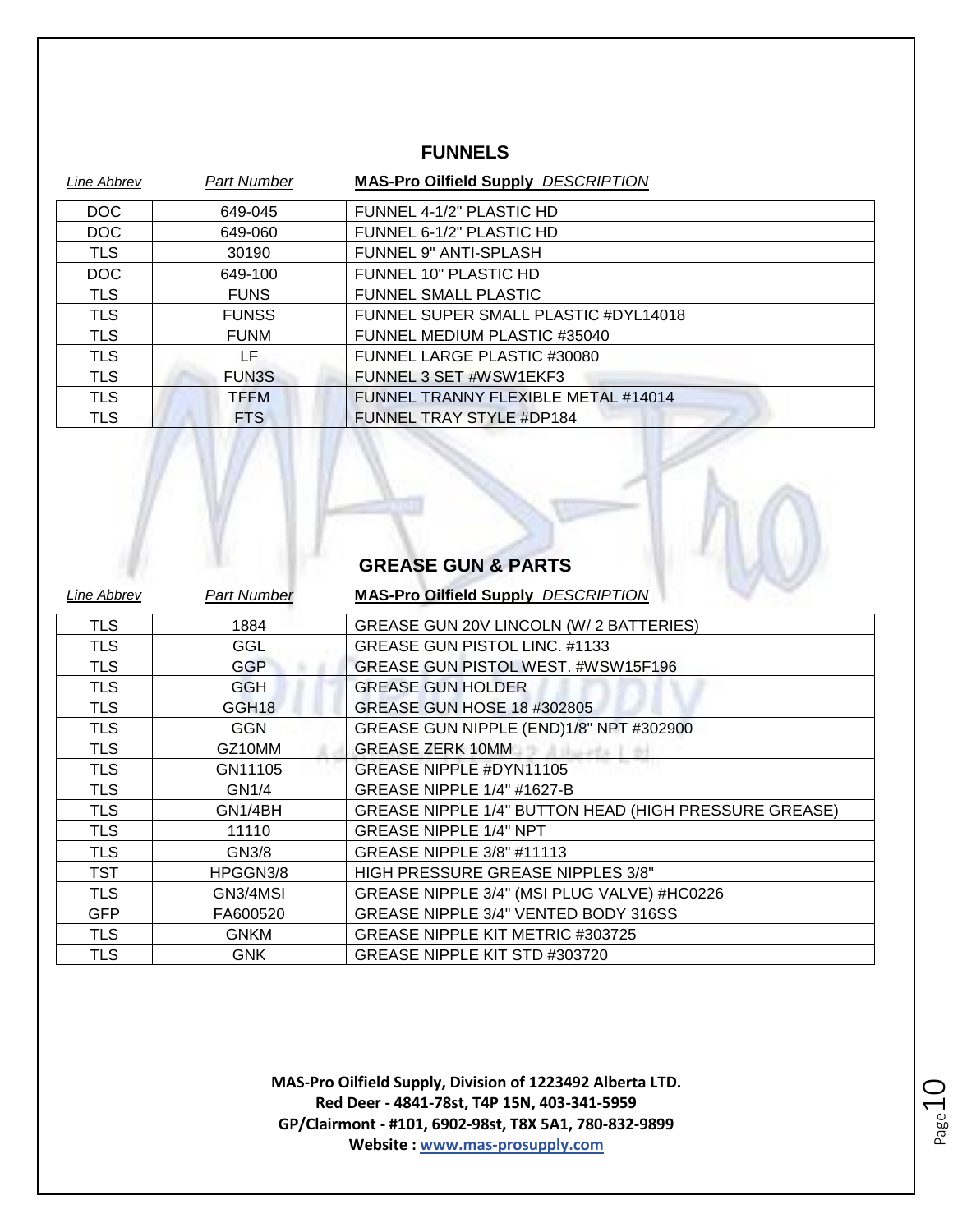## FUNNELS

| *Line Abbrev* | *Part Number* | **MAS-Pro Oilfield Supply** *DESCRIPTION* |
|---|---|---|
| DOC | 649-045 | FUNNEL 4-1/2" PLASTIC HD |
| DOC | 649-060 | FUNNEL 6-1/2" PLASTIC HD |
| TLS | 30190 | FUNNEL 9" ANTI-SPLASH |
| DOC | 649-100 | FUNNEL 10" PLASTIC HD |
| TLS | FUNS | FUNNEL SMALL PLASTIC |
| TLS | FUNSS | FUNNEL SUPER SMALL PLASTIC #DYL14018 |
| TLS | FUNM | FUNNEL MEDIUM PLASTIC #35040 |
| TLS | LF | FUNNEL LARGE PLASTIC #30080 |
| TLS | FUN3S | FUNNEL 3 SET #WSW1EKF3 |
| TLS | TFFM | FUNNEL TRANNY FLEXIBLE METAL #14014 |
| TLS | FTS | FUNNEL TRAY STYLE #DP184 |

## GREASE GUN & PARTS

| *Line Abbrev* | *Part Number* | **MAS-Pro Oilfield Supply** *DESCRIPTION* |
|---|---|---|
| TLS | 1884 | GREASE GUN 20V LINCOLN (W/ 2 BATTERIES) |
| TLS | GGL | GREASE GUN PISTOL LINC. #1133 |
| TLS | GGP | GREASE GUN PISTOL WEST. #WSW15F196 |
| TLS | GGH | GREASE GUN HOLDER |
| TLS | GGH18 | GREASE GUN HOSE 18 #302805 |
| TLS | GGN | GREASE GUN NIPPLE (END)1/8" NPT #302900 |
| TLS | GZ10MM | GREASE ZERK 10MM |
| TLS | GN11105 | GREASE NIPPLE #DYN11105 |
| TLS | GN1/4 | GREASE NIPPLE 1/4" #1627-B |
| TLS | GN1/4BH | GREASE NIPPLE 1/4" BUTTON HEAD (HIGH PRESSURE GREASE) |
| TLS | 11110 | GREASE NIPPLE 1/4" NPT |
| TLS | GN3/8 | GREASE NIPPLE 3/8" #11113 |
| TST | HPGGN3/8 | HIGH PRESSURE GREASE NIPPLES 3/8" |
| TLS | GN3/4MSI | GREASE NIPPLE 3/4" (MSI PLUG VALVE) #HC0226 |
| GFP | FA600520 | GREASE NIPPLE 3/4" VENTED BODY 316SS |
| TLS | GNKM | GREASE NIPPLE KIT METRIC #303725 |
| TLS | GNK | GREASE NIPPLE KIT STD #303720 |

**MAS-Pro Oilfield Supply, Division of 1223492 Alberta LTD.**
**Red Deer - 4841-78st, T4P 15N, 403-341-5959**
**GP/Clairmont - #101, 6902-98st, T8X 5A1, 780-832-9899**
**Website : www.mas-prosupply.com**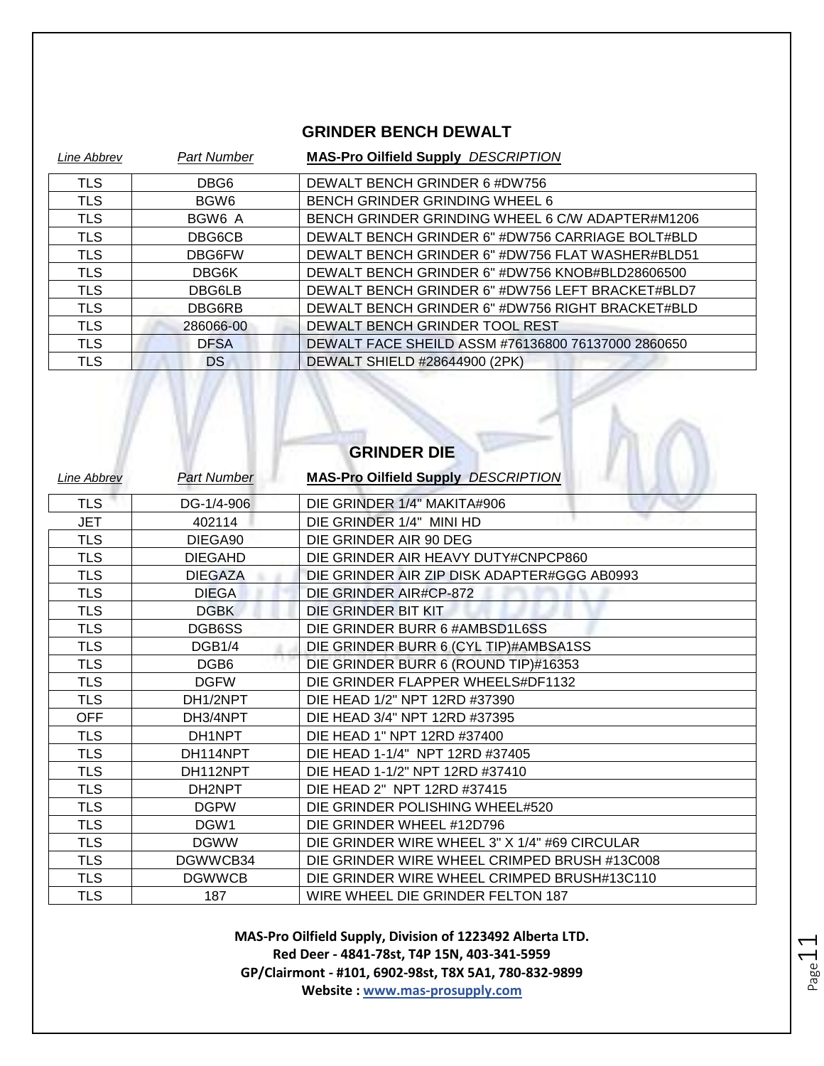## GRINDER BENCH DEWALT

| *Line Abbrev* | *Part Number* | **MAS-Pro Oilfield Supply** *DESCRIPTION* |
|---|---|---|
| TLS | DBG6 | DEWALT BENCH GRINDER 6 #DW756 |
| TLS | BGW6 | BENCH GRINDER GRINDING WHEEL 6 |
| TLS | BGW6 A | BENCH GRINDER GRINDING WHEEL 6 C/W ADAPTER#M1206 |
| TLS | DBG6CB | DEWALT BENCH GRINDER 6" #DW756 CARRIAGE BOLT#BLD |
| TLS | DBG6FW | DEWALT BENCH GRINDER 6" #DW756 FLAT WASHER#BLD51 |
| TLS | DBG6K | DEWALT BENCH GRINDER 6" #DW756 KNOB#BLD28606500 |
| TLS | DBG6LB | DEWALT BENCH GRINDER 6" #DW756 LEFT BRACKET#BLD7 |
| TLS | DBG6RB | DEWALT BENCH GRINDER 6" #DW756 RIGHT BRACKET#BLD |
| TLS | 286066-00 | DEWALT BENCH GRINDER TOOL REST |
| TLS | DFSA | DEWALT FACE SHEILD ASSM #76136800 76137000 2860650 |
| TLS | DS | DEWALT SHIELD #28644900 (2PK) |

## GRINDER DIE

| *Line Abbrev* | *Part Number* | **MAS-Pro Oilfield Supply** *DESCRIPTION* |
|---|---|---|
| TLS | DG-1/4-906 | DIE GRINDER 1/4" MAKITA#906 |
| JET | 402114 | DIE GRINDER 1/4" MINI HD |
| TLS | DIEGA90 | DIE GRINDER AIR 90 DEG |
| TLS | DIEGAHD | DIE GRINDER AIR HEAVY DUTY#CNPCP860 |
| TLS | DIEGAZA | DIE GRINDER AIR ZIP DISK ADAPTER#GGG AB0993 |
| TLS | DIEGA | DIE GRINDER AIR#CP-872 |
| TLS | DGBK | DIE GRINDER BIT KIT |
| TLS | DGB6SS | DIE GRINDER BURR 6 #AMBSD1L6SS |
| TLS | DGB1/4 | DIE GRINDER BURR 6 (CYL TIP)#AMBSA1SS |
| TLS | DGB6 | DIE GRINDER BURR 6 (ROUND TIP)#16353 |
| TLS | DGFW | DIE GRINDER FLAPPER WHEELS#DF1132 |
| TLS | DH1/2NPT | DIE HEAD 1/2" NPT 12RD #37390 |
| OFF | DH3/4NPT | DIE HEAD 3/4" NPT 12RD #37395 |
| TLS | DH1NPT | DIE HEAD 1" NPT 12RD #37400 |
| TLS | DH114NPT | DIE HEAD 1-1/4" NPT 12RD #37405 |
| TLS | DH112NPT | DIE HEAD 1-1/2" NPT 12RD #37410 |
| TLS | DH2NPT | DIE HEAD 2" NPT 12RD #37415 |
| TLS | DGPW | DIE GRINDER POLISHING WHEEL#520 |
| TLS | DGW1 | DIE GRINDER WHEEL #12D796 |
| TLS | DGWW | DIE GRINDER WIRE WHEEL 3" X 1/4" #69 CIRCULAR |
| TLS | DGWWCB34 | DIE GRINDER WIRE WHEEL CRIMPED BRUSH #13C008 |
| TLS | DGWWCB | DIE GRINDER WIRE WHEEL CRIMPED BRUSH#13C110 |
| TLS | 187 | WIRE WHEEL DIE GRINDER FELTON 187 |

**MAS-Pro Oilfield Supply, Division of 1223492 Alberta LTD.**
**Red Deer - 4841-78st, T4P 15N, 403-341-5959**
**GP/Clairmont - #101, 6902-98st, T8X 5A1, 780-832-9899**
**Website : www.mas-prosupply.com**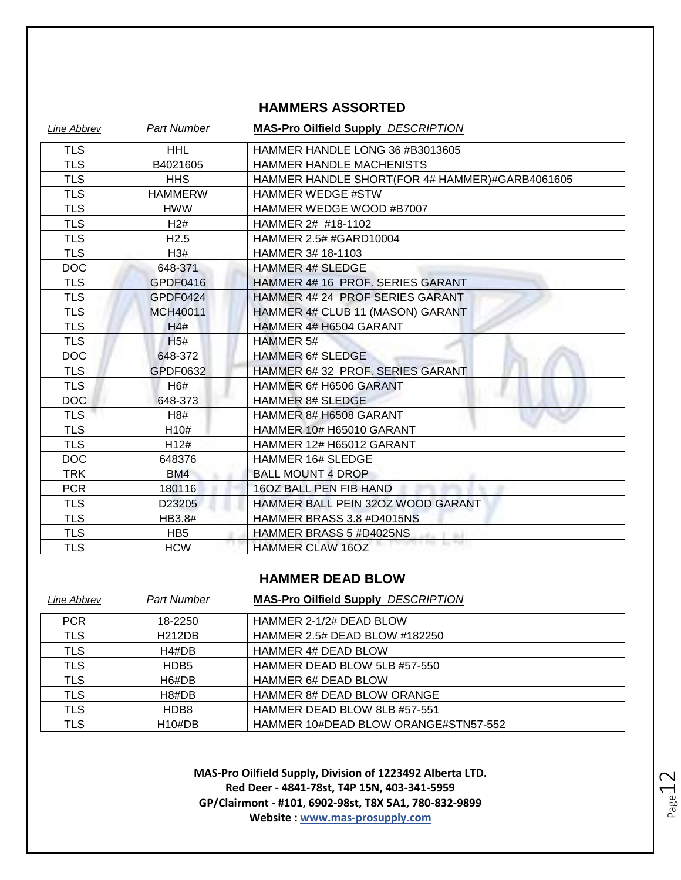## HAMMERS ASSORTED

| *Line Abbrev* | *Part Number* | **MAS-Pro Oilfield Supply** *DESCRIPTION* |
|---|---|---|
| TLS | HHL | HAMMER HANDLE LONG 36 #B3013605 |
| TLS | B4021605 | HAMMER HANDLE MACHENISTS |
| TLS | HHS | HAMMER HANDLE SHORT(FOR 4# HAMMER)#GARB4061605 |
| TLS | HAMMERW | HAMMER WEDGE #STW |
| TLS | HWW | HAMMER WEDGE WOOD #B7007 |
| TLS | H2# | HAMMER 2# #18-1102 |
| TLS | H2.5 | HAMMER 2.5# #GARD10004 |
| TLS | H3# | HAMMER 3# 18-1103 |
| DOC | 648-371 | HAMMER 4# SLEDGE |
| TLS | GPDF0416 | HAMMER 4# 16 PROF. SERIES GARANT |
| TLS | GPDF0424 | HAMMER 4# 24 PROF SERIES GARANT |
| TLS | MCH40011 | HAMMER 4# CLUB 11 (MASON) GARANT |
| TLS | H4# | HAMMER 4# H6504 GARANT |
| TLS | H5# | HAMMER 5# |
| DOC | 648-372 | HAMMER 6# SLEDGE |
| TLS | GPDF0632 | HAMMER 6# 32 PROF. SERIES GARANT |
| TLS | H6# | HAMMER 6# H6506 GARANT |
| DOC | 648-373 | HAMMER 8# SLEDGE |
| TLS | H8# | HAMMER 8# H6508 GARANT |
| TLS | H10# | HAMMER 10# H65010 GARANT |
| TLS | H12# | HAMMER 12# H65012 GARANT |
| DOC | 648376 | HAMMER 16# SLEDGE |
| TRK | BM4 | BALL MOUNT 4 DROP |
| PCR | 180116 | 16OZ BALL PEN FIB HAND |
| TLS | D23205 | HAMMER BALL PEIN 32OZ WOOD GARANT |
| TLS | HB3.8# | HAMMER BRASS 3.8 #D4015NS |
| TLS | HB5 | HAMMER BRASS 5 #D4025NS |
| TLS | HCW | HAMMER CLAW 16OZ |

## HAMMER DEAD BLOW

| *Line Abbrev* | *Part Number* | **MAS-Pro Oilfield Supply** *DESCRIPTION* |
|---|---|---|
| PCR | 18-2250 | HAMMER 2-1/2# DEAD BLOW |
| TLS | H212DB | HAMMER 2.5# DEAD BLOW #182250 |
| TLS | H4#DB | HAMMER 4# DEAD BLOW |
| TLS | HDB5 | HAMMER DEAD BLOW 5LB #57-550 |
| TLS | H6#DB | HAMMER 6# DEAD BLOW |
| TLS | H8#DB | HAMMER 8# DEAD BLOW ORANGE |
| TLS | HDB8 | HAMMER DEAD BLOW 8LB #57-551 |
| TLS | H10#DB | HAMMER 10#DEAD BLOW ORANGE#STN57-552 |

**MAS-Pro Oilfield Supply, Division of 1223492 Alberta LTD.**
**Red Deer - 4841-78st, T4P 15N, 403-341-5959**
**GP/Clairmont - #101, 6902-98st, T8X 5A1, 780-832-9899**
**Website : www.mas-prosupply.com**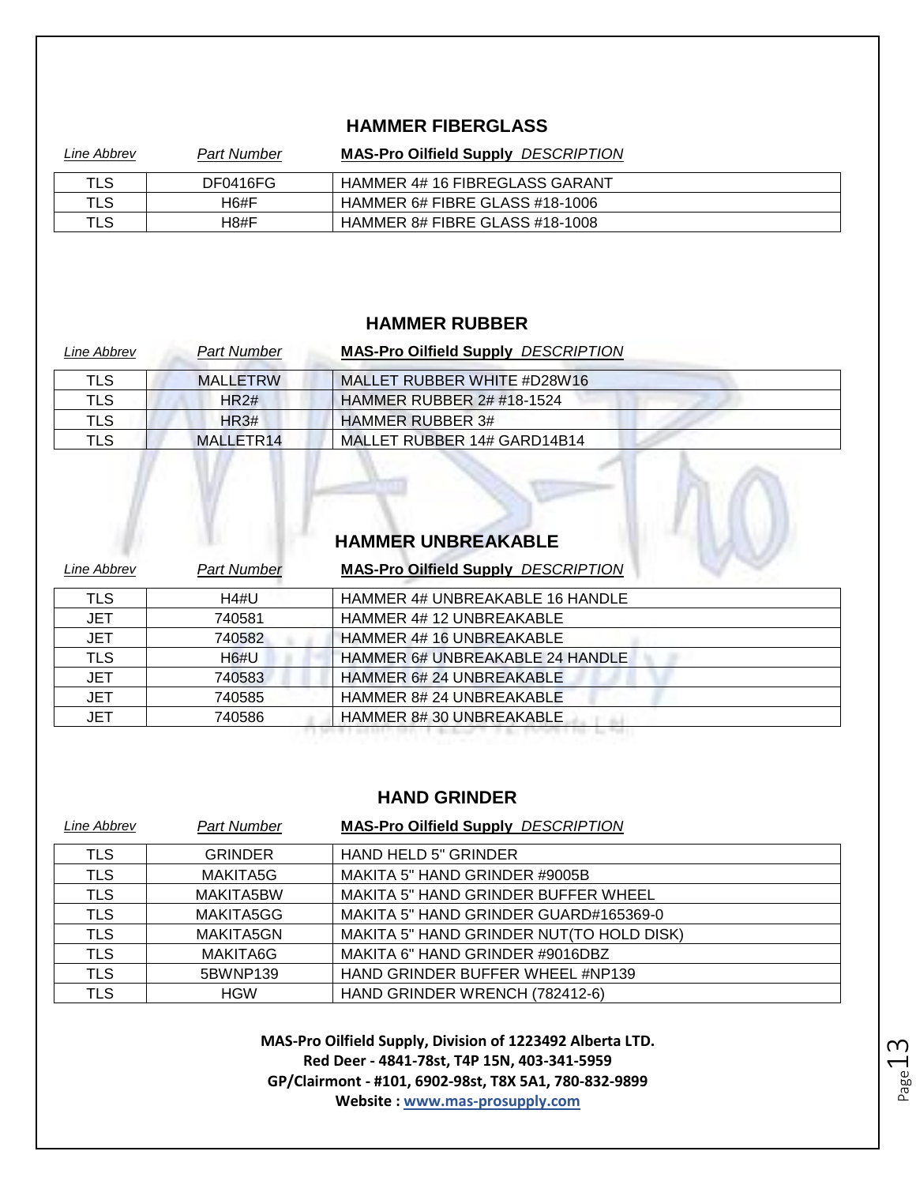## HAMMER FIBERGLASS

| *Line Abbrev* | *Part Number* | **MAS-Pro Oilfield Supply** *DESCRIPTION* |
|---|---|---|
| TLS | DF0416FG | HAMMER 4# 16 FIBREGLASS GARANT |
| TLS | H6#F | HAMMER 6# FIBRE GLASS #18-1006 |
| TLS | H8#F | HAMMER 8# FIBRE GLASS #18-1008 |

## HAMMER RUBBER

| *Line Abbrev* | *Part Number* | **MAS-Pro Oilfield Supply** *DESCRIPTION* |
|---|---|---|
| TLS | MALLETRW | MALLET RUBBER WHITE #D28W16 |
| TLS | HR2# | HAMMER RUBBER 2# #18-1524 |
| TLS | HR3# | HAMMER RUBBER 3# |
| TLS | MALLETR14 | MALLET RUBBER 14# GARD14B14 |

## HAMMER UNBREAKABLE

| *Line Abbrev* | *Part Number* | **MAS-Pro Oilfield Supply** *DESCRIPTION* |
|---|---|---|
| TLS | H4#U | HAMMER 4# UNBREAKABLE 16 HANDLE |
| JET | 740581 | HAMMER 4# 12 UNBREAKABLE |
| JET | 740582 | HAMMER 4# 16 UNBREAKABLE |
| TLS | H6#U | HAMMER 6# UNBREAKABLE 24 HANDLE |
| JET | 740583 | HAMMER 6# 24 UNBREAKABLE |
| JET | 740585 | HAMMER 8# 24 UNBREAKABLE |
| JET | 740586 | HAMMER 8# 30 UNBREAKABLE |

## HAND GRINDER

| *Line Abbrev* | *Part Number* | **MAS-Pro Oilfield Supply** *DESCRIPTION* |
|---|---|---|
| TLS | GRINDER | HAND HELD 5" GRINDER |
| TLS | MAKITA5G | MAKITA 5" HAND GRINDER #9005B |
| TLS | MAKITA5BW | MAKITA 5" HAND GRINDER BUFFER WHEEL |
| TLS | MAKITA5GG | MAKITA 5" HAND GRINDER GUARD#165369-0 |
| TLS | MAKITA5GN | MAKITA 5" HAND GRINDER NUT(TO HOLD DISK) |
| TLS | MAKITA6G | MAKITA 6" HAND GRINDER #9016DBZ |
| TLS | 5BWNP139 | HAND GRINDER BUFFER WHEEL #NP139 |
| TLS | HGW | HAND GRINDER WRENCH (782412-6) |

**MAS-Pro Oilfield Supply, Division of 1223492 Alberta LTD.**
**Red Deer - 4841-78st, T4P 15N, 403-341-5959**
**GP/Clairmont - #101, 6902-98st, T8X 5A1, 780-832-9899**
**Website : www.mas-prosupply.com**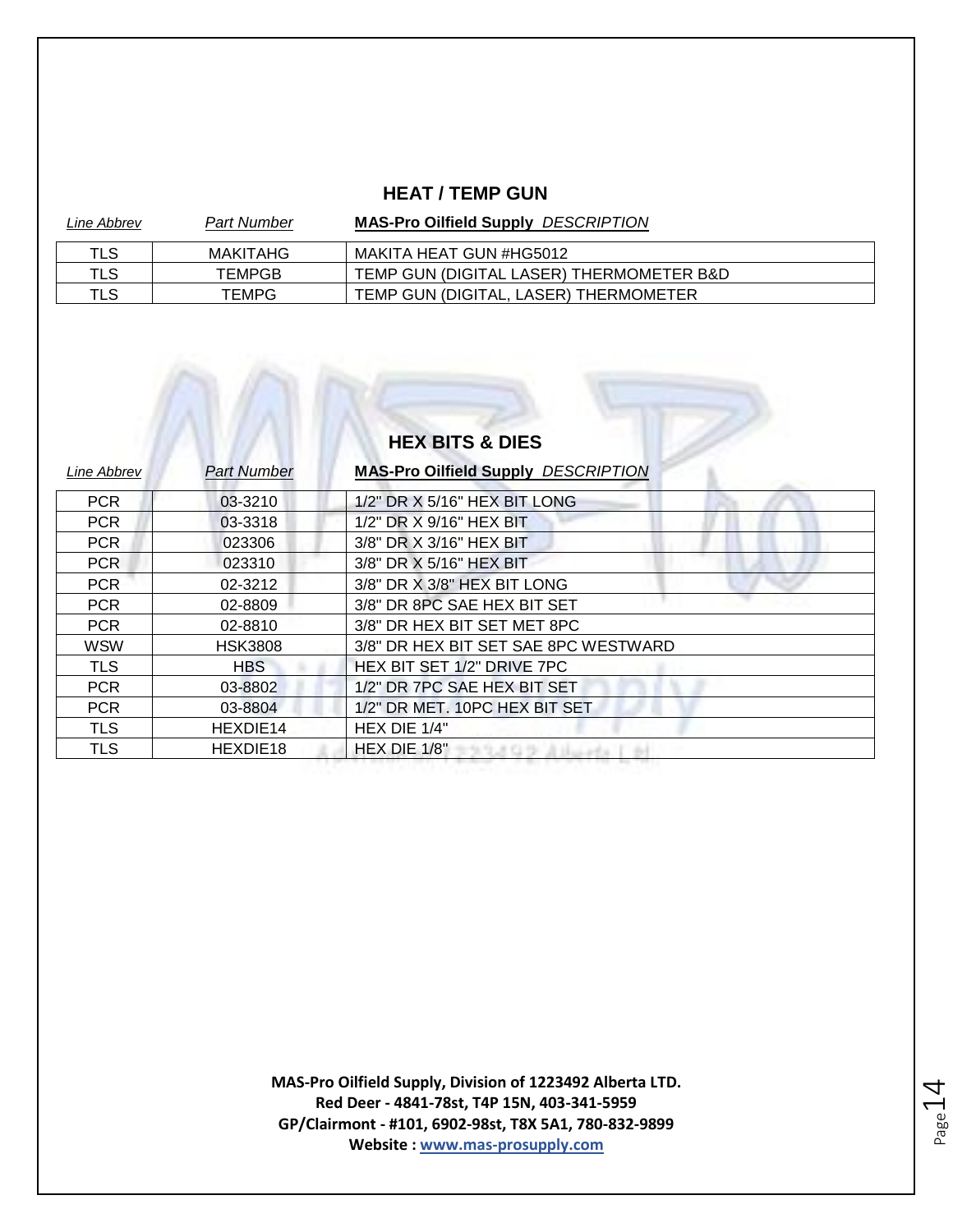## HEAT / TEMP GUN

| *Line Abbrev* | *Part Number* | **MAS-Pro Oilfield Supply** *DESCRIPTION* |
|---|---|---|
| TLS | MAKITAHG | MAKITA HEAT GUN #HG5012 |
| TLS | TEMPGB | TEMP GUN (DIGITAL LASER) THERMOMETER B&D |
| TLS | TEMPG | TEMP GUN (DIGITAL, LASER) THERMOMETER |

## HEX BITS & DIES

| *Line Abbrev* | *Part Number* | **MAS-Pro Oilfield Supply** *DESCRIPTION* |
|---|---|---|
| PCR | 03-3210 | 1/2" DR X 5/16" HEX BIT LONG |
| PCR | 03-3318 | 1/2" DR X 9/16" HEX BIT |
| PCR | 023306 | 3/8" DR X 3/16" HEX BIT |
| PCR | 023310 | 3/8" DR X 5/16" HEX BIT |
| PCR | 02-3212 | 3/8" DR X 3/8" HEX BIT LONG |
| PCR | 02-8809 | 3/8" DR 8PC SAE HEX BIT SET |
| PCR | 02-8810 | 3/8" DR HEX BIT SET MET 8PC |
| WSW | HSK3808 | 3/8" DR HEX BIT SET SAE 8PC WESTWARD |
| TLS | HBS | HEX BIT SET 1/2" DRIVE 7PC |
| PCR | 03-8802 | 1/2" DR 7PC SAE HEX BIT SET |
| PCR | 03-8804 | 1/2" DR MET. 10PC HEX BIT SET |
| TLS | HEXDIE14 | HEX DIE 1/4" |
| TLS | HEXDIE18 | HEX DIE 1/8" |

**MAS-Pro Oilfield Supply, Division of 1223492 Alberta LTD.**
**Red Deer - 4841-78st, T4P 15N, 403-341-5959**
**GP/Clairmont - #101, 6902-98st, T8X 5A1, 780-832-9899**
**Website : www.mas-prosupply.com**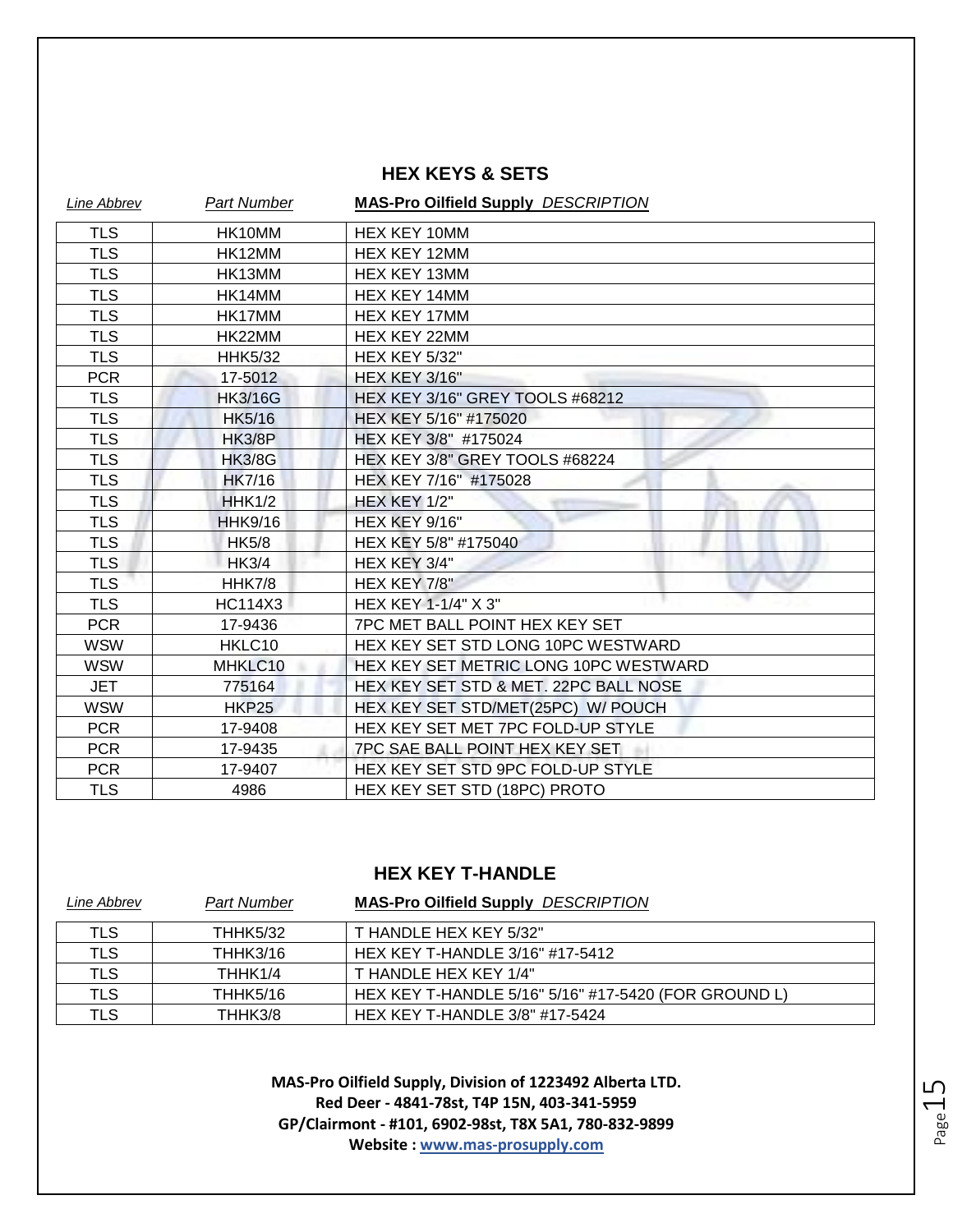## HEX KEYS & SETS

| *Line Abbrev* | *Part Number* | **MAS-Pro Oilfield Supply** *DESCRIPTION* |
|---|---|---|
| TLS | HK10MM | HEX KEY 10MM |
| TLS | HK12MM | HEX KEY 12MM |
| TLS | HK13MM | HEX KEY 13MM |
| TLS | HK14MM | HEX KEY 14MM |
| TLS | HK17MM | HEX KEY 17MM |
| TLS | HK22MM | HEX KEY 22MM |
| TLS | HHK5/32 | HEX KEY 5/32" |
| PCR | 17-5012 | HEX KEY 3/16" |
| TLS | HK3/16G | HEX KEY 3/16" GREY TOOLS #68212 |
| TLS | HK5/16 | HEX KEY 5/16" #175020 |
| TLS | HK3/8P | HEX KEY 3/8" #175024 |
| TLS | HK3/8G | HEX KEY 3/8" GREY TOOLS #68224 |
| TLS | HK7/16 | HEX KEY 7/16" #175028 |
| TLS | HHK1/2 | HEX KEY 1/2" |
| TLS | HHK9/16 | HEX KEY 9/16" |
| TLS | HK5/8 | HEX KEY 5/8" #175040 |
| TLS | HK3/4 | HEX KEY 3/4" |
| TLS | HHK7/8 | HEX KEY 7/8" |
| TLS | HC114X3 | HEX KEY 1-1/4" X 3" |
| PCR | 17-9436 | 7PC MET BALL POINT HEX KEY SET |
| WSW | HKLC10 | HEX KEY SET STD LONG 10PC WESTWARD |
| WSW | MHKLC10 | HEX KEY SET METRIC LONG 10PC WESTWARD |
| JET | 775164 | HEX KEY SET STD & MET. 22PC BALL NOSE |
| WSW | HKP25 | HEX KEY SET STD/MET(25PC) W/ POUCH |
| PCR | 17-9408 | HEX KEY SET MET 7PC FOLD-UP STYLE |
| PCR | 17-9435 | 7PC SAE BALL POINT HEX KEY SET |
| PCR | 17-9407 | HEX KEY SET STD 9PC FOLD-UP STYLE |
| TLS | 4986 | HEX KEY SET STD (18PC) PROTO |

## HEX KEY T-HANDLE

| *Line Abbrev* | *Part Number* | **MAS-Pro Oilfield Supply** *DESCRIPTION* |
|---|---|---|
| TLS | THHK5/32 | T HANDLE HEX KEY 5/32" |
| TLS | THHK3/16 | HEX KEY T-HANDLE 3/16" #17-5412 |
| TLS | THHK1/4 | T HANDLE HEX KEY 1/4" |
| TLS | THHK5/16 | HEX KEY T-HANDLE 5/16" 5/16" #17-5420 (FOR GROUND L) |
| TLS | THHK3/8 | HEX KEY T-HANDLE 3/8" #17-5424 |

**MAS-Pro Oilfield Supply, Division of 1223492 Alberta LTD.**
**Red Deer - 4841-78st, T4P 15N, 403-341-5959**
**GP/Clairmont - #101, 6902-98st, T8X 5A1, 780-832-9899**
**Website : www.mas-prosupply.com**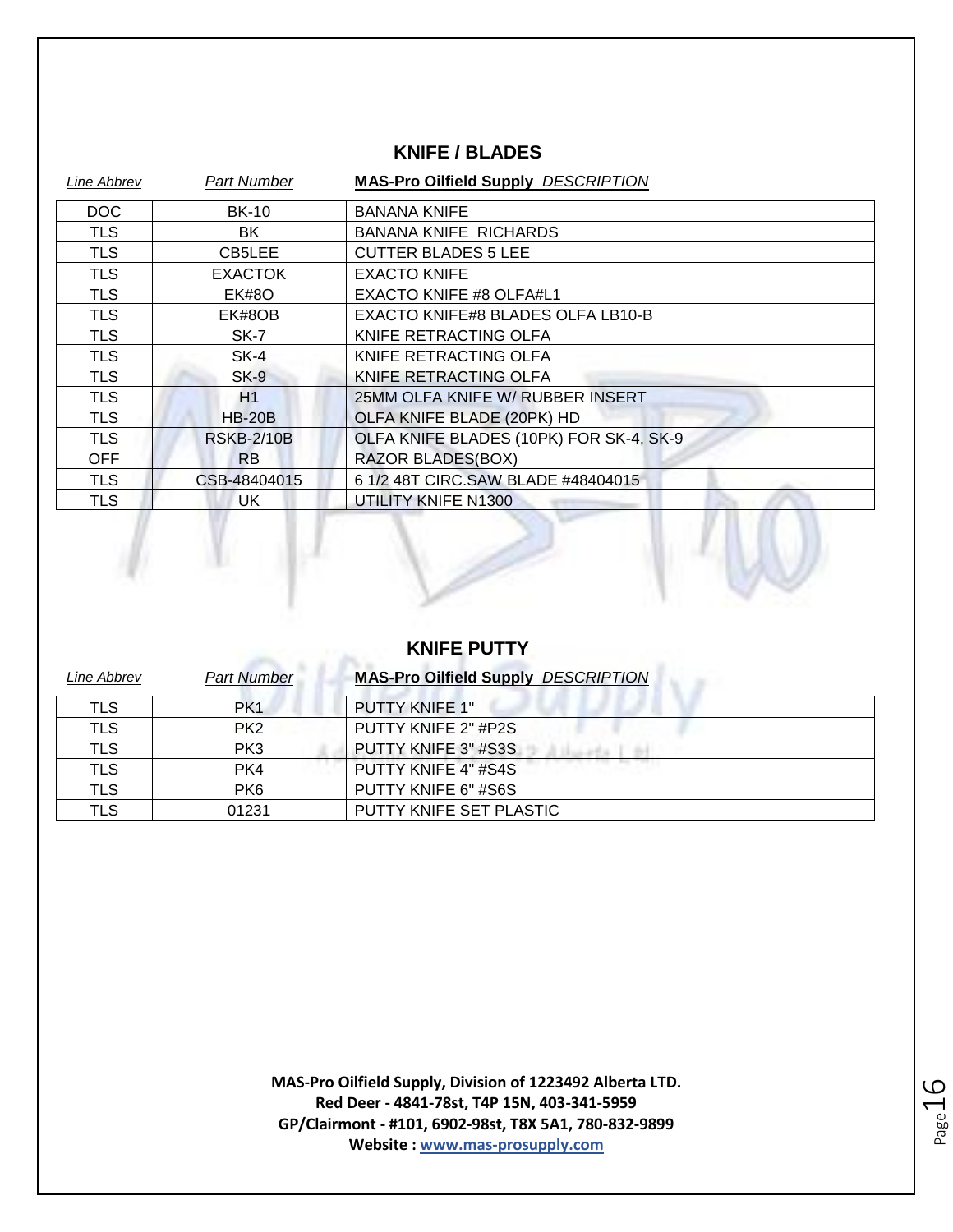## KNIFE / BLADES

| Line Abbrev | Part Number | MAS-Pro Oilfield Supply DESCRIPTION |
|---|---|---|
| DOC | BK-10 | BANANA KNIFE |
| TLS | BK | BANANA KNIFE RICHARDS |
| TLS | CB5LEE | CUTTER BLADES 5 LEE |
| TLS | EXACTOK | EXACTO KNIFE |
| TLS | EK#8O | EXACTO KNIFE #8 OLFA#L1 |
| TLS | EK#8OB | EXACTO KNIFE#8 BLADES OLFA LB10-B |
| TLS | SK-7 | KNIFE RETRACTING OLFA |
| TLS | SK-4 | KNIFE RETRACTING OLFA |
| TLS | SK-9 | KNIFE RETRACTING OLFA |
| TLS | H1 | 25MM OLFA KNIFE W/ RUBBER INSERT |
| TLS | HB-20B | OLFA KNIFE BLADE (20PK) HD |
| TLS | RSKB-2/10B | OLFA KNIFE BLADES (10PK) FOR SK-4, SK-9 |
| OFF | RB | RAZOR BLADES(BOX) |
| TLS | CSB-48404015 | 6 1/2 48T CIRC.SAW BLADE #48404015 |
| TLS | UK | UTILITY KNIFE N1300 |

## KNIFE PUTTY

| Line Abbrev | Part Number | MAS-Pro Oilfield Supply DESCRIPTION |
|---|---|---|
| TLS | PK1 | PUTTY KNIFE 1" |
| TLS | PK2 | PUTTY KNIFE 2" #P2S |
| TLS | PK3 | PUTTY KNIFE 3" #S3S |
| TLS | PK4 | PUTTY KNIFE 4" #S4S |
| TLS | PK6 | PUTTY KNIFE 6" #S6S |
| TLS | 01231 | PUTTY KNIFE SET PLASTIC |

**MAS-Pro Oilfield Supply, Division of 1223492 Alberta LTD.**
**Red Deer - 4841-78st, T4P 15N, 403-341-5959**
**GP/Clairmont - #101, 6902-98st, T8X 5A1, 780-832-9899**
**Website : www.mas-prosupply.com**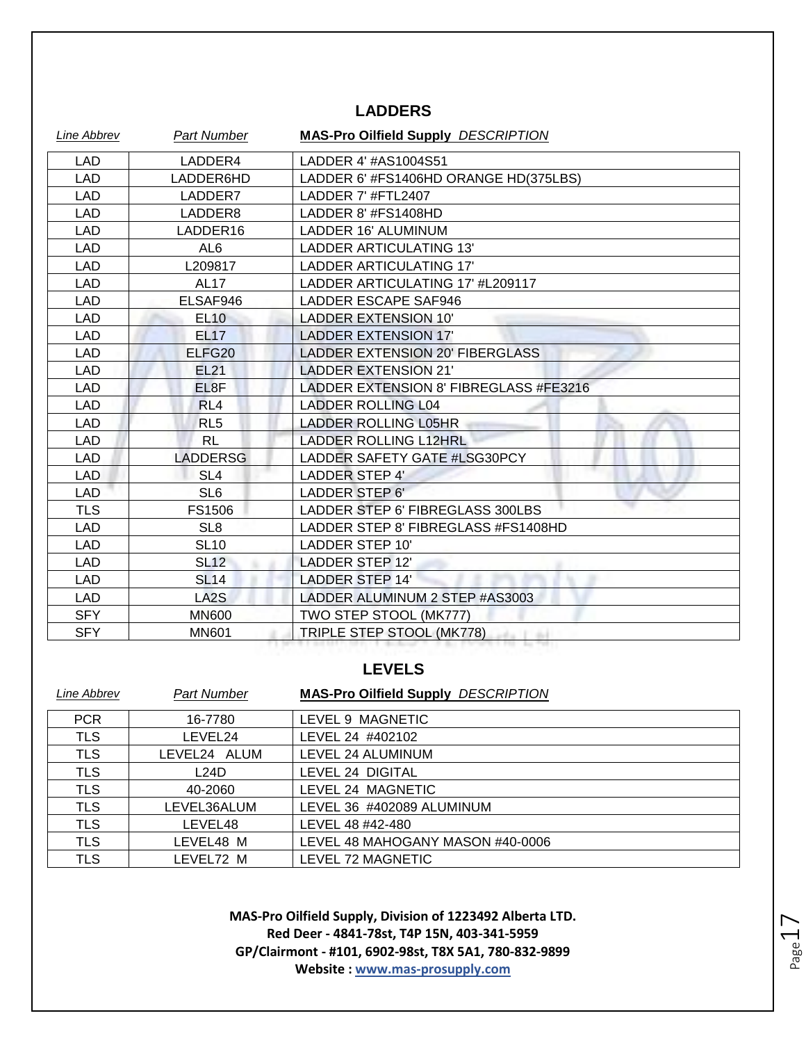## LADDERS

| *Line Abbrev* | *Part Number* | **MAS-Pro Oilfield Supply** *DESCRIPTION* |
|---|---|---|
| LAD | LADDER4 | LADDER 4' #AS1004S51 |
| LAD | LADDER6HD | LADDER 6' #FS1406HD ORANGE HD(375LBS) |
| LAD | LADDER7 | LADDER 7' #FTL2407 |
| LAD | LADDER8 | LADDER 8' #FS1408HD |
| LAD | LADDER16 | LADDER 16' ALUMINUM |
| LAD | AL6 | LADDER ARTICULATING 13' |
| LAD | L209817 | LADDER ARTICULATING 17' |
| LAD | AL17 | LADDER ARTICULATING 17' #L209117 |
| LAD | ELSAF946 | LADDER ESCAPE SAF946 |
| LAD | EL10 | LADDER EXTENSION 10' |
| LAD | EL17 | LADDER EXTENSION 17' |
| LAD | ELFG20 | LADDER EXTENSION 20' FIBERGLASS |
| LAD | EL21 | LADDER EXTENSION 21' |
| LAD | EL8F | LADDER EXTENSION 8' FIBREGLASS #FE3216 |
| LAD | RL4 | LADDER ROLLING L04 |
| LAD | RL5 | LADDER ROLLING L05HR |
| LAD | RL | LADDER ROLLING L12HRL |
| LAD | LADDERSG | LADDER SAFETY GATE #LSG30PCY |
| LAD | SL4 | LADDER STEP 4' |
| LAD | SL6 | LADDER STEP 6' |
| TLS | FS1506 | LADDER STEP 6' FIBREGLASS 300LBS |
| LAD | SL8 | LADDER STEP 8' FIBREGLASS #FS1408HD |
| LAD | SL10 | LADDER STEP 10' |
| LAD | SL12 | LADDER STEP 12' |
| LAD | SL14 | LADDER STEP 14' |
| LAD | LA2S | LADDER ALUMINUM 2 STEP #AS3003 |
| SFY | MN600 | TWO STEP STOOL (MK777) |
| SFY | MN601 | TRIPLE STEP STOOL (MK778) |

## LEVELS

| *Line Abbrev* | *Part Number* | **MAS-Pro Oilfield Supply** *DESCRIPTION* |
|---|---|---|
| PCR | 16-7780 | LEVEL 9 MAGNETIC |
| TLS | LEVEL24 | LEVEL 24 #402102 |
| TLS | LEVEL24 ALUM | LEVEL 24 ALUMINUM |
| TLS | L24D | LEVEL 24 DIGITAL |
| TLS | 40-2060 | LEVEL 24 MAGNETIC |
| TLS | LEVEL36ALUM | LEVEL 36 #402089 ALUMINUM |
| TLS | LEVEL48 | LEVEL 48 #42-480 |
| TLS | LEVEL48 M | LEVEL 48 MAHOGANY MASON #40-0006 |
| TLS | LEVEL72 M | LEVEL 72 MAGNETIC |

**MAS-Pro Oilfield Supply, Division of 1223492 Alberta LTD.**
**Red Deer - 4841-78st, T4P 15N, 403-341-5959**
**GP/Clairmont - #101, 6902-98st, T8X 5A1, 780-832-9899**
**Website : www.mas-prosupply.com**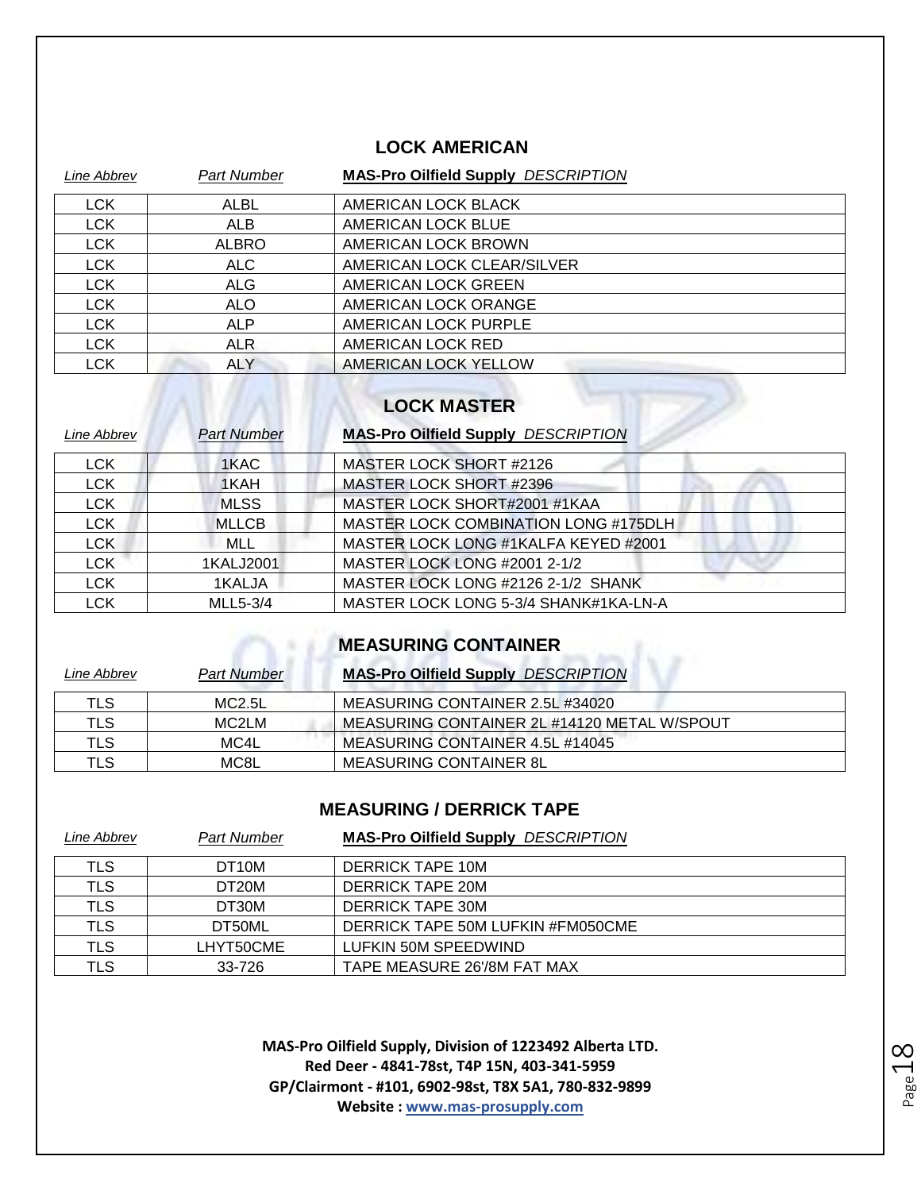## LOCK AMERICAN

| *Line Abbrev* | *Part Number* | **MAS-Pro Oilfield Supply** *DESCRIPTION* |
|---|---|---|
| LCK | ALBL | AMERICAN LOCK BLACK |
| LCK | ALB | AMERICAN LOCK BLUE |
| LCK | ALBRO | AMERICAN LOCK BROWN |
| LCK | ALC | AMERICAN LOCK CLEAR/SILVER |
| LCK | ALG | AMERICAN LOCK GREEN |
| LCK | ALO | AMERICAN LOCK ORANGE |
| LCK | ALP | AMERICAN LOCK PURPLE |
| LCK | ALR | AMERICAN LOCK RED |
| LCK | ALY | AMERICAN LOCK YELLOW |

## LOCK MASTER

| *Line Abbrev* | *Part Number* | **MAS-Pro Oilfield Supply** *DESCRIPTION* |
|---|---|---|
| LCK | 1KAC | MASTER LOCK SHORT #2126 |
| LCK | 1KAH | MASTER LOCK SHORT #2396 |
| LCK | MLSS | MASTER LOCK SHORT#2001 #1KAA |
| LCK | MLLCB | MASTER LOCK COMBINATION LONG #175DLH |
| LCK | MLL | MASTER LOCK LONG #1KALFA KEYED #2001 |
| LCK | 1KALJ2001 | MASTER LOCK LONG #2001 2-1/2 |
| LCK | 1KALJA | MASTER LOCK LONG #2126 2-1/2 SHANK |
| LCK | MLL5-3/4 | MASTER LOCK LONG 5-3/4 SHANK#1KA-LN-A |

## MEASURING CONTAINER

| *Line Abbrev* | *Part Number* | **MAS-Pro Oilfield Supply** *DESCRIPTION* |
|---|---|---|
| TLS | MC2.5L | MEASURING CONTAINER 2.5L #34020 |
| TLS | MC2LM | MEASURING CONTAINER 2L #14120 METAL W/SPOUT |
| TLS | MC4L | MEASURING CONTAINER 4.5L #14045 |
| TLS | MC8L | MEASURING CONTAINER 8L |

## MEASURING / DERRICK TAPE

| *Line Abbrev* | *Part Number* | **MAS-Pro Oilfield Supply** *DESCRIPTION* |
|---|---|---|
| TLS | DT10M | DERRICK TAPE 10M |
| TLS | DT20M | DERRICK TAPE 20M |
| TLS | DT30M | DERRICK TAPE 30M |
| TLS | DT50ML | DERRICK TAPE 50M LUFKIN #FM050CME |
| TLS | LHYT50CME | LUFKIN 50M SPEEDWIND |
| TLS | 33-726 | TAPE MEASURE 26'/8M FAT MAX |

**MAS-Pro Oilfield Supply, Division of 1223492 Alberta LTD.**
**Red Deer - 4841-78st, T4P 15N, 403-341-5959**
**GP/Clairmont - #101, 6902-98st, T8X 5A1, 780-832-9899**
**Website : www.mas-prosupply.com**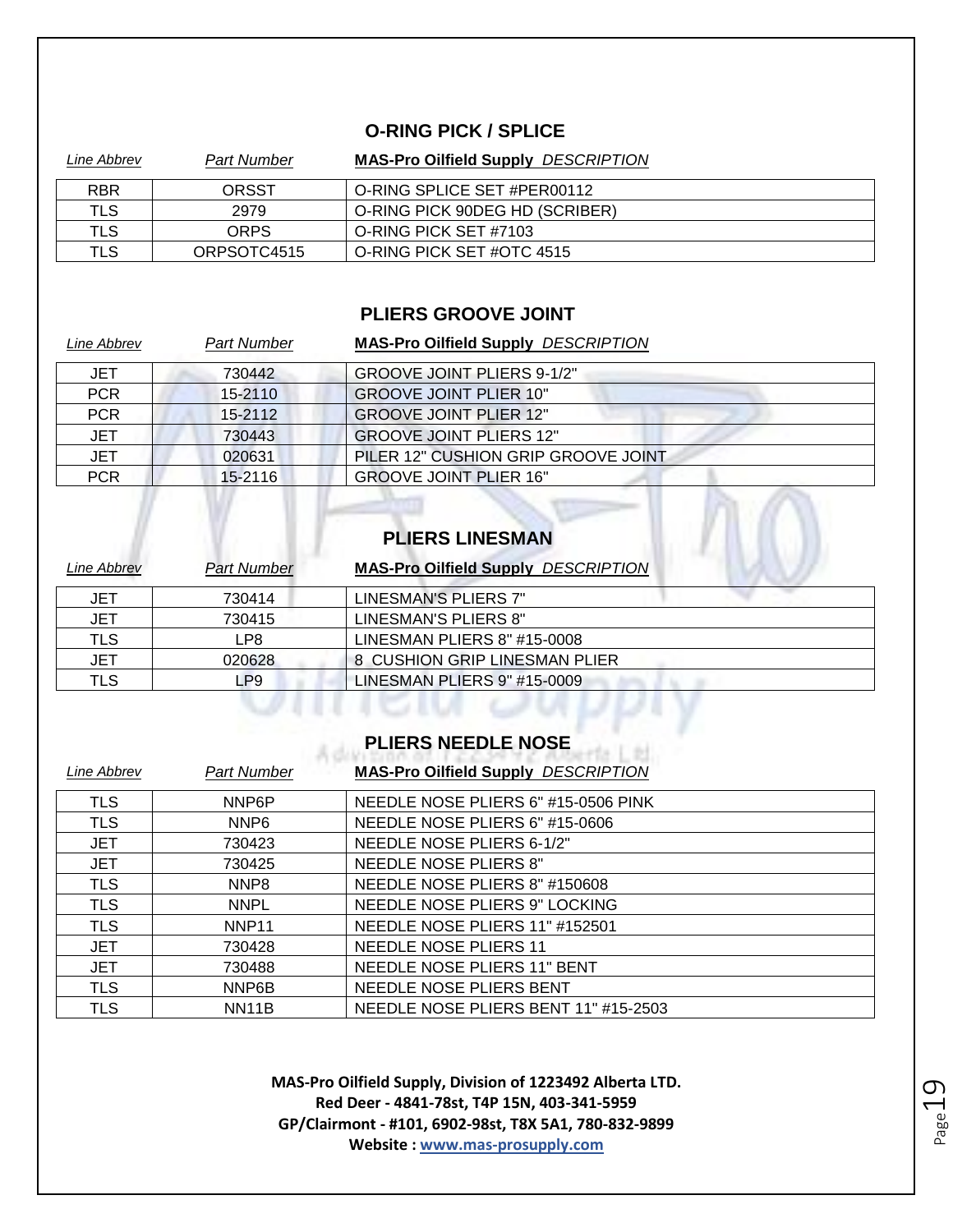## O-RING PICK / SPLICE

| Line Abbrev | Part Number | MAS-Pro Oilfield Supply DESCRIPTION |
|---|---|---|
| RBR | ORSST | O-RING SPLICE SET #PER00112 |
| TLS | 2979 | O-RING PICK 90DEG HD (SCRIBER) |
| TLS | ORPS | O-RING PICK SET #7103 |
| TLS | ORPSOTC4515 | O-RING PICK SET #OTC 4515 |

## PLIERS GROOVE JOINT

| Line Abbrev | Part Number | MAS-Pro Oilfield Supply DESCRIPTION |
|---|---|---|
| JET | 730442 | GROOVE JOINT PLIERS 9-1/2" |
| PCR | 15-2110 | GROOVE JOINT PLIER 10" |
| PCR | 15-2112 | GROOVE JOINT PLIER 12" |
| JET | 730443 | GROOVE JOINT PLIERS 12" |
| JET | 020631 | PILER 12" CUSHION GRIP GROOVE JOINT |
| PCR | 15-2116 | GROOVE JOINT PLIER 16" |

## PLIERS LINESMAN

| Line Abbrev | Part Number | MAS-Pro Oilfield Supply DESCRIPTION |
|---|---|---|
| JET | 730414 | LINESMAN'S PLIERS 7" |
| JET | 730415 | LINESMAN'S PLIERS 8" |
| TLS | LP8 | LINESMAN PLIERS 8" #15-0008 |
| JET | 020628 | 8 CUSHION GRIP LINESMAN PLIER |
| TLS | LP9 | LINESMAN PLIERS 9" #15-0009 |

## PLIERS NEEDLE NOSE

| Line Abbrev | Part Number | MAS-Pro Oilfield Supply DESCRIPTION |
|---|---|---|
| TLS | NNP6P | NEEDLE NOSE PLIERS 6" #15-0506 PINK |
| TLS | NNP6 | NEEDLE NOSE PLIERS 6" #15-0606 |
| JET | 730423 | NEEDLE NOSE PLIERS 6-1/2" |
| JET | 730425 | NEEDLE NOSE PLIERS 8" |
| TLS | NNP8 | NEEDLE NOSE PLIERS 8" #150608 |
| TLS | NNPL | NEEDLE NOSE PLIERS 9" LOCKING |
| TLS | NNP11 | NEEDLE NOSE PLIERS 11" #152501 |
| JET | 730428 | NEEDLE NOSE PLIERS 11 |
| JET | 730488 | NEEDLE NOSE PLIERS 11" BENT |
| TLS | NNP6B | NEEDLE NOSE PLIERS BENT |
| TLS | NN11B | NEEDLE NOSE PLIERS BENT 11" #15-2503 |

**MAS-Pro Oilfield Supply, Division of 1223492 Alberta LTD.**
**Red Deer - 4841-78st, T4P 15N, 403-341-5959**
**GP/Clairmont - #101, 6902-98st, T8X 5A1, 780-832-9899**
**Website : www.mas-prosupply.com**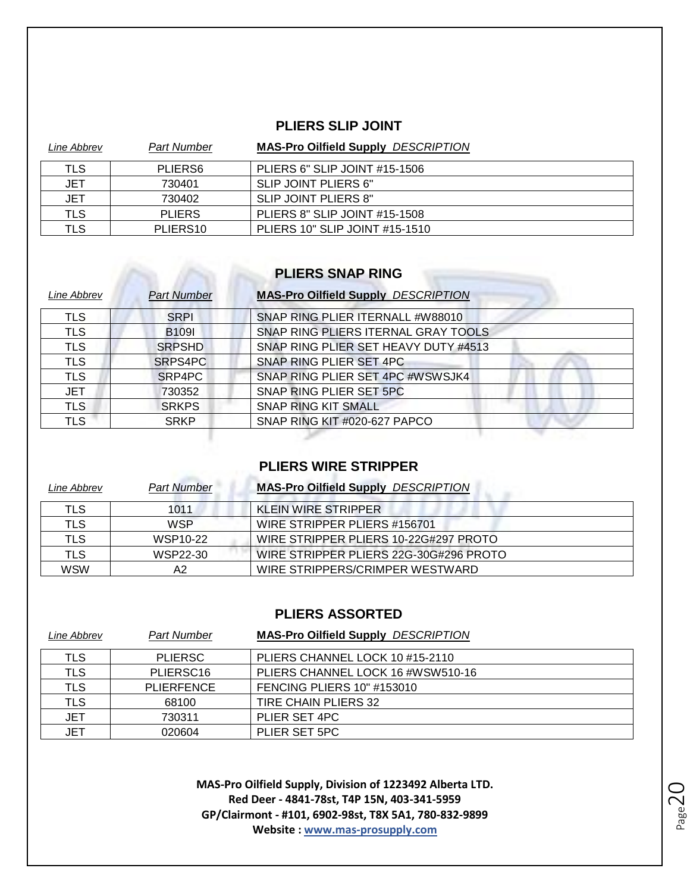## PLIERS SLIP JOINT

| *Line Abbrev* | *Part Number* | **MAS-Pro Oilfield Supply** *DESCRIPTION* |
|---|---|---|
| TLS | PLIERS6 | PLIERS 6" SLIP JOINT #15-1506 |
| JET | 730401 | SLIP JOINT PLIERS 6" |
| JET | 730402 | SLIP JOINT PLIERS 8" |
| TLS | PLIERS | PLIERS 8" SLIP JOINT #15-1508 |
| TLS | PLIERS10 | PLIERS 10" SLIP JOINT #15-1510 |

## PLIERS SNAP RING

| *Line Abbrev* | *Part Number* | **MAS-Pro Oilfield Supply** *DESCRIPTION* |
|---|---|---|
| TLS | SRPI | SNAP RING PLIER ITERNALL #W88010 |
| TLS | B109I | SNAP RING PLIERS ITERNAL GRAY TOOLS |
| TLS | SRPSHD | SNAP RING PLIER SET HEAVY DUTY #4513 |
| TLS | SRPS4PC | SNAP RING PLIER SET 4PC |
| TLS | SRP4PC | SNAP RING PLIER SET 4PC #WSWSJK4 |
| JET | 730352 | SNAP RING PLIER SET 5PC |
| TLS | SRKPS | SNAP RING KIT SMALL |
| TLS | SRKP | SNAP RING KIT #020-627 PAPCO |

## PLIERS WIRE STRIPPER

| *Line Abbrev* | *Part Number* | **MAS-Pro Oilfield Supply** *DESCRIPTION* |
|---|---|---|
| TLS | 1011 | KLEIN WIRE STRIPPER |
| TLS | WSP | WIRE STRIPPER PLIERS #156701 |
| TLS | WSP10-22 | WIRE STRIPPER PLIERS 10-22G#297 PROTO |
| TLS | WSP22-30 | WIRE STRIPPER PLIERS 22G-30G#296 PROTO |
| WSW | A2 | WIRE STRIPPERS/CRIMPER WESTWARD |

## PLIERS ASSORTED

| *Line Abbrev* | *Part Number* | **MAS-Pro Oilfield Supply** *DESCRIPTION* |
|---|---|---|
| TLS | PLIERSC | PLIERS CHANNEL LOCK 10 #15-2110 |
| TLS | PLIERSC16 | PLIERS CHANNEL LOCK 16 #WSW510-16 |
| TLS | PLIERFENCE | FENCING PLIERS 10" #153010 |
| TLS | 68100 | TIRE CHAIN PLIERS 32 |
| JET | 730311 | PLIER SET 4PC |
| JET | 020604 | PLIER SET 5PC |

**MAS-Pro Oilfield Supply, Division of 1223492 Alberta LTD.**
**Red Deer - 4841-78st, T4P 15N, 403-341-5959**
**GP/Clairmont - #101, 6902-98st, T8X 5A1, 780-832-9899**
**Website : www.mas-prosupply.com**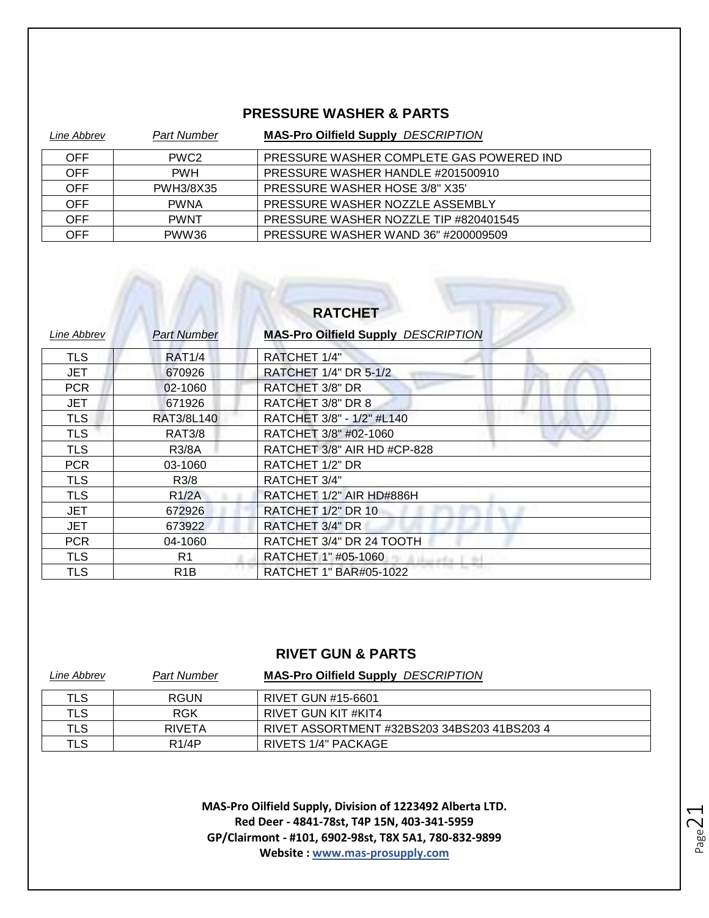## PRESSURE WASHER & PARTS

| *Line Abbrev* | *Part Number* | **MAS-Pro Oilfield Supply** *DESCRIPTION* |
|---|---|---|
| OFF | PWC2 | PRESSURE WASHER COMPLETE GAS POWERED IND |
| OFF | PWH | PRESSURE WASHER HANDLE #201500910 |
| OFF | PWH3/8X35 | PRESSURE WASHER HOSE 3/8" X35' |
| OFF | PWNA | PRESSURE WASHER NOZZLE ASSEMBLY |
| OFF | PWNT | PRESSURE WASHER NOZZLE TIP #820401545 |
| OFF | PWW36 | PRESSURE WASHER WAND 36" #200009509 |

## RATCHET

| *Line Abbrev* | *Part Number* | **MAS-Pro Oilfield Supply** *DESCRIPTION* |
|---|---|---|
| TLS | RAT1/4 | RATCHET 1/4" |
| JET | 670926 | RATCHET 1/4" DR 5-1/2 |
| PCR | 02-1060 | RATCHET 3/8" DR |
| JET | 671926 | RATCHET 3/8" DR 8 |
| TLS | RAT3/8L140 | RATCHET 3/8" - 1/2" #L140 |
| TLS | RAT3/8 | RATCHET 3/8" #02-1060 |
| TLS | R3/8A | RATCHET 3/8" AIR HD #CP-828 |
| PCR | 03-1060 | RATCHET 1/2" DR |
| TLS | R3/8 | RATCHET 3/4" |
| TLS | R1/2A | RATCHET 1/2" AIR HD#886H |
| JET | 672926 | RATCHET 1/2" DR 10 |
| JET | 673922 | RATCHET 3/4" DR |
| PCR | 04-1060 | RATCHET 3/4" DR 24 TOOTH |
| TLS | R1 | RATCHET 1" #05-1060 |
| TLS | R1B | RATCHET 1" BAR#05-1022 |

## RIVET GUN & PARTS

| *Line Abbrev* | *Part Number* | **MAS-Pro Oilfield Supply** *DESCRIPTION* |
|---|---|---|
| TLS | RGUN | RIVET GUN #15-6601 |
| TLS | RGK | RIVET GUN KIT #KIT4 |
| TLS | RIVETA | RIVET ASSORTMENT #32BS203 34BS203 41BS203 4 |
| TLS | R1/4P | RIVETS 1/4" PACKAGE |

**MAS-Pro Oilfield Supply, Division of 1223492 Alberta LTD.**
**Red Deer - 4841-78st, T4P 15N, 403-341-5959**
**GP/Clairmont - #101, 6902-98st, T8X 5A1, 780-832-9899**
**Website : www.mas-prosupply.com**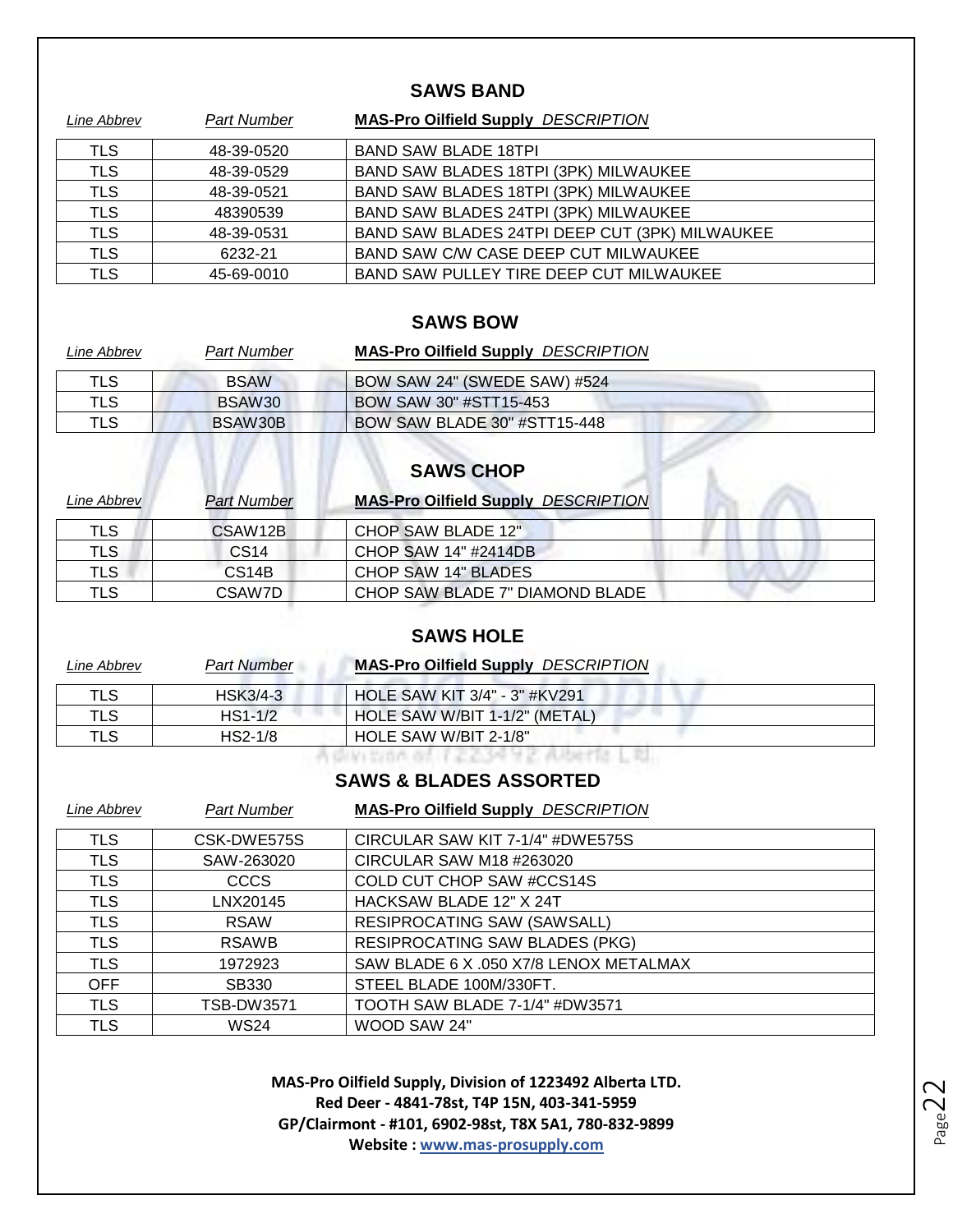## SAWS BAND

| Line Abbrev | Part Number | MAS-Pro Oilfield Supply DESCRIPTION |
|---|---|---|
| TLS | 48-39-0520 | BAND SAW BLADE 18TPI |
| TLS | 48-39-0529 | BAND SAW BLADES 18TPI (3PK) MILWAUKEE |
| TLS | 48-39-0521 | BAND SAW BLADES 18TPI (3PK) MILWAUKEE |
| TLS | 48390539 | BAND SAW BLADES 24TPI (3PK) MILWAUKEE |
| TLS | 48-39-0531 | BAND SAW BLADES 24TPI DEEP CUT (3PK) MILWAUKEE |
| TLS | 6232-21 | BAND SAW C/W CASE DEEP CUT MILWAUKEE |
| TLS | 45-69-0010 | BAND SAW PULLEY TIRE DEEP CUT MILWAUKEE |

## SAWS BOW

| Line Abbrev | Part Number | MAS-Pro Oilfield Supply DESCRIPTION |
|---|---|---|
| TLS | BSAW | BOW SAW 24" (SWEDE SAW) #524 |
| TLS | BSAW30 | BOW SAW 30" #STT15-453 |
| TLS | BSAW30B | BOW SAW BLADE 30" #STT15-448 |

## SAWS CHOP

| Line Abbrev | Part Number | MAS-Pro Oilfield Supply DESCRIPTION |
|---|---|---|
| TLS | CSAW12B | CHOP SAW BLADE 12" |
| TLS | CS14 | CHOP SAW 14" #2414DB |
| TLS | CS14B | CHOP SAW 14" BLADES |
| TLS | CSAW7D | CHOP SAW BLADE 7" DIAMOND BLADE |

## SAWS HOLE

| Line Abbrev | Part Number | MAS-Pro Oilfield Supply DESCRIPTION |
|---|---|---|
| TLS | HSK3/4-3 | HOLE SAW KIT 3/4" - 3" #KV291 |
| TLS | HS1-1/2 | HOLE SAW W/BIT 1-1/2" (METAL) |
| TLS | HS2-1/8 | HOLE SAW W/BIT 2-1/8" |

## SAWS & BLADES ASSORTED

| Line Abbrev | Part Number | MAS-Pro Oilfield Supply DESCRIPTION |
|---|---|---|
| TLS | CSK-DWE575S | CIRCULAR SAW KIT 7-1/4" #DWE575S |
| TLS | SAW-263020 | CIRCULAR SAW M18 #263020 |
| TLS | CCCS | COLD CUT CHOP SAW #CCS14S |
| TLS | LNX20145 | HACKSAW BLADE 12" X 24T |
| TLS | RSAW | RESIPROCATING SAW (SAWSALL) |
| TLS | RSAWB | RESIPROCATING SAW BLADES (PKG) |
| TLS | 1972923 | SAW BLADE 6 X .050 X7/8 LENOX METALMAX |
| OFF | SB330 | STEEL BLADE 100M/330FT. |
| TLS | TSB-DW3571 | TOOTH SAW BLADE 7-1/4" #DW3571 |
| TLS | WS24 | WOOD SAW 24" |

**MAS-Pro Oilfield Supply, Division of 1223492 Alberta LTD.**
**Red Deer - 4841-78st, T4P 15N, 403-341-5959**
**GP/Clairmont - #101, 6902-98st, T8X 5A1, 780-832-9899**
**Website : www.mas-prosupply.com**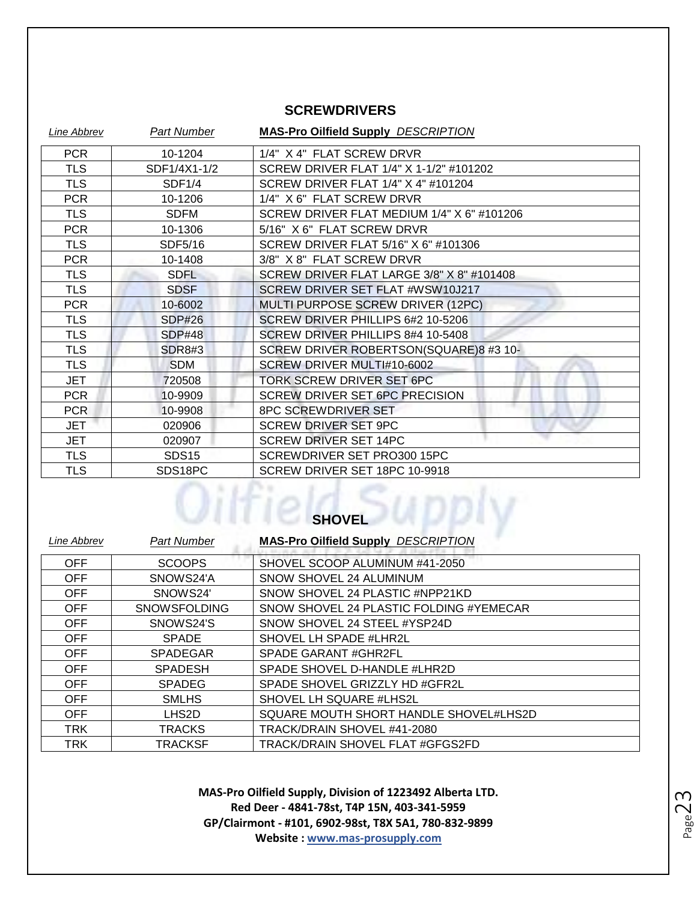## SCREWDRIVERS

| *Line Abbrev* | *Part Number* | **MAS-Pro Oilfield Supply** *DESCRIPTION* |
|---|---|---|
| PCR | 10-1204 | 1/4" X 4" FLAT SCREW DRVR |
| TLS | SDF1/4X1-1/2 | SCREW DRIVER FLAT 1/4" X 1-1/2" #101202 |
| TLS | SDF1/4 | SCREW DRIVER FLAT 1/4" X 4" #101204 |
| PCR | 10-1206 | 1/4" X 6" FLAT SCREW DRVR |
| TLS | SDFM | SCREW DRIVER FLAT MEDIUM 1/4" X 6" #101206 |
| PCR | 10-1306 | 5/16" X 6" FLAT SCREW DRVR |
| TLS | SDF5/16 | SCREW DRIVER FLAT 5/16" X 6" #101306 |
| PCR | 10-1408 | 3/8" X 8" FLAT SCREW DRVR |
| TLS | SDFL | SCREW DRIVER FLAT LARGE 3/8" X 8" #101408 |
| TLS | SDSF | SCREW DRIVER SET FLAT #WSW10J217 |
| PCR | 10-6002 | MULTI PURPOSE SCREW DRIVER (12PC) |
| TLS | SDP#26 | SCREW DRIVER PHILLIPS 6#2 10-5206 |
| TLS | SDP#48 | SCREW DRIVER PHILLIPS 8#4 10-5408 |
| TLS | SDR8#3 | SCREW DRIVER ROBERTSON(SQUARE)8 #3 10- |
| TLS | SDM | SCREW DRIVER MULTI#10-6002 |
| JET | 720508 | TORK SCREW DRIVER SET 6PC |
| PCR | 10-9909 | SCREW DRIVER SET 6PC PRECISION |
| PCR | 10-9908 | 8PC SCREWDRIVER SET |
| JET | 020906 | SCREW DRIVER SET 9PC |
| JET | 020907 | SCREW DRIVER SET 14PC |
| TLS | SDS15 | SCREWDRIVER SET PRO300 15PC |
| TLS | SDS18PC | SCREW DRIVER SET 18PC 10-9918 |

## SHOVEL

| *Line Abbrev* | *Part Number* | **MAS-Pro Oilfield Supply** *DESCRIPTION* |
|---|---|---|
| OFF | SCOOPS | SHOVEL SCOOP ALUMINUM #41-2050 |
| OFF | SNOWS24'A | SNOW SHOVEL 24 ALUMINUM |
| OFF | SNOWS24' | SNOW SHOVEL 24 PLASTIC #NPP21KD |
| OFF | SNOWSFOLDING | SNOW SHOVEL 24 PLASTIC FOLDING #YEMECAR |
| OFF | SNOWS24'S | SNOW SHOVEL 24 STEEL #YSP24D |
| OFF | SPADE | SHOVEL LH SPADE #LHR2L |
| OFF | SPADEGAR | SPADE GARANT #GHR2FL |
| OFF | SPADESH | SPADE SHOVEL D-HANDLE #LHR2D |
| OFF | SPADEG | SPADE SHOVEL GRIZZLY HD #GFR2L |
| OFF | SMLHS | SHOVEL LH SQUARE #LHS2L |
| OFF | LHS2D | SQUARE MOUTH SHORT HANDLE SHOVEL#LHS2D |
| TRK | TRACKS | TRACK/DRAIN SHOVEL #41-2080 |
| TRK | TRACKSF | TRACK/DRAIN SHOVEL FLAT #GFGS2FD |

**MAS-Pro Oilfield Supply, Division of 1223492 Alberta LTD.**
**Red Deer - 4841-78st, T4P 15N, 403-341-5959**
**GP/Clairmont - #101, 6902-98st, T8X 5A1, 780-832-9899**
**Website : www.mas-prosupply.com**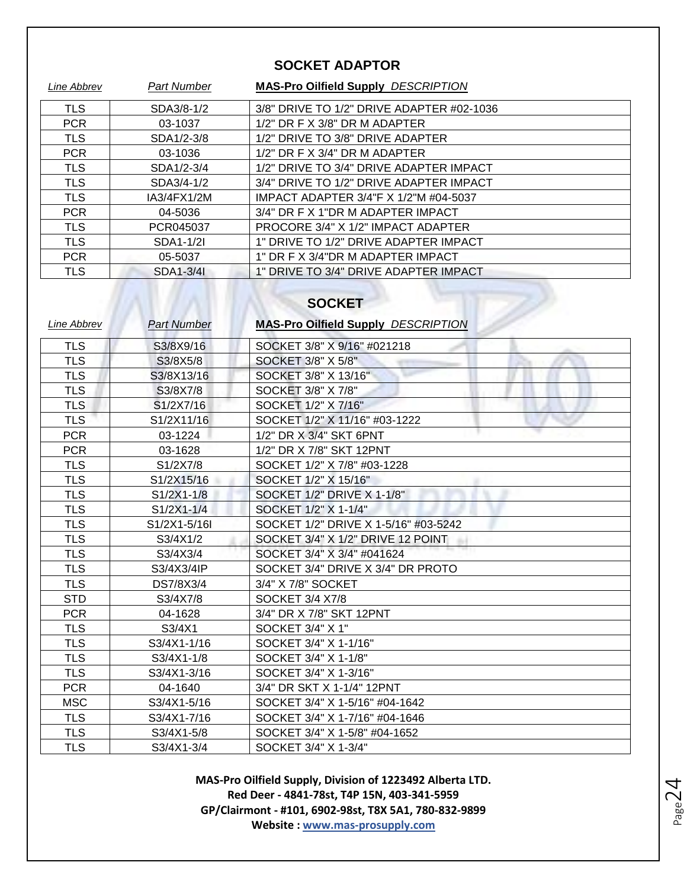## SOCKET ADAPTOR

| *Line Abbrev* | *Part Number* | **MAS-Pro Oilfield Supply** *DESCRIPTION* |
|---|---|---|
| TLS | SDA3/8-1/2 | 3/8" DRIVE TO 1/2" DRIVE ADAPTER #02-1036 |
| PCR | 03-1037 | 1/2" DR F X 3/8" DR M ADAPTER |
| TLS | SDA1/2-3/8 | 1/2" DRIVE TO 3/8" DRIVE ADAPTER |
| PCR | 03-1036 | 1/2" DR F X 3/4" DR M ADAPTER |
| TLS | SDA1/2-3/4 | 1/2" DRIVE TO 3/4" DRIVE ADAPTER IMPACT |
| TLS | SDA3/4-1/2 | 3/4" DRIVE TO 1/2" DRIVE ADAPTER IMPACT |
| TLS | IA3/4FX1/2M | IMPACT ADAPTER 3/4"F X 1/2"M #04-5037 |
| PCR | 04-5036 | 3/4" DR F X 1"DR M ADAPTER IMPACT |
| TLS | PCR045037 | PROCORE 3/4" X 1/2" IMPACT ADAPTER |
| TLS | SDA1-1/2I | 1" DRIVE TO 1/2" DRIVE ADAPTER IMPACT |
| PCR | 05-5037 | 1" DR F X 3/4"DR M ADAPTER IMPACT |
| TLS | SDA1-3/4I | 1" DRIVE TO 3/4" DRIVE ADAPTER IMPACT |

## SOCKET

| *Line Abbrev* | *Part Number* | **MAS-Pro Oilfield Supply** *DESCRIPTION* |
|---|---|---|
| TLS | S3/8X9/16 | SOCKET 3/8" X 9/16" #021218 |
| TLS | S3/8X5/8 | SOCKET 3/8" X 5/8" |
| TLS | S3/8X13/16 | SOCKET 3/8" X 13/16" |
| TLS | S3/8X7/8 | SOCKET 3/8" X 7/8" |
| TLS | S1/2X7/16 | SOCKET 1/2" X 7/16" |
| TLS | S1/2X11/16 | SOCKET 1/2" X 11/16" #03-1222 |
| PCR | 03-1224 | 1/2" DR X 3/4" SKT 6PNT |
| PCR | 03-1628 | 1/2" DR X 7/8" SKT 12PNT |
| TLS | S1/2X7/8 | SOCKET 1/2" X 7/8" #03-1228 |
| TLS | S1/2X15/16 | SOCKET 1/2" X 15/16" |
| TLS | S1/2X1-1/8 | SOCKET 1/2" DRIVE X 1-1/8" |
| TLS | S1/2X1-1/4 | SOCKET 1/2" X 1-1/4" |
| TLS | S1/2X1-5/16I | SOCKET 1/2" DRIVE X 1-5/16" #03-5242 |
| TLS | S3/4X1/2 | SOCKET 3/4" X 1/2" DRIVE 12 POINT |
| TLS | S3/4X3/4 | SOCKET 3/4" X 3/4" #041624 |
| TLS | S3/4X3/4IP | SOCKET 3/4" DRIVE X 3/4" DR PROTO |
| TLS | DS7/8X3/4 | 3/4" X 7/8" SOCKET |
| STD | S3/4X7/8 | SOCKET 3/4 X7/8 |
| PCR | 04-1628 | 3/4" DR X 7/8" SKT 12PNT |
| TLS | S3/4X1 | SOCKET 3/4" X 1" |
| TLS | S3/4X1-1/16 | SOCKET 3/4" X 1-1/16" |
| TLS | S3/4X1-1/8 | SOCKET 3/4" X 1-1/8" |
| TLS | S3/4X1-3/16 | SOCKET 3/4" X 1-3/16" |
| PCR | 04-1640 | 3/4" DR SKT X 1-1/4" 12PNT |
| MSC | S3/4X1-5/16 | SOCKET 3/4" X 1-5/16" #04-1642 |
| TLS | S3/4X1-7/16 | SOCKET 3/4" X 1-7/16" #04-1646 |
| TLS | S3/4X1-5/8 | SOCKET 3/4" X 1-5/8" #04-1652 |
| TLS | S3/4X1-3/4 | SOCKET 3/4" X 1-3/4" |

**MAS-Pro Oilfield Supply, Division of 1223492 Alberta LTD.**
**Red Deer - 4841-78st, T4P 15N, 403-341-5959**
**GP/Clairmont - #101, 6902-98st, T8X 5A1, 780-832-9899**
**Website : www.mas-prosupply.com**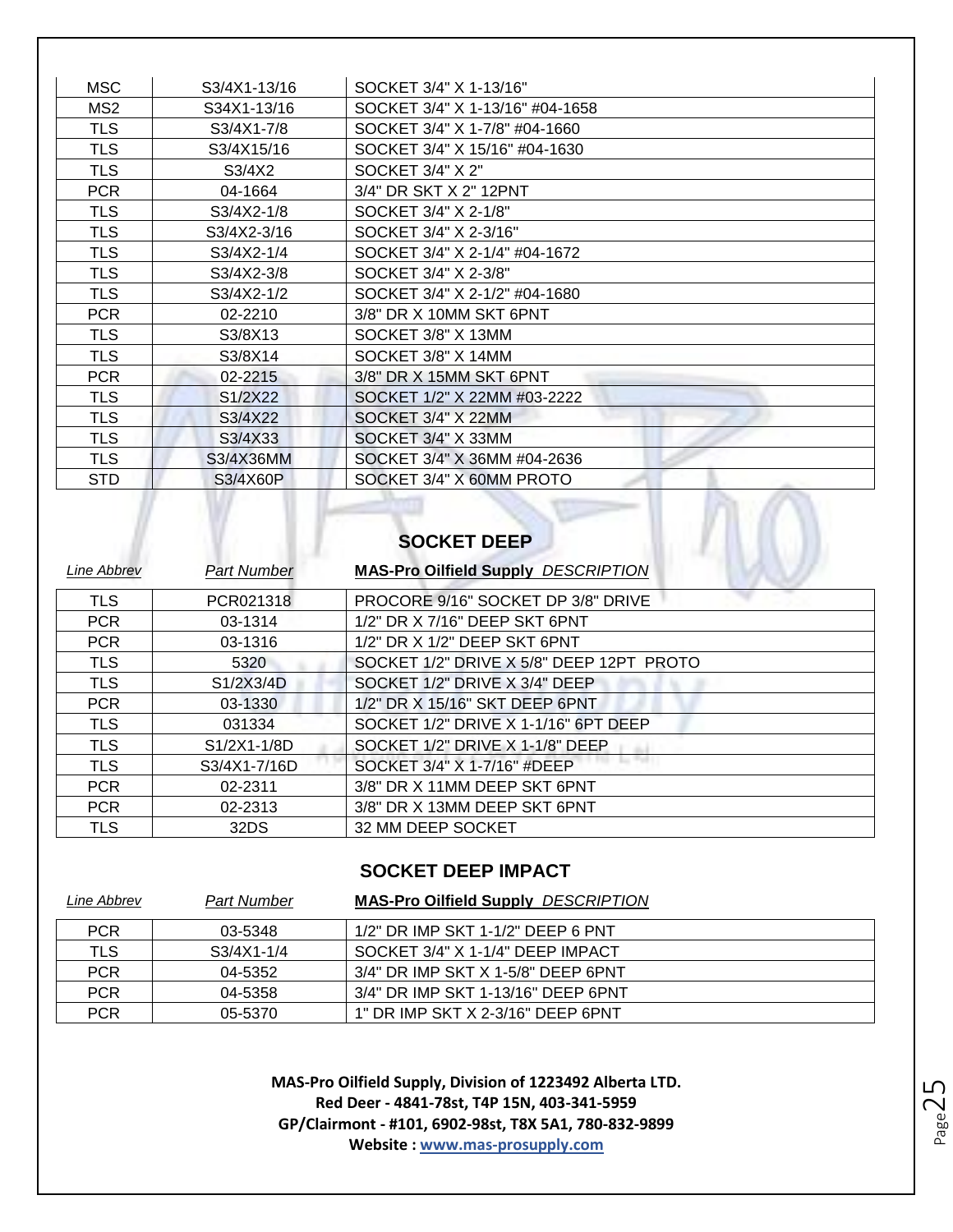| MSC | S3/4X1-13/16 | SOCKET 3/4" X 1-13/16" |
|---|---|---|
| MS2 | S34X1-13/16 | SOCKET 3/4" X 1-13/16" #04-1658 |
| TLS | S3/4X1-7/8 | SOCKET 3/4" X 1-7/8" #04-1660 |
| TLS | S3/4X15/16 | SOCKET 3/4" X 15/16" #04-1630 |
| TLS | S3/4X2 | SOCKET 3/4" X 2" |
| PCR | 04-1664 | 3/4" DR SKT X 2" 12PNT |
| TLS | S3/4X2-1/8 | SOCKET 3/4" X 2-1/8" |
| TLS | S3/4X2-3/16 | SOCKET 3/4" X 2-3/16" |
| TLS | S3/4X2-1/4 | SOCKET 3/4" X 2-1/4" #04-1672 |
| TLS | S3/4X2-3/8 | SOCKET 3/4" X 2-3/8" |
| TLS | S3/4X2-1/2 | SOCKET 3/4" X 2-1/2" #04-1680 |
| PCR | 02-2210 | 3/8" DR X 10MM SKT 6PNT |
| TLS | S3/8X13 | SOCKET 3/8" X 13MM |
| TLS | S3/8X14 | SOCKET 3/8" X 14MM |
| PCR | 02-2215 | 3/8" DR X 15MM SKT 6PNT |
| TLS | S1/2X22 | SOCKET 1/2" X 22MM #03-2222 |
| TLS | S3/4X22 | SOCKET 3/4" X 22MM |
| TLS | S3/4X33 | SOCKET 3/4" X 33MM |
| TLS | S3/4X36MM | SOCKET 3/4" X 36MM #04-2636 |
| STD | S3/4X60P | SOCKET 3/4" X 60MM PROTO |

## SOCKET DEEP

| *Line Abbrev* | *Part Number* | **MAS-Pro Oilfield Supply** *DESCRIPTION* |
|---|---|---|
| TLS | PCR021318 | PROCORE 9/16" SOCKET DP 3/8" DRIVE |
| PCR | 03-1314 | 1/2" DR X 7/16" DEEP SKT 6PNT |
| PCR | 03-1316 | 1/2" DR X 1/2" DEEP SKT 6PNT |
| TLS | 5320 | SOCKET 1/2" DRIVE X 5/8" DEEP 12PT PROTO |
| TLS | S1/2X3/4D | SOCKET 1/2" DRIVE X 3/4" DEEP |
| PCR | 03-1330 | 1/2" DR X 15/16" SKT DEEP 6PNT |
| TLS | 031334 | SOCKET 1/2" DRIVE X 1-1/16" 6PT DEEP |
| TLS | S1/2X1-1/8D | SOCKET 1/2" DRIVE X 1-1/8" DEEP |
| TLS | S3/4X1-7/16D | SOCKET 3/4" X 1-7/16" #DEEP |
| PCR | 02-2311 | 3/8" DR X 11MM DEEP SKT 6PNT |
| PCR | 02-2313 | 3/8" DR X 13MM DEEP SKT 6PNT |
| TLS | 32DS | 32 MM DEEP SOCKET |

## SOCKET DEEP IMPACT

| *Line Abbrev* | *Part Number* | **MAS-Pro Oilfield Supply** *DESCRIPTION* |
|---|---|---|
| PCR | 03-5348 | 1/2" DR IMP SKT 1-1/2" DEEP 6 PNT |
| TLS | S3/4X1-1/4 | SOCKET 3/4" X 1-1/4" DEEP IMPACT |
| PCR | 04-5352 | 3/4" DR IMP SKT X 1-5/8" DEEP 6PNT |
| PCR | 04-5358 | 3/4" DR IMP SKT 1-13/16" DEEP 6PNT |
| PCR | 05-5370 | 1" DR IMP SKT X 2-3/16" DEEP 6PNT |

**MAS-Pro Oilfield Supply, Division of 1223492 Alberta LTD.**
**Red Deer - 4841-78st, T4P 15N, 403-341-5959**
**GP/Clairmont - #101, 6902-98st, T8X 5A1, 780-832-9899**
**Website : www.mas-prosupply.com**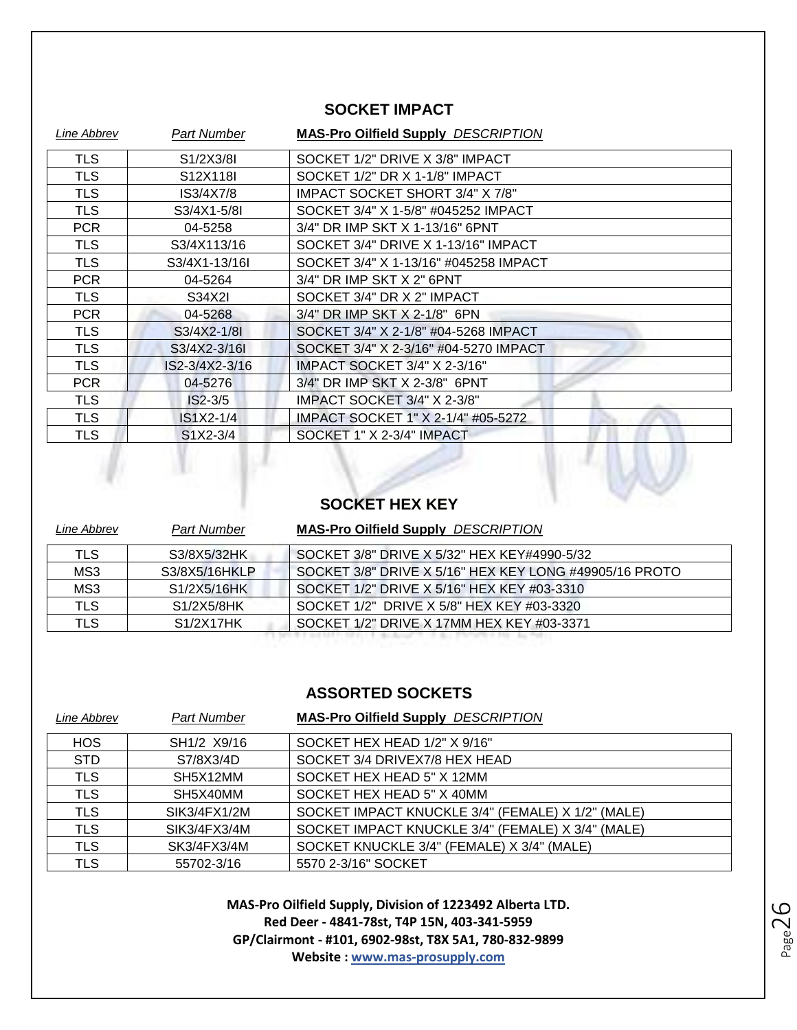## SOCKET IMPACT

| *Line Abbrev* | *Part Number* | **MAS-Pro Oilfield Supply** *DESCRIPTION* |
|---|---|---|
| TLS | S1/2X3/8I | SOCKET 1/2" DRIVE X 3/8" IMPACT |
| TLS | S12X118I | SOCKET 1/2" DR X 1-1/8" IMPACT |
| TLS | IS3/4X7/8 | IMPACT SOCKET SHORT 3/4" X 7/8" |
| TLS | S3/4X1-5/8I | SOCKET 3/4" X 1-5/8" #045252 IMPACT |
| PCR | 04-5258 | 3/4" DR IMP SKT X 1-13/16" 6PNT |
| TLS | S3/4X113/16 | SOCKET 3/4" DRIVE X 1-13/16" IMPACT |
| TLS | S3/4X1-13/16I | SOCKET 3/4" X 1-13/16" #045258 IMPACT |
| PCR | 04-5264 | 3/4" DR IMP SKT X 2" 6PNT |
| TLS | S34X2I | SOCKET 3/4" DR X 2" IMPACT |
| PCR | 04-5268 | 3/4" DR IMP SKT X 2-1/8" 6PN |
| TLS | S3/4X2-1/8I | SOCKET 3/4" X 2-1/8" #04-5268 IMPACT |
| TLS | S3/4X2-3/16I | SOCKET 3/4" X 2-3/16" #04-5270 IMPACT |
| TLS | IS2-3/4X2-3/16 | IMPACT SOCKET 3/4" X 2-3/16" |
| PCR | 04-5276 | 3/4" DR IMP SKT X 2-3/8" 6PNT |
| TLS | IS2-3/5 | IMPACT SOCKET 3/4" X 2-3/8" |
| TLS | IS1X2-1/4 | IMPACT SOCKET 1" X 2-1/4" #05-5272 |
| TLS | S1X2-3/4 | SOCKET 1" X 2-3/4" IMPACT |

## SOCKET HEX KEY

| *Line Abbrev* | *Part Number* | **MAS-Pro Oilfield Supply** *DESCRIPTION* |
|---|---|---|
| TLS | S3/8X5/32HK | SOCKET 3/8" DRIVE X 5/32" HEX KEY#4990-5/32 |
| MS3 | S3/8X5/16HKLP | SOCKET 3/8" DRIVE X 5/16" HEX KEY LONG #49905/16 PROTO |
| MS3 | S1/2X5/16HK | SOCKET 1/2" DRIVE X 5/16" HEX KEY #03-3310 |
| TLS | S1/2X5/8HK | SOCKET 1/2" DRIVE X 5/8" HEX KEY #03-3320 |
| TLS | S1/2X17HK | SOCKET 1/2" DRIVE X 17MM HEX KEY #03-3371 |

## ASSORTED SOCKETS

| *Line Abbrev* | *Part Number* | **MAS-Pro Oilfield Supply** *DESCRIPTION* |
|---|---|---|
| HOS | SH1/2 X9/16 | SOCKET HEX HEAD 1/2" X 9/16" |
| STD | S7/8X3/4D | SOCKET 3/4 DRIVEX7/8 HEX HEAD |
| TLS | SH5X12MM | SOCKET HEX HEAD 5" X 12MM |
| TLS | SH5X40MM | SOCKET HEX HEAD 5" X 40MM |
| TLS | SIK3/4FX1/2M | SOCKET IMPACT KNUCKLE 3/4" (FEMALE) X 1/2" (MALE) |
| TLS | SIK3/4FX3/4M | SOCKET IMPACT KNUCKLE 3/4" (FEMALE) X 3/4" (MALE) |
| TLS | SK3/4FX3/4M | SOCKET KNUCKLE 3/4" (FEMALE) X 3/4" (MALE) |
| TLS | 55702-3/16 | 5570 2-3/16" SOCKET |

**MAS-Pro Oilfield Supply, Division of 1223492 Alberta LTD.**
**Red Deer - 4841-78st, T4P 15N, 403-341-5959**
**GP/Clairmont - #101, 6902-98st, T8X 5A1, 780-832-9899**
**Website : www.mas-prosupply.com**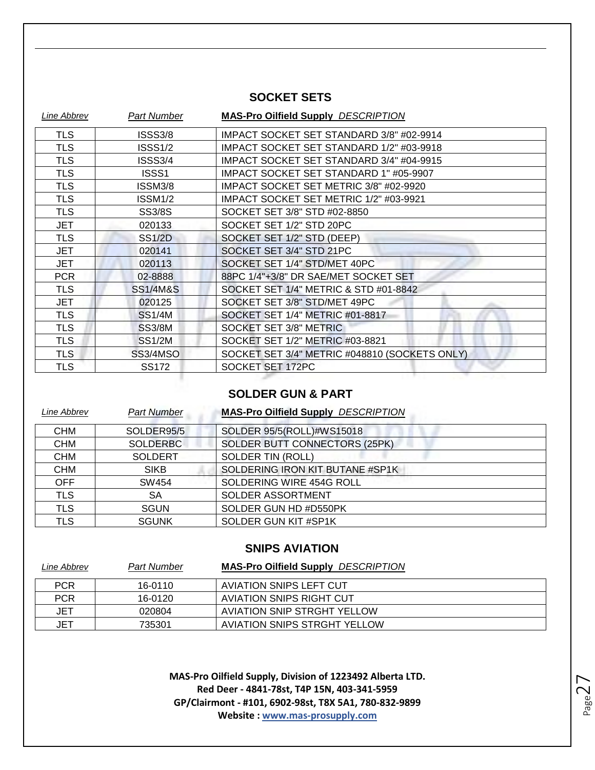## SOCKET SETS

| *Line Abbrev* | *Part Number* | **MAS-Pro Oilfield Supply** *DESCRIPTION* |
|---|---|---|
| TLS | ISSS3/8 | IMPACT SOCKET SET STANDARD 3/8" #02-9914 |
| TLS | ISSS1/2 | IMPACT SOCKET SET STANDARD 1/2" #03-9918 |
| TLS | ISSS3/4 | IMPACT SOCKET SET STANDARD 3/4" #04-9915 |
| TLS | ISSS1 | IMPACT SOCKET SET STANDARD 1" #05-9907 |
| TLS | ISSM3/8 | IMPACT SOCKET SET METRIC 3/8" #02-9920 |
| TLS | ISSM1/2 | IMPACT SOCKET SET METRIC 1/2" #03-9921 |
| TLS | SS3/8S | SOCKET SET 3/8" STD #02-8850 |
| JET | 020133 | SOCKET SET 1/2" STD 20PC |
| TLS | SS1/2D | SOCKET SET 1/2" STD (DEEP) |
| JET | 020141 | SOCKET SET 3/4" STD 21PC |
| JET | 020113 | SOCKET SET 1/4" STD/MET 40PC |
| PCR | 02-8888 | 88PC 1/4"+3/8" DR SAE/MET SOCKET SET |
| TLS | SS1/4M&S | SOCKET SET 1/4" METRIC & STD #01-8842 |
| JET | 020125 | SOCKET SET 3/8" STD/MET 49PC |
| TLS | SS1/4M | SOCKET SET 1/4" METRIC #01-8817 |
| TLS | SS3/8M | SOCKET SET 3/8" METRIC |
| TLS | SS1/2M | SOCKET SET 1/2" METRIC #03-8821 |
| TLS | SS3/4MSO | SOCKET SET 3/4" METRIC #048810 (SOCKETS ONLY) |
| TLS | SS172 | SOCKET SET 172PC |

## SOLDER GUN & PART

| *Line Abbrev* | *Part Number* | **MAS-Pro Oilfield Supply** *DESCRIPTION* |
|---|---|---|
| CHM | SOLDER95/5 | SOLDER 95/5(ROLL)#WS15018 |
| CHM | SOLDERBC | SOLDER BUTT CONNECTORS (25PK) |
| CHM | SOLDERT | SOLDER TIN (ROLL) |
| CHM | SIKB | SOLDERING IRON KIT BUTANE #SP1K |
| OFF | SW454 | SOLDERING WIRE 454G ROLL |
| TLS | SA | SOLDER ASSORTMENT |
| TLS | SGUN | SOLDER GUN HD #D550PK |
| TLS | SGUNK | SOLDER GUN KIT #SP1K |

## SNIPS AVIATION

| *Line Abbrev* | *Part Number* | **MAS-Pro Oilfield Supply** *DESCRIPTION* |
|---|---|---|
| PCR | 16-0110 | AVIATION SNIPS LEFT CUT |
| PCR | 16-0120 | AVIATION SNIPS RIGHT CUT |
| JET | 020804 | AVIATION SNIP STRGHT YELLOW |
| JET | 735301 | AVIATION SNIPS STRGHT YELLOW |

**MAS-Pro Oilfield Supply, Division of 1223492 Alberta LTD.**
**Red Deer - 4841-78st, T4P 15N, 403-341-5959**
**GP/Clairmont - #101, 6902-98st, T8X 5A1, 780-832-9899**
**Website : www.mas-prosupply.com**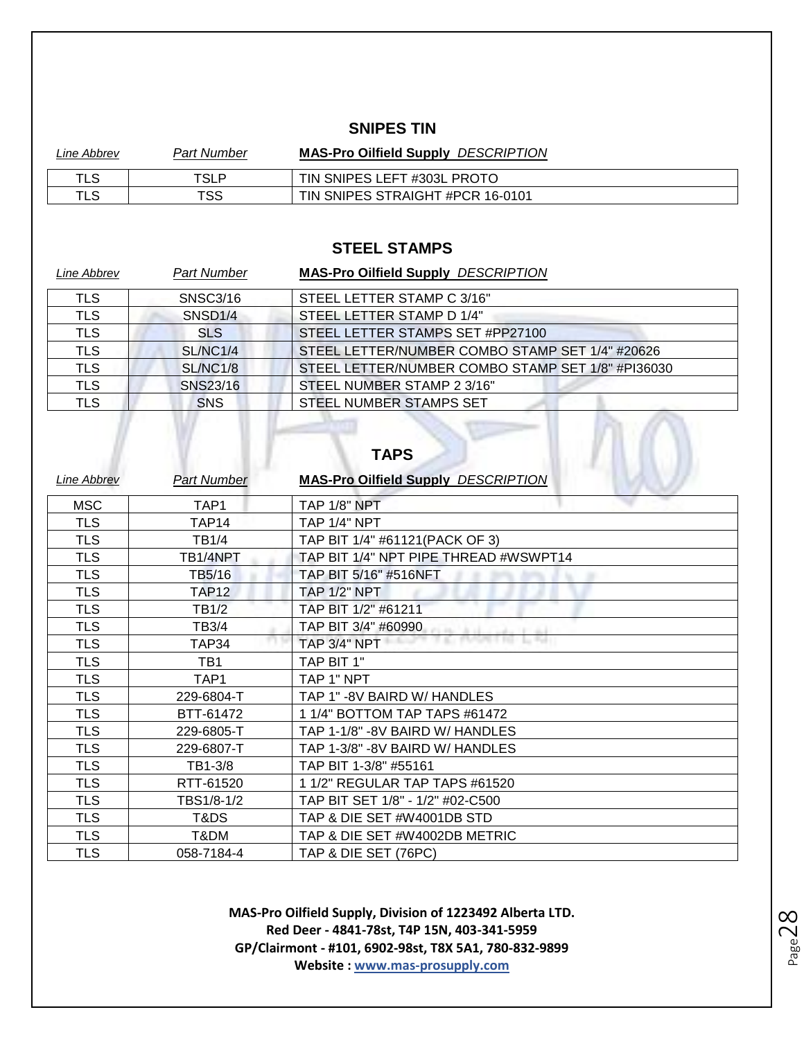## SNIPES TIN

| *Line Abbrev* | *Part Number* | **MAS-Pro Oilfield Supply** *DESCRIPTION* |
|---|---|---|
| TLS | TSLP | TIN SNIPES LEFT #303L PROTO |
| TLS | TSS | TIN SNIPES STRAIGHT #PCR 16-0101 |

## STEEL STAMPS

| *Line Abbrev* | *Part Number* | **MAS-Pro Oilfield Supply** *DESCRIPTION* |
|---|---|---|
| TLS | SNSC3/16 | STEEL LETTER STAMP C 3/16" |
| TLS | SNSD1/4 | STEEL LETTER STAMP D 1/4" |
| TLS | SLS | STEEL LETTER STAMPS SET #PP27100 |
| TLS | SL/NC1/4 | STEEL LETTER/NUMBER COMBO STAMP SET 1/4" #20626 |
| TLS | SL/NC1/8 | STEEL LETTER/NUMBER COMBO STAMP SET 1/8" #PI36030 |
| TLS | SNS23/16 | STEEL NUMBER STAMP 2 3/16" |
| TLS | SNS | STEEL NUMBER STAMPS SET |

## TAPS

| *Line Abbrev* | *Part Number* | **MAS-Pro Oilfield Supply** *DESCRIPTION* |
|---|---|---|
| MSC | TAP1 | TAP 1/8" NPT |
| TLS | TAP14 | TAP 1/4" NPT |
| TLS | TB1/4 | TAP BIT 1/4" #61121(PACK OF 3) |
| TLS | TB1/4NPT | TAP BIT 1/4" NPT PIPE THREAD #WSWPT14 |
| TLS | TB5/16 | TAP BIT 5/16" #516NFT |
| TLS | TAP12 | TAP 1/2" NPT |
| TLS | TB1/2 | TAP BIT 1/2" #61211 |
| TLS | TB3/4 | TAP BIT 3/4" #60990 |
| TLS | TAP34 | TAP 3/4" NPT |
| TLS | TB1 | TAP BIT 1" |
| TLS | TAP1 | TAP 1" NPT |
| TLS | 229-6804-T | TAP 1" -8V BAIRD W/ HANDLES |
| TLS | BTT-61472 | 1 1/4" BOTTOM TAP TAPS #61472 |
| TLS | 229-6805-T | TAP 1-1/8" -8V BAIRD W/ HANDLES |
| TLS | 229-6807-T | TAP 1-3/8" -8V BAIRD W/ HANDLES |
| TLS | TB1-3/8 | TAP BIT 1-3/8" #55161 |
| TLS | RTT-61520 | 1 1/2" REGULAR TAP TAPS #61520 |
| TLS | TBS1/8-1/2 | TAP BIT SET 1/8" - 1/2" #02-C500 |
| TLS | T&DS | TAP & DIE SET #W4001DB STD |
| TLS | T&DM | TAP & DIE SET #W4002DB METRIC |
| TLS | 058-7184-4 | TAP & DIE SET (76PC) |

**MAS-Pro Oilfield Supply, Division of 1223492 Alberta LTD.**
**Red Deer - 4841-78st, T4P 15N, 403-341-5959**
**GP/Clairmont - #101, 6902-98st, T8X 5A1, 780-832-9899**
**Website : www.mas-prosupply.com**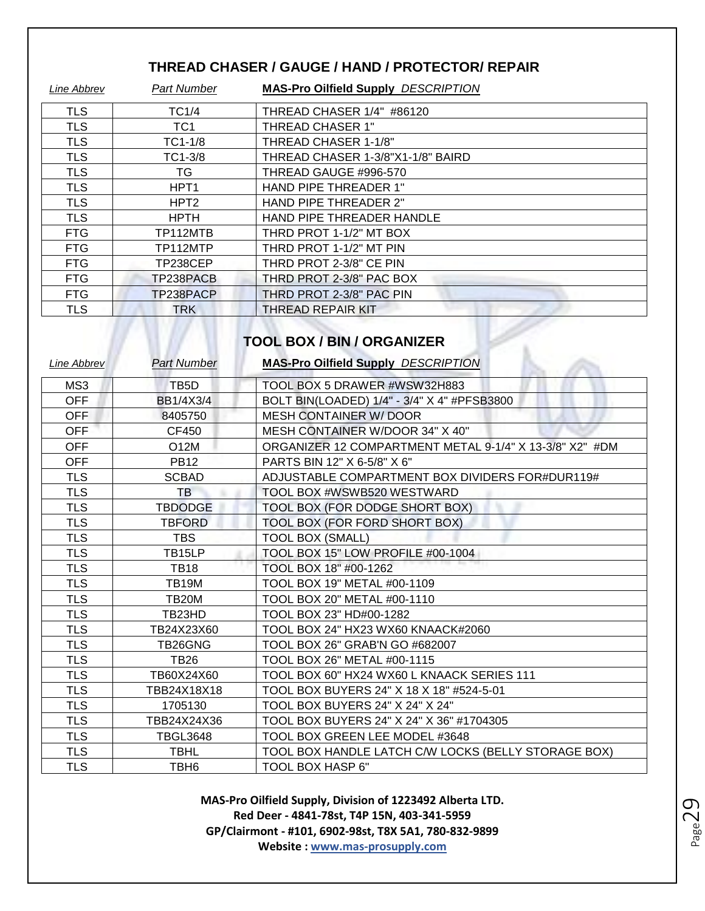## THREAD CHASER / GAUGE / HAND / PROTECTOR/ REPAIR

| *Line Abbrev* | *Part Number* | **MAS-Pro Oilfield Supply** *DESCRIPTION* |
|---|---|---|
| TLS | TC1/4 | THREAD CHASER 1/4" #86120 |
| TLS | TC1 | THREAD CHASER 1" |
| TLS | TC1-1/8 | THREAD CHASER 1-1/8" |
| TLS | TC1-3/8 | THREAD CHASER 1-3/8"X1-1/8" BAIRD |
| TLS | TG | THREAD GAUGE #996-570 |
| TLS | HPT1 | HAND PIPE THREADER 1" |
| TLS | HPT2 | HAND PIPE THREADER 2" |
| TLS | HPTH | HAND PIPE THREADER HANDLE |
| FTG | TP112MTB | THRD PROT 1-1/2" MT BOX |
| FTG | TP112MTP | THRD PROT 1-1/2" MT PIN |
| FTG | TP238CEP | THRD PROT 2-3/8" CE PIN |
| FTG | TP238PACB | THRD PROT 2-3/8" PAC BOX |
| FTG | TP238PACP | THRD PROT 2-3/8" PAC PIN |
| TLS | TRK | THREAD REPAIR KIT |

## TOOL BOX / BIN / ORGANIZER

| *Line Abbrev* | *Part Number* | **MAS-Pro Oilfield Supply** *DESCRIPTION* |
|---|---|---|
| MS3 | TB5D | TOOL BOX 5 DRAWER #WSW32H883 |
| OFF | BB1/4X3/4 | BOLT BIN(LOADED) 1/4" - 3/4" X 4" #PFSB3800 |
| OFF | 8405750 | MESH CONTAINER W/ DOOR |
| OFF | CF450 | MESH CONTAINER W/DOOR 34" X 40" |
| OFF | O12M | ORGANIZER 12 COMPARTMENT METAL 9-1/4" X 13-3/8" X2" #DM |
| OFF | PB12 | PARTS BIN 12" X 6-5/8" X 6" |
| TLS | SCBAD | ADJUSTABLE COMPARTMENT BOX DIVIDERS FOR#DUR119# |
| TLS | TB | TOOL BOX #WSWB520 WESTWARD |
| TLS | TBDODGE | TOOL BOX (FOR DODGE SHORT BOX) |
| TLS | TBFORD | TOOL BOX (FOR FORD SHORT BOX) |
| TLS | TBS | TOOL BOX (SMALL) |
| TLS | TB15LP | TOOL BOX 15" LOW PROFILE #00-1004 |
| TLS | TB18 | TOOL BOX 18" #00-1262 |
| TLS | TB19M | TOOL BOX 19" METAL #00-1109 |
| TLS | TB20M | TOOL BOX 20" METAL #00-1110 |
| TLS | TB23HD | TOOL BOX 23" HD#00-1282 |
| TLS | TB24X23X60 | TOOL BOX 24" HX23 WX60 KNAACK#2060 |
| TLS | TB26GNG | TOOL BOX 26" GRAB'N GO #682007 |
| TLS | TB26 | TOOL BOX 26" METAL #00-1115 |
| TLS | TB60X24X60 | TOOL BOX 60" HX24 WX60 L KNAACK SERIES 111 |
| TLS | TBB24X18X18 | TOOL BOX BUYERS 24" X 18 X 18" #524-5-01 |
| TLS | 1705130 | TOOL BOX BUYERS 24" X 24" X 24" |
| TLS | TBB24X24X36 | TOOL BOX BUYERS 24" X 24" X 36" #1704305 |
| TLS | TBGL3648 | TOOL BOX GREEN LEE MODEL #3648 |
| TLS | TBHL | TOOL BOX HANDLE LATCH C/W LOCKS (BELLY STORAGE BOX) |
| TLS | TBH6 | TOOL BOX HASP 6" |

**MAS-Pro Oilfield Supply, Division of 1223492 Alberta LTD.**
**Red Deer - 4841-78st, T4P 15N, 403-341-5959**
**GP/Clairmont - #101, 6902-98st, T8X 5A1, 780-832-9899**
**Website : www.mas-prosupply.com**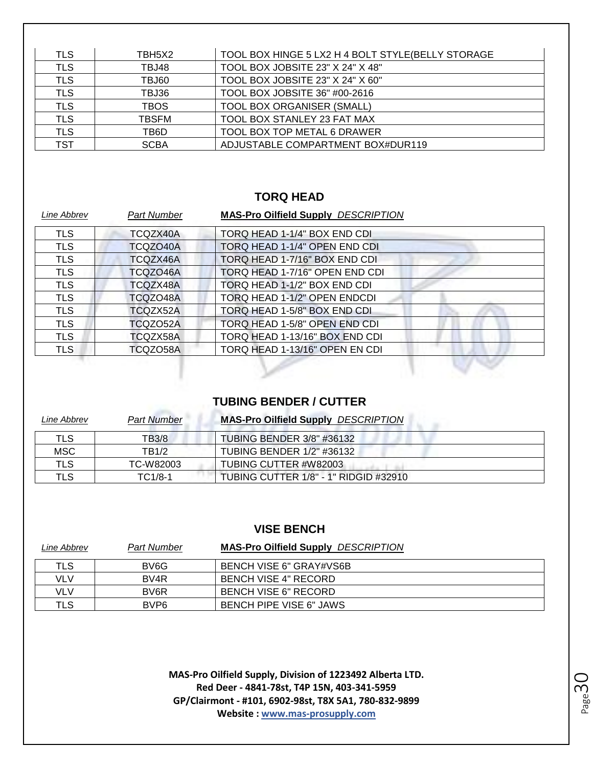| TLS | TBH5X2 | TOOL BOX HINGE 5 LX2 H 4 BOLT STYLE(BELLY STORAGE |
|---|---|---|
| TLS | TBJ48 | TOOL BOX JOBSITE 23" X 24" X 48" |
| TLS | TBJ60 | TOOL BOX JOBSITE 23" X 24" X 60" |
| TLS | TBJ36 | TOOL BOX JOBSITE 36" #00-2616 |
| TLS | TBOS | TOOL BOX ORGANISER (SMALL) |
| TLS | TBSFM | TOOL BOX STANLEY 23 FAT MAX |
| TLS | TB6D | TOOL BOX TOP METAL 6 DRAWER |
| TST | SCBA | ADJUSTABLE COMPARTMENT BOX#DUR119 |

## TORQ HEAD

| *Line Abbrev* | *Part Number* | **MAS-Pro Oilfield Supply** *DESCRIPTION* |
|---|---|---|
| TLS | TCQZX40A | TORQ HEAD 1-1/4" BOX END CDI |
| TLS | TCQZO40A | TORQ HEAD 1-1/4" OPEN END CDI |
| TLS | TCQZX46A | TORQ HEAD 1-7/16" BOX END CDI |
| TLS | TCQZO46A | TORQ HEAD 1-7/16" OPEN END CDI |
| TLS | TCQZX48A | TORQ HEAD 1-1/2" BOX END CDI |
| TLS | TCQZO48A | TORQ HEAD 1-1/2" OPEN ENDCDI |
| TLS | TCQZX52A | TORQ HEAD 1-5/8" BOX END CDI |
| TLS | TCQZO52A | TORQ HEAD 1-5/8" OPEN END CDI |
| TLS | TCQZX58A | TORQ HEAD 1-13/16" BOX END CDI |
| TLS | TCQZO58A | TORQ HEAD 1-13/16" OPEN EN CDI |

## TUBING BENDER / CUTTER

| *Line Abbrev* | *Part Number* | **MAS-Pro Oilfield Supply** *DESCRIPTION* |
|---|---|---|
| TLS | TB3/8 | TUBING BENDER 3/8" #36132 |
| MSC | TB1/2 | TUBING BENDER 1/2" #36132 |
| TLS | TC-W82003 | TUBING CUTTER #W82003 |
| TLS | TC1/8-1 | TUBING CUTTER 1/8" - 1" RIDGID #32910 |

## VISE BENCH

| *Line Abbrev* | *Part Number* | **MAS-Pro Oilfield Supply** *DESCRIPTION* |
|---|---|---|
| TLS | BV6G | BENCH VISE 6" GRAY#VS6B |
| VLV | BV4R | BENCH VISE 4" RECORD |
| VLV | BV6R | BENCH VISE 6" RECORD |
| TLS | BVP6 | BENCH PIPE VISE 6" JAWS |

**MAS-Pro Oilfield Supply, Division of 1223492 Alberta LTD.**
**Red Deer - 4841-78st, T4P 15N, 403-341-5959**
**GP/Clairmont - #101, 6902-98st, T8X 5A1, 780-832-9899**
**Website : www.mas-prosupply.com**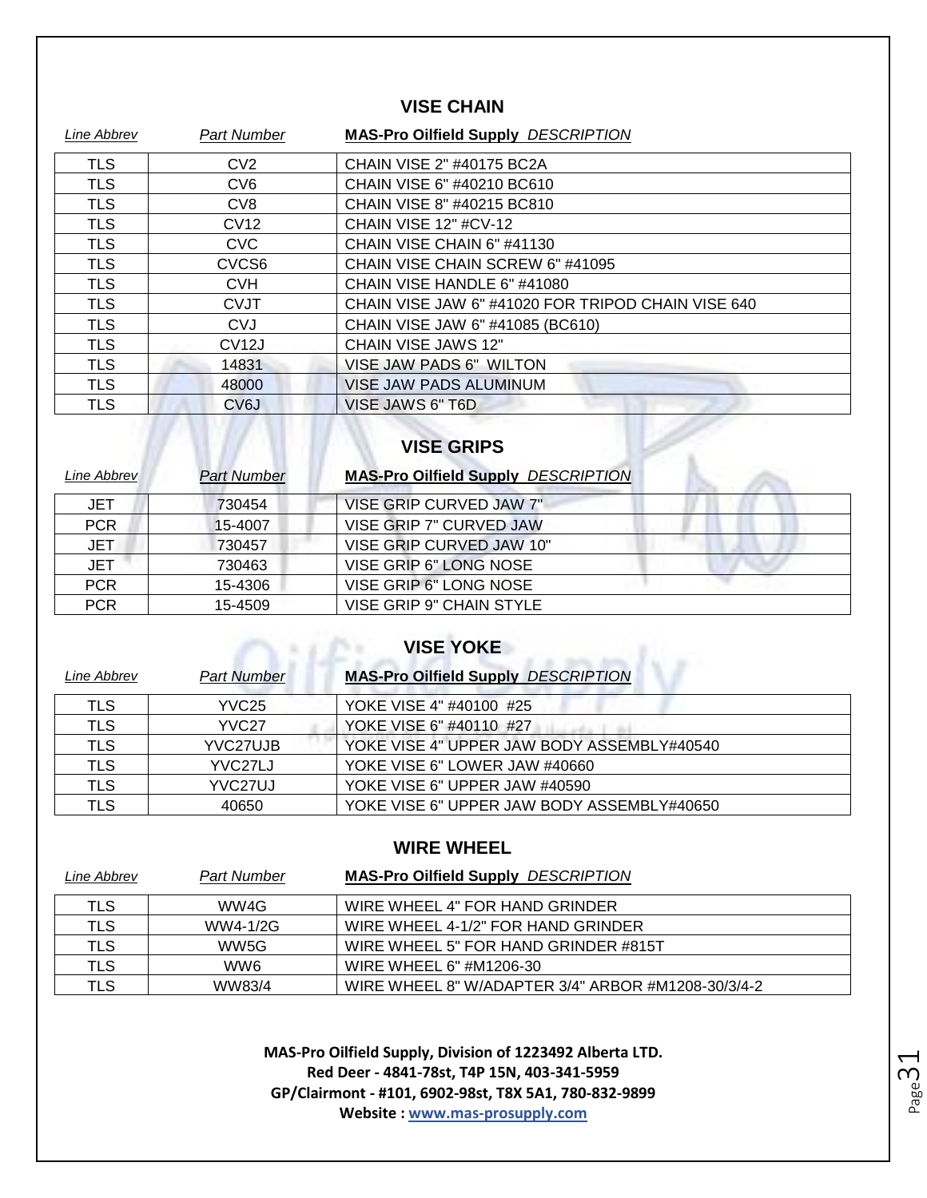## VISE CHAIN

| Line Abbrev | Part Number | MAS-Pro Oilfield Supply DESCRIPTION |
|---|---|---|
| TLS | CV2 | CHAIN VISE 2" #40175 BC2A |
| TLS | CV6 | CHAIN VISE 6" #40210 BC610 |
| TLS | CV8 | CHAIN VISE 8" #40215 BC810 |
| TLS | CV12 | CHAIN VISE 12" #CV-12 |
| TLS | CVC | CHAIN VISE CHAIN 6" #41130 |
| TLS | CVCS6 | CHAIN VISE CHAIN SCREW 6" #41095 |
| TLS | CVH | CHAIN VISE HANDLE 6" #41080 |
| TLS | CVJT | CHAIN VISE JAW 6" #41020 FOR TRIPOD CHAIN VISE 640 |
| TLS | CVJ | CHAIN VISE JAW 6" #41085 (BC610) |
| TLS | CV12J | CHAIN VISE JAWS 12" |
| TLS | 14831 | VISE JAW PADS 6" WILTON |
| TLS | 48000 | VISE JAW PADS ALUMINUM |
| TLS | CV6J | VISE JAWS 6" T6D |

## VISE GRIPS

| Line Abbrev | Part Number | MAS-Pro Oilfield Supply DESCRIPTION |
|---|---|---|
| JET | 730454 | VISE GRIP CURVED JAW 7" |
| PCR | 15-4007 | VISE GRIP 7" CURVED JAW |
| JET | 730457 | VISE GRIP CURVED JAW 10" |
| JET | 730463 | VISE GRIP 6" LONG NOSE |
| PCR | 15-4306 | VISE GRIP 6" LONG NOSE |
| PCR | 15-4509 | VISE GRIP 9" CHAIN STYLE |

## VISE YOKE

| Line Abbrev | Part Number | MAS-Pro Oilfield Supply DESCRIPTION |
|---|---|---|
| TLS | YVC25 | YOKE VISE 4" #40100 #25 |
| TLS | YVC27 | YOKE VISE 6" #40110 #27 |
| TLS | YVC27UJB | YOKE VISE 4" UPPER JAW BODY ASSEMBLY#40540 |
| TLS | YVC27LJ | YOKE VISE 6" LOWER JAW #40660 |
| TLS | YVC27UJ | YOKE VISE 6" UPPER JAW #40590 |
| TLS | 40650 | YOKE VISE 6" UPPER JAW BODY ASSEMBLY#40650 |

## WIRE WHEEL

| Line Abbrev | Part Number | MAS-Pro Oilfield Supply DESCRIPTION |
|---|---|---|
| TLS | WW4G | WIRE WHEEL 4" FOR HAND GRINDER |
| TLS | WW4-1/2G | WIRE WHEEL 4-1/2" FOR HAND GRINDER |
| TLS | WW5G | WIRE WHEEL 5" FOR HAND GRINDER #815T |
| TLS | WW6 | WIRE WHEEL 6" #M1206-30 |
| TLS | WW83/4 | WIRE WHEEL 8" W/ADAPTER 3/4" ARBOR #M1208-30/3/4-2 |

**MAS-Pro Oilfield Supply, Division of 1223492 Alberta LTD.**
**Red Deer - 4841-78st, T4P 15N, 403-341-5959**
**GP/Clairmont - #101, 6902-98st, T8X 5A1, 780-832-9899**
**Website : www.mas-prosupply.com**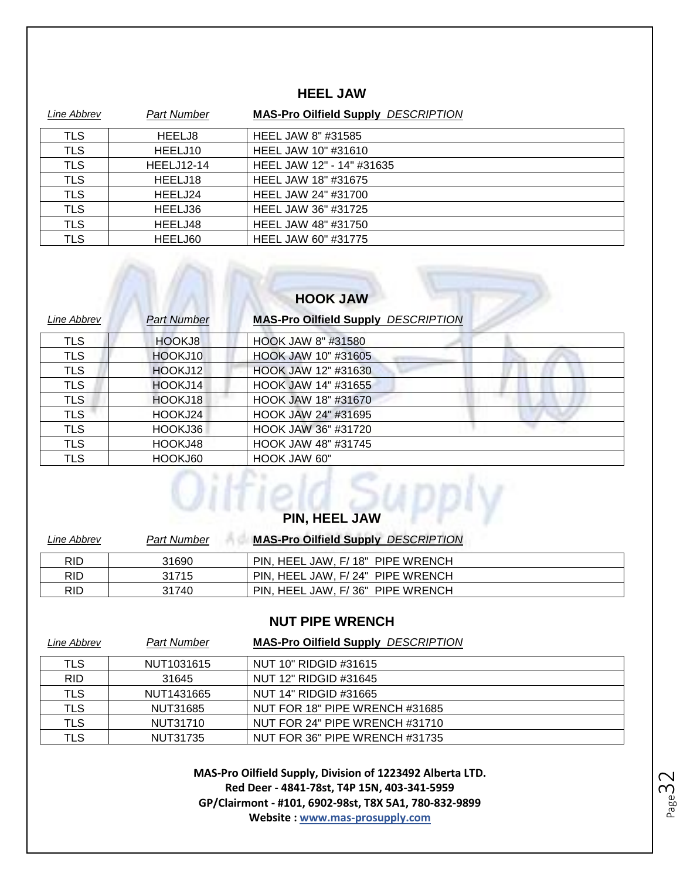## HEEL JAW

| *Line Abbrev* | *Part Number* | **MAS-Pro Oilfield Supply** *DESCRIPTION* |
|---|---|---|
| TLS | HEELJ8 | HEEL JAW 8" #31585 |
| TLS | HEELJ10 | HEEL JAW 10" #31610 |
| TLS | HEELJ12-14 | HEEL JAW 12" - 14" #31635 |
| TLS | HEELJ18 | HEEL JAW 18" #31675 |
| TLS | HEELJ24 | HEEL JAW 24" #31700 |
| TLS | HEELJ36 | HEEL JAW 36" #31725 |
| TLS | HEELJ48 | HEEL JAW 48" #31750 |
| TLS | HEELJ60 | HEEL JAW 60" #31775 |

## HOOK JAW

| *Line Abbrev* | *Part Number* | **MAS-Pro Oilfield Supply** *DESCRIPTION* |
|---|---|---|
| TLS | HOOKJ8 | HOOK JAW 8" #31580 |
| TLS | HOOKJ10 | HOOK JAW 10" #31605 |
| TLS | HOOKJ12 | HOOK JAW 12" #31630 |
| TLS | HOOKJ14 | HOOK JAW 14" #31655 |
| TLS | HOOKJ18 | HOOK JAW 18" #31670 |
| TLS | HOOKJ24 | HOOK JAW 24" #31695 |
| TLS | HOOKJ36 | HOOK JAW 36" #31720 |
| TLS | HOOKJ48 | HOOK JAW 48" #31745 |
| TLS | HOOKJ60 | HOOK JAW 60" |

## PIN, HEEL JAW

| *Line Abbrev* | *Part Number* | **MAS-Pro Oilfield Supply** *DESCRIPTION* |
|---|---|---|
| RID | 31690 | PIN, HEEL JAW, F/ 18" PIPE WRENCH |
| RID | 31715 | PIN, HEEL JAW, F/ 24" PIPE WRENCH |
| RID | 31740 | PIN, HEEL JAW, F/ 36" PIPE WRENCH |

## NUT PIPE WRENCH

| *Line Abbrev* | *Part Number* | **MAS-Pro Oilfield Supply** *DESCRIPTION* |
|---|---|---|
| TLS | NUT1031615 | NUT 10" RIDGID #31615 |
| RID | 31645 | NUT 12" RIDGID #31645 |
| TLS | NUT1431665 | NUT 14" RIDGID #31665 |
| TLS | NUT31685 | NUT FOR 18" PIPE WRENCH #31685 |
| TLS | NUT31710 | NUT FOR 24" PIPE WRENCH #31710 |
| TLS | NUT31735 | NUT FOR 36" PIPE WRENCH #31735 |

**MAS-Pro Oilfield Supply, Division of 1223492 Alberta LTD.**
**Red Deer - 4841-78st, T4P 15N, 403-341-5959**
**GP/Clairmont - #101, 6902-98st, T8X 5A1, 780-832-9899**
**Website : www.mas-prosupply.com**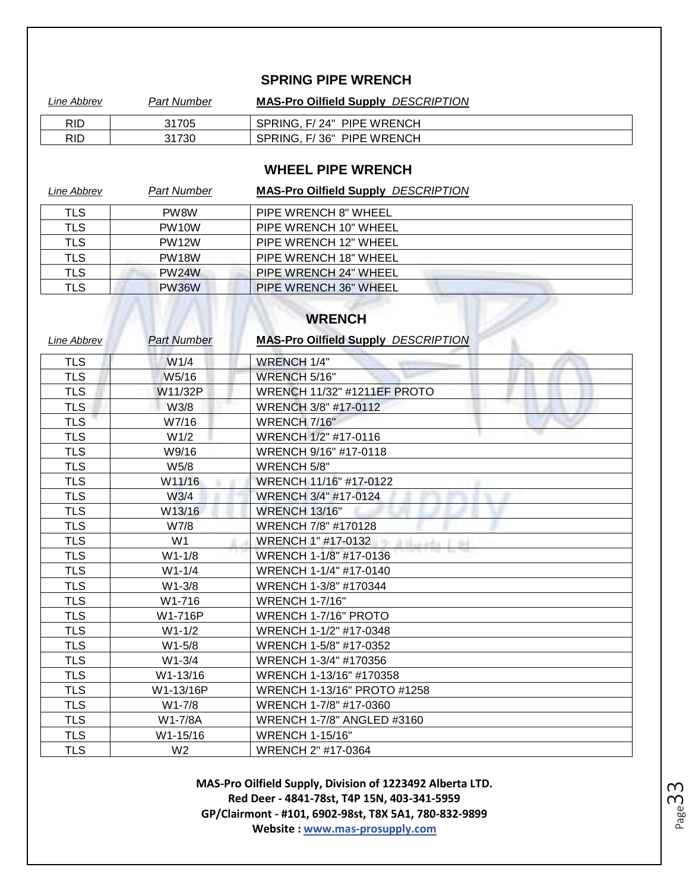## SPRING PIPE WRENCH

| *Line Abbrev* | *Part Number* | **MAS-Pro Oilfield Supply** *DESCRIPTION* |
|---|---|---|
| RID | 31705 | SPRING, F/ 24" PIPE WRENCH |
| RID | 31730 | SPRING, F/ 36" PIPE WRENCH |

## WHEEL PIPE WRENCH

| *Line Abbrev* | *Part Number* | **MAS-Pro Oilfield Supply** *DESCRIPTION* |
|---|---|---|
| TLS | PW8W | PIPE WRENCH 8" WHEEL |
| TLS | PW10W | PIPE WRENCH 10" WHEEL |
| TLS | PW12W | PIPE WRENCH 12" WHEEL |
| TLS | PW18W | PIPE WRENCH 18" WHEEL |
| TLS | PW24W | PIPE WRENCH 24" WHEEL |
| TLS | PW36W | PIPE WRENCH 36" WHEEL |

## WRENCH

| *Line Abbrev* | *Part Number* | **MAS-Pro Oilfield Supply** *DESCRIPTION* |
|---|---|---|
| TLS | W1/4 | WRENCH 1/4" |
| TLS | W5/16 | WRENCH 5/16" |
| TLS | W11/32P | WRENCH 11/32" #1211EF PROTO |
| TLS | W3/8 | WRENCH 3/8" #17-0112 |
| TLS | W7/16 | WRENCH 7/16" |
| TLS | W1/2 | WRENCH 1/2" #17-0116 |
| TLS | W9/16 | WRENCH 9/16" #17-0118 |
| TLS | W5/8 | WRENCH 5/8" |
| TLS | W11/16 | WRENCH 11/16" #17-0122 |
| TLS | W3/4 | WRENCH 3/4" #17-0124 |
| TLS | W13/16 | WRENCH 13/16" |
| TLS | W7/8 | WRENCH 7/8" #170128 |
| TLS | W1 | WRENCH 1" #17-0132 |
| TLS | W1-1/8 | WRENCH 1-1/8" #17-0136 |
| TLS | W1-1/4 | WRENCH 1-1/4" #17-0140 |
| TLS | W1-3/8 | WRENCH 1-3/8" #170344 |
| TLS | W1-716 | WRENCH 1-7/16" |
| TLS | W1-716P | WRENCH 1-7/16" PROTO |
| TLS | W1-1/2 | WRENCH 1-1/2" #17-0348 |
| TLS | W1-5/8 | WRENCH 1-5/8" #17-0352 |
| TLS | W1-3/4 | WRENCH 1-3/4" #170356 |
| TLS | W1-13/16 | WRENCH 1-13/16" #170358 |
| TLS | W1-13/16P | WRENCH 1-13/16" PROTO #1258 |
| TLS | W1-7/8 | WRENCH 1-7/8" #17-0360 |
| TLS | W1-7/8A | WRENCH 1-7/8" ANGLED #3160 |
| TLS | W1-15/16 | WRENCH 1-15/16" |
| TLS | W2 | WRENCH 2" #17-0364 |

**MAS-Pro Oilfield Supply, Division of 1223492 Alberta LTD.**
**Red Deer - 4841-78st, T4P 15N, 403-341-5959**
**GP/Clairmont - #101, 6902-98st, T8X 5A1, 780-832-9899**
**Website : www.mas-prosupply.com**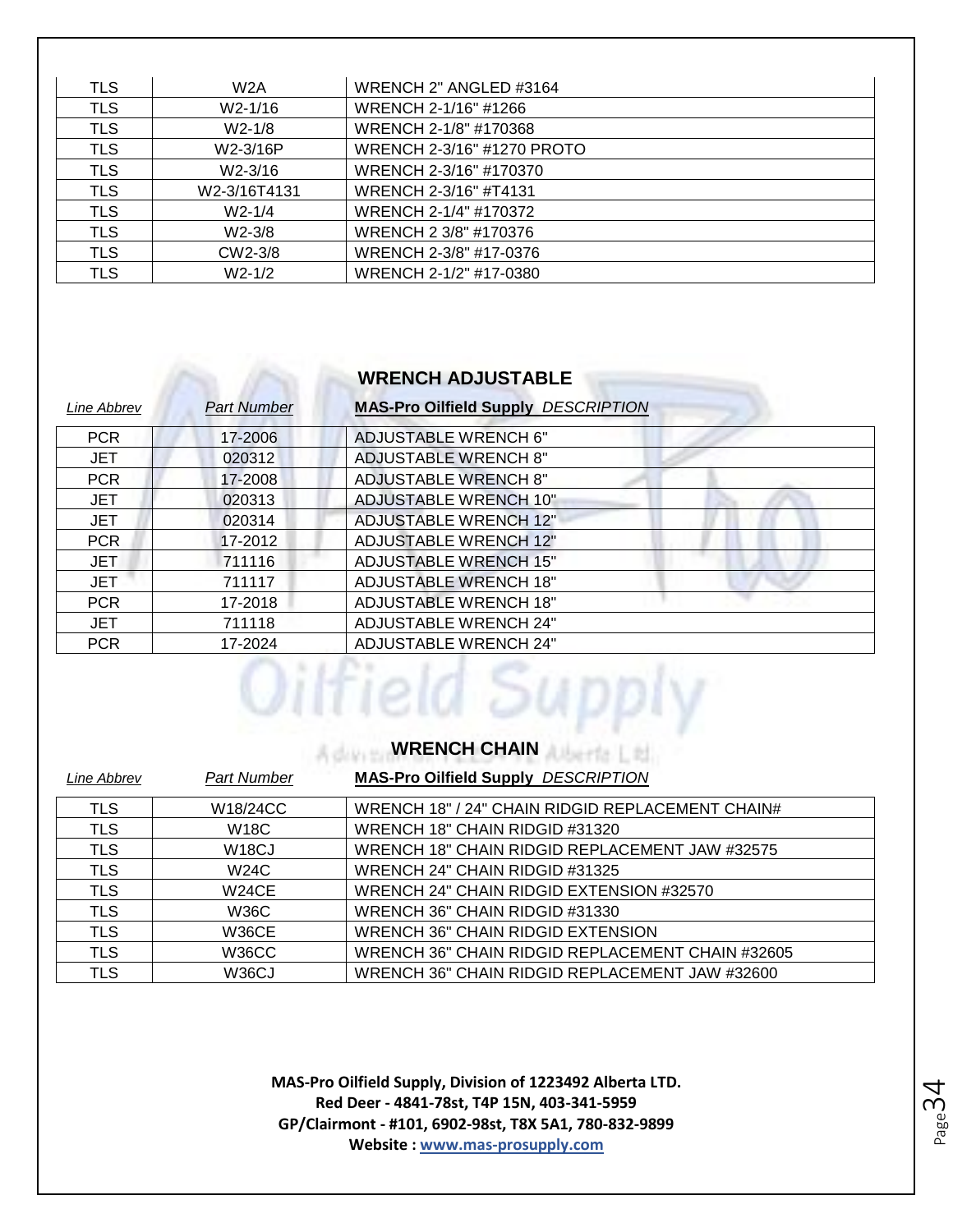| | | |
|---|---|---|
| TLS | W2A | WRENCH 2" ANGLED #3164 |
| TLS | W2-1/16 | WRENCH 2-1/16" #1266 |
| TLS | W2-1/8 | WRENCH 2-1/8" #170368 |
| TLS | W2-3/16P | WRENCH 2-3/16" #1270 PROTO |
| TLS | W2-3/16 | WRENCH 2-3/16" #170370 |
| TLS | W2-3/16T4131 | WRENCH 2-3/16" #T4131 |
| TLS | W2-1/4 | WRENCH 2-1/4" #170372 |
| TLS | W2-3/8 | WRENCH 2 3/8" #170376 |
| TLS | CW2-3/8 | WRENCH 2-3/8" #17-0376 |
| TLS | W2-1/2 | WRENCH 2-1/2" #17-0380 |

## WRENCH ADJUSTABLE

| *Line Abbrev* | *Part Number* | **MAS-Pro Oilfield Supply** *DESCRIPTION* |
|---|---|---|
| PCR | 17-2006 | ADJUSTABLE WRENCH 6" |
| JET | 020312 | ADJUSTABLE WRENCH 8" |
| PCR | 17-2008 | ADJUSTABLE WRENCH 8" |
| JET | 020313 | ADJUSTABLE WRENCH 10" |
| JET | 020314 | ADJUSTABLE WRENCH 12" |
| PCR | 17-2012 | ADJUSTABLE WRENCH 12" |
| JET | 711116 | ADJUSTABLE WRENCH 15" |
| JET | 711117 | ADJUSTABLE WRENCH 18" |
| PCR | 17-2018 | ADJUSTABLE WRENCH 18" |
| JET | 711118 | ADJUSTABLE WRENCH 24" |
| PCR | 17-2024 | ADJUSTABLE WRENCH 24" |

## WRENCH CHAIN

| *Line Abbrev* | *Part Number* | **MAS-Pro Oilfield Supply** *DESCRIPTION* |
|---|---|---|
| TLS | W18/24CC | WRENCH 18" / 24" CHAIN RIDGID REPLACEMENT CHAIN# |
| TLS | W18C | WRENCH 18" CHAIN RIDGID #31320 |
| TLS | W18CJ | WRENCH 18" CHAIN RIDGID REPLACEMENT JAW #32575 |
| TLS | W24C | WRENCH 24" CHAIN RIDGID #31325 |
| TLS | W24CE | WRENCH 24" CHAIN RIDGID EXTENSION #32570 |
| TLS | W36C | WRENCH 36" CHAIN RIDGID #31330 |
| TLS | W36CE | WRENCH 36" CHAIN RIDGID EXTENSION |
| TLS | W36CC | WRENCH 36" CHAIN RIDGID REPLACEMENT CHAIN #32605 |
| TLS | W36CJ | WRENCH 36" CHAIN RIDGID REPLACEMENT JAW #32600 |

**MAS-Pro Oilfield Supply, Division of 1223492 Alberta LTD.**
**Red Deer - 4841-78st, T4P 15N, 403-341-5959**
**GP/Clairmont - #101, 6902-98st, T8X 5A1, 780-832-9899**
**Website : www.mas-prosupply.com**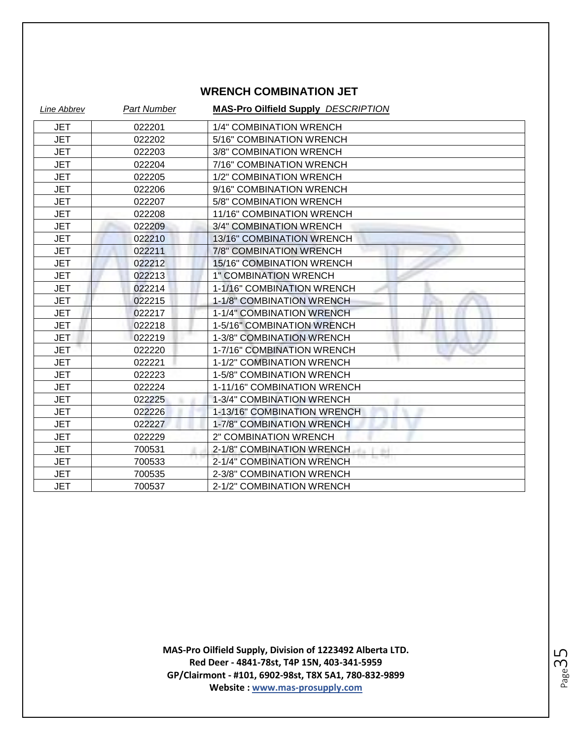## WRENCH COMBINATION JET

| *Line Abbrev* | *Part Number* | **MAS-Pro Oilfield Supply** *DESCRIPTION* |
|---|---|---|
| JET | 022201 | 1/4" COMBINATION WRENCH |
| JET | 022202 | 5/16" COMBINATION WRENCH |
| JET | 022203 | 3/8" COMBINATION WRENCH |
| JET | 022204 | 7/16" COMBINATION WRENCH |
| JET | 022205 | 1/2" COMBINATION WRENCH |
| JET | 022206 | 9/16" COMBINATION WRENCH |
| JET | 022207 | 5/8" COMBINATION WRENCH |
| JET | 022208 | 11/16" COMBINATION WRENCH |
| JET | 022209 | 3/4" COMBINATION WRENCH |
| JET | 022210 | 13/16" COMBINATION WRENCH |
| JET | 022211 | 7/8" COMBINATION WRENCH |
| JET | 022212 | 15/16" COMBINATION WRENCH |
| JET | 022213 | 1" COMBINATION WRENCH |
| JET | 022214 | 1-1/16" COMBINATION WRENCH |
| JET | 022215 | 1-1/8" COMBINATION WRENCH |
| JET | 022217 | 1-1/4" COMBINATION WRENCH |
| JET | 022218 | 1-5/16" COMBINATION WRENCH |
| JET | 022219 | 1-3/8" COMBINATION WRENCH |
| JET | 022220 | 1-7/16" COMBINATION WRENCH |
| JET | 022221 | 1-1/2" COMBINATION WRENCH |
| JET | 022223 | 1-5/8" COMBINATION WRENCH |
| JET | 022224 | 1-11/16" COMBINATION WRENCH |
| JET | 022225 | 1-3/4" COMBINATION WRENCH |
| JET | 022226 | 1-13/16" COMBINATION WRENCH |
| JET | 022227 | 1-7/8" COMBINATION WRENCH |
| JET | 022229 | 2" COMBINATION WRENCH |
| JET | 700531 | 2-1/8" COMBINATION WRENCH |
| JET | 700533 | 2-1/4" COMBINATION WRENCH |
| JET | 700535 | 2-3/8" COMBINATION WRENCH |
| JET | 700537 | 2-1/2" COMBINATION WRENCH |

**MAS-Pro Oilfield Supply, Division of 1223492 Alberta LTD.**
**Red Deer - 4841-78st, T4P 15N, 403-341-5959**
**GP/Clairmont - #101, 6902-98st, T8X 5A1, 780-832-9899**
**Website : www.mas-prosupply.com**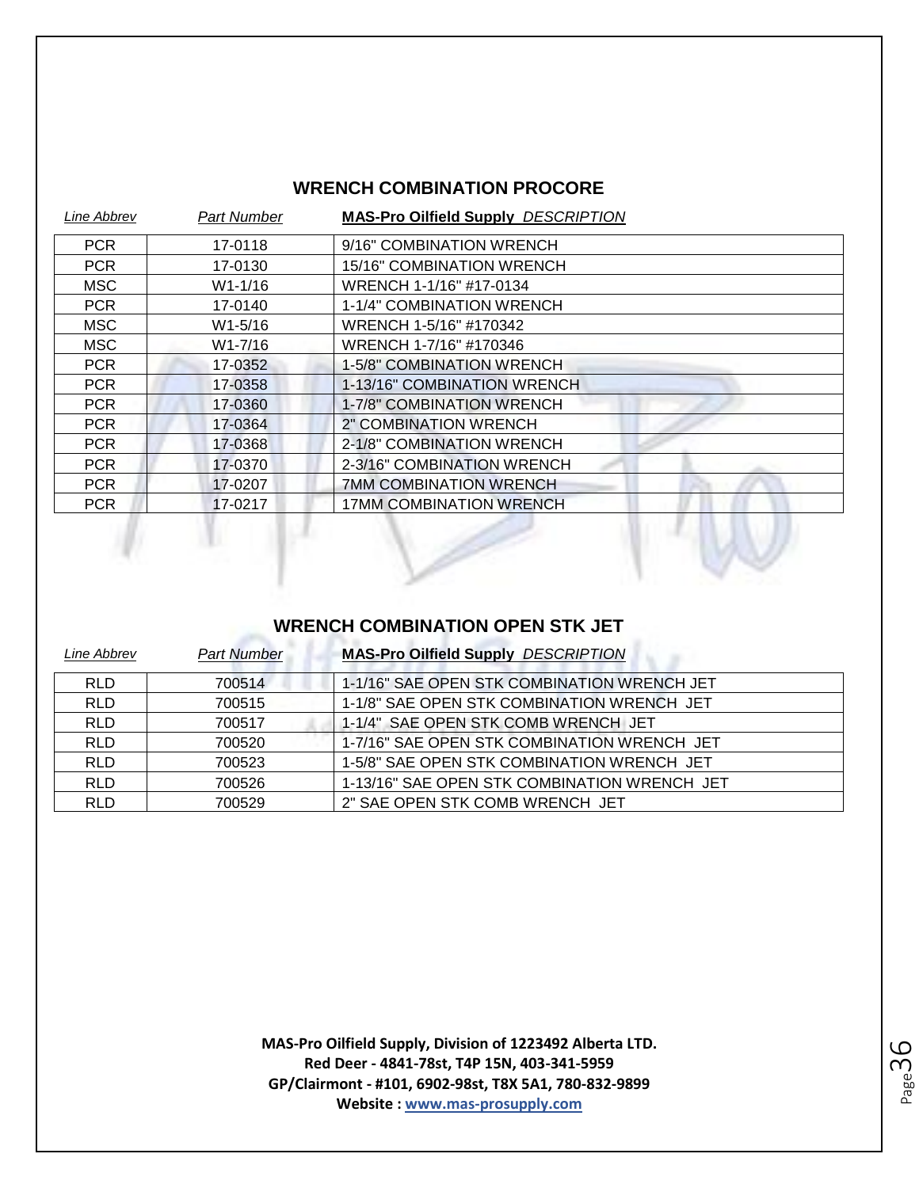## WRENCH COMBINATION PROCORE

| *Line Abbrev* | *Part Number* | **MAS-Pro Oilfield Supply** *DESCRIPTION* |
|---|---|---|
| PCR | 17-0118 | 9/16" COMBINATION WRENCH |
| PCR | 17-0130 | 15/16" COMBINATION WRENCH |
| MSC | W1-1/16 | WRENCH 1-1/16" #17-0134 |
| PCR | 17-0140 | 1-1/4" COMBINATION WRENCH |
| MSC | W1-5/16 | WRENCH 1-5/16" #170342 |
| MSC | W1-7/16 | WRENCH 1-7/16" #170346 |
| PCR | 17-0352 | 1-5/8" COMBINATION WRENCH |
| PCR | 17-0358 | 1-13/16" COMBINATION WRENCH |
| PCR | 17-0360 | 1-7/8" COMBINATION WRENCH |
| PCR | 17-0364 | 2" COMBINATION WRENCH |
| PCR | 17-0368 | 2-1/8" COMBINATION WRENCH |
| PCR | 17-0370 | 2-3/16" COMBINATION WRENCH |
| PCR | 17-0207 | 7MM COMBINATION WRENCH |
| PCR | 17-0217 | 17MM COMBINATION WRENCH |

## WRENCH COMBINATION OPEN STK JET

| *Line Abbrev* | *Part Number* | **MAS-Pro Oilfield Supply** *DESCRIPTION* |
|---|---|---|
| RLD | 700514 | 1-1/16" SAE OPEN STK COMBINATION WRENCH JET |
| RLD | 700515 | 1-1/8" SAE OPEN STK COMBINATION WRENCH JET |
| RLD | 700517 | 1-1/4" SAE OPEN STK COMB WRENCH JET |
| RLD | 700520 | 1-7/16" SAE OPEN STK COMBINATION WRENCH JET |
| RLD | 700523 | 1-5/8" SAE OPEN STK COMBINATION WRENCH JET |
| RLD | 700526 | 1-13/16" SAE OPEN STK COMBINATION WRENCH JET |
| RLD | 700529 | 2" SAE OPEN STK COMB WRENCH JET |

**MAS-Pro Oilfield Supply, Division of 1223492 Alberta LTD.**
**Red Deer - 4841-78st, T4P 15N, 403-341-5959**
**GP/Clairmont - #101, 6902-98st, T8X 5A1, 780-832-9899**
**Website : www.mas-prosupply.com**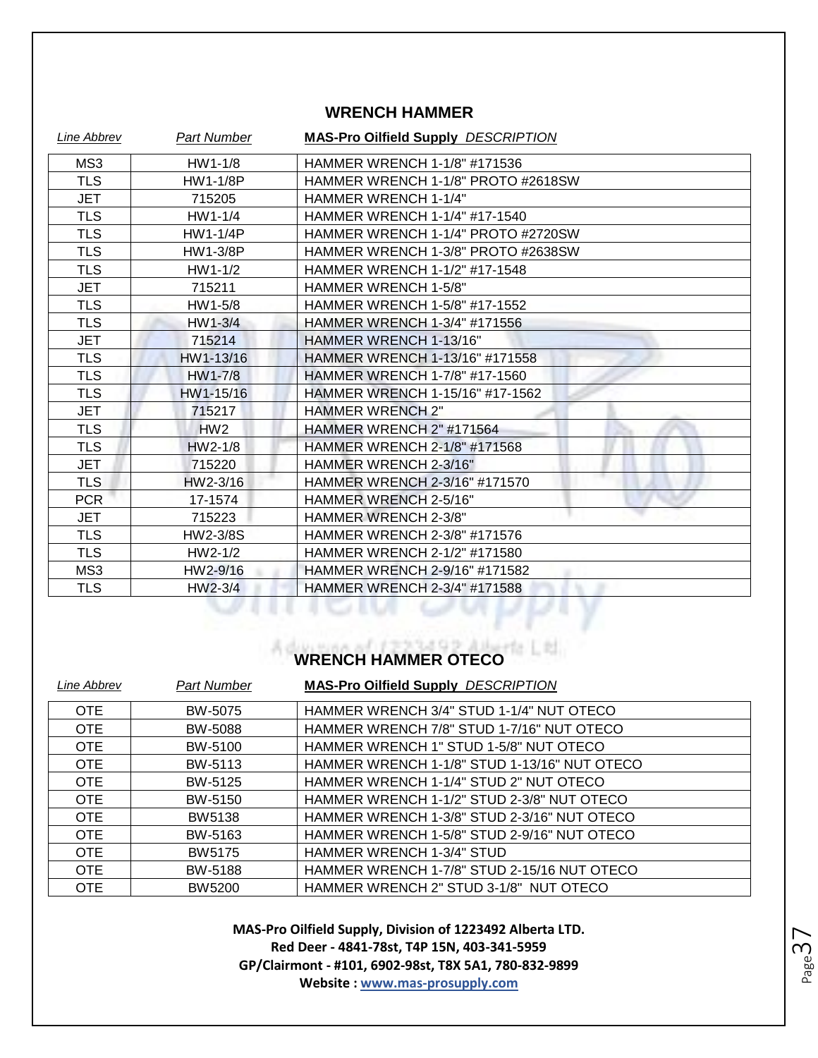## WRENCH HAMMER

| *Line Abbrev* | *Part Number* | **MAS-Pro Oilfield Supply** *DESCRIPTION* |
|---|---|---|
| MS3 | HW1-1/8 | HAMMER WRENCH 1-1/8" #171536 |
| TLS | HW1-1/8P | HAMMER WRENCH 1-1/8" PROTO #2618SW |
| JET | 715205 | HAMMER WRENCH 1-1/4" |
| TLS | HW1-1/4 | HAMMER WRENCH 1-1/4" #17-1540 |
| TLS | HW1-1/4P | HAMMER WRENCH 1-1/4" PROTO #2720SW |
| TLS | HW1-3/8P | HAMMER WRENCH 1-3/8" PROTO #2638SW |
| TLS | HW1-1/2 | HAMMER WRENCH 1-1/2" #17-1548 |
| JET | 715211 | HAMMER WRENCH 1-5/8" |
| TLS | HW1-5/8 | HAMMER WRENCH 1-5/8" #17-1552 |
| TLS | HW1-3/4 | HAMMER WRENCH 1-3/4" #171556 |
| JET | 715214 | HAMMER WRENCH 1-13/16" |
| TLS | HW1-13/16 | HAMMER WRENCH 1-13/16" #171558 |
| TLS | HW1-7/8 | HAMMER WRENCH 1-7/8" #17-1560 |
| TLS | HW1-15/16 | HAMMER WRENCH 1-15/16" #17-1562 |
| JET | 715217 | HAMMER WRENCH 2" |
| TLS | HW2 | HAMMER WRENCH 2" #171564 |
| TLS | HW2-1/8 | HAMMER WRENCH 2-1/8" #171568 |
| JET | 715220 | HAMMER WRENCH 2-3/16" |
| TLS | HW2-3/16 | HAMMER WRENCH 2-3/16" #171570 |
| PCR | 17-1574 | HAMMER WRENCH 2-5/16" |
| JET | 715223 | HAMMER WRENCH 2-3/8" |
| TLS | HW2-3/8S | HAMMER WRENCH 2-3/8" #171576 |
| TLS | HW2-1/2 | HAMMER WRENCH 2-1/2" #171580 |
| MS3 | HW2-9/16 | HAMMER WRENCH 2-9/16" #171582 |
| TLS | HW2-3/4 | HAMMER WRENCH 2-3/4" #171588 |

## WRENCH HAMMER OTECO

| *Line Abbrev* | *Part Number* | **MAS-Pro Oilfield Supply** *DESCRIPTION* |
|---|---|---|
| OTE | BW-5075 | HAMMER WRENCH 3/4" STUD 1-1/4" NUT OTECO |
| OTE | BW-5088 | HAMMER WRENCH 7/8" STUD 1-7/16" NUT OTECO |
| OTE | BW-5100 | HAMMER WRENCH 1" STUD 1-5/8" NUT OTECO |
| OTE | BW-5113 | HAMMER WRENCH 1-1/8" STUD 1-13/16" NUT OTECO |
| OTE | BW-5125 | HAMMER WRENCH 1-1/4" STUD 2" NUT OTECO |
| OTE | BW-5150 | HAMMER WRENCH 1-1/2" STUD 2-3/8" NUT OTECO |
| OTE | BW5138 | HAMMER WRENCH 1-3/8" STUD 2-3/16" NUT OTECO |
| OTE | BW-5163 | HAMMER WRENCH 1-5/8" STUD 2-9/16" NUT OTECO |
| OTE | BW5175 | HAMMER WRENCH 1-3/4" STUD |
| OTE | BW-5188 | HAMMER WRENCH 1-7/8" STUD 2-15/16 NUT OTECO |
| OTE | BW5200 | HAMMER WRENCH 2" STUD 3-1/8" NUT OTECO |

**MAS-Pro Oilfield Supply, Division of 1223492 Alberta LTD.**
**Red Deer - 4841-78st, T4P 15N, 403-341-5959**
**GP/Clairmont - #101, 6902-98st, T8X 5A1, 780-832-9899**
**Website : www.mas-prosupply.com**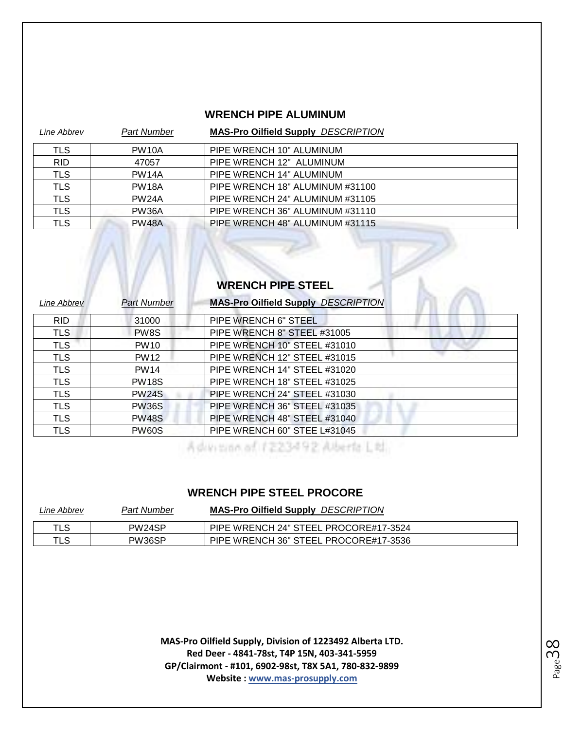## WRENCH PIPE ALUMINUM

| *Line Abbrev* | *Part Number* | **MAS-Pro Oilfield Supply** *DESCRIPTION* |
|---|---|---|
| TLS | PW10A | PIPE WRENCH 10" ALUMINUM |
| RID | 47057 | PIPE WRENCH 12" ALUMINUM |
| TLS | PW14A | PIPE WRENCH 14" ALUMINUM |
| TLS | PW18A | PIPE WRENCH 18" ALUMINUM #31100 |
| TLS | PW24A | PIPE WRENCH 24" ALUMINUM #31105 |
| TLS | PW36A | PIPE WRENCH 36" ALUMINUM #31110 |
| TLS | PW48A | PIPE WRENCH 48" ALUMINUM #31115 |

## WRENCH PIPE STEEL

| *Line Abbrev* | *Part Number* | **MAS-Pro Oilfield Supply** *DESCRIPTION* |
|---|---|---|
| RID | 31000 | PIPE WRENCH 6" STEEL |
| TLS | PW8S | PIPE WRENCH 8" STEEL #31005 |
| TLS | PW10 | PIPE WRENCH 10" STEEL #31010 |
| TLS | PW12 | PIPE WRENCH 12" STEEL #31015 |
| TLS | PW14 | PIPE WRENCH 14" STEEL #31020 |
| TLS | PW18S | PIPE WRENCH 18" STEEL #31025 |
| TLS | PW24S | PIPE WRENCH 24" STEEL #31030 |
| TLS | PW36S | PIPE WRENCH 36" STEEL #31035 |
| TLS | PW48S | PIPE WRENCH 48" STEEL #31040 |
| TLS | PW60S | PIPE WRENCH 60" STEE L#31045 |

## WRENCH PIPE STEEL PROCORE

| *Line Abbrev* | *Part Number* | **MAS-Pro Oilfield Supply** *DESCRIPTION* |
|---|---|---|
| TLS | PW24SP | PIPE WRENCH 24" STEEL PROCORE#17-3524 |
| TLS | PW36SP | PIPE WRENCH 36" STEEL PROCORE#17-3536 |

**MAS-Pro Oilfield Supply, Division of 1223492 Alberta LTD.**
**Red Deer - 4841-78st, T4P 15N, 403-341-5959**
**GP/Clairmont - #101, 6902-98st, T8X 5A1, 780-832-9899**
**Website : www.mas-prosupply.com**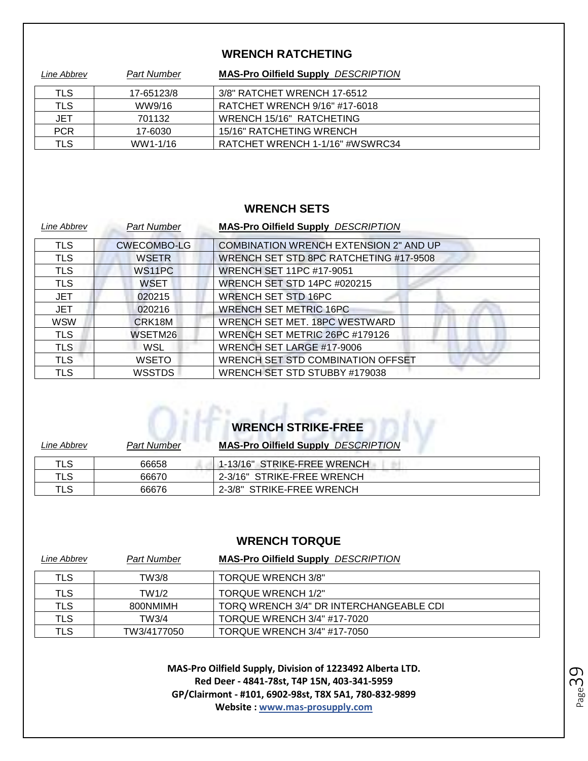## WRENCH RATCHETING

| *Line Abbrev* | *Part Number* | **MAS-Pro Oilfield Supply** *DESCRIPTION* |
|---|---|---|
| TLS | 17-65123/8 | 3/8" RATCHET WRENCH 17-6512 |
| TLS | WW9/16 | RATCHET WRENCH 9/16" #17-6018 |
| JET | 701132 | WRENCH 15/16" RATCHETING |
| PCR | 17-6030 | 15/16" RATCHETING WRENCH |
| TLS | WW1-1/16 | RATCHET WRENCH 1-1/16" #WSWRC34 |

## WRENCH SETS

| *Line Abbrev* | *Part Number* | **MAS-Pro Oilfield Supply** *DESCRIPTION* |
|---|---|---|
| TLS | CWECOMBO-LG | COMBINATION WRENCH EXTENSION 2" AND UP |
| TLS | WSETR | WRENCH SET STD 8PC RATCHETING #17-9508 |
| TLS | WS11PC | WRENCH SET 11PC #17-9051 |
| TLS | WSET | WRENCH SET STD 14PC #020215 |
| JET | 020215 | WRENCH SET STD 16PC |
| JET | 020216 | WRENCH SET METRIC 16PC |
| WSW | CRK18M | WRENCH SET MET. 18PC WESTWARD |
| TLS | WSETM26 | WRENCH SET METRIC 26PC #179126 |
| TLS | WSL | WRENCH SET LARGE #17-9006 |
| TLS | WSETO | WRENCH SET STD COMBINATION OFFSET |
| TLS | WSSTDS | WRENCH SET STD STUBBY #179038 |

## WRENCH STRIKE-FREE

| *Line Abbrev* | *Part Number* | **MAS-Pro Oilfield Supply** *DESCRIPTION* |
|---|---|---|
| TLS | 66658 | 1-13/16" STRIKE-FREE WRENCH |
| TLS | 66670 | 2-3/16" STRIKE-FREE WRENCH |
| TLS | 66676 | 2-3/8" STRIKE-FREE WRENCH |

## WRENCH TORQUE

| *Line Abbrev* | *Part Number* | **MAS-Pro Oilfield Supply** *DESCRIPTION* |
|---|---|---|
| TLS | TW3/8 | TORQUE WRENCH 3/8" |
| TLS | TW1/2 | TORQUE WRENCH 1/2" |
| TLS | 800NMIMH | TORQ WRENCH 3/4" DR INTERCHANGEABLE CDI |
| TLS | TW3/4 | TORQUE WRENCH 3/4" #17-7020 |
| TLS | TW3/4177050 | TORQUE WRENCH 3/4" #17-7050 |

**MAS-Pro Oilfield Supply, Division of 1223492 Alberta LTD.**
**Red Deer - 4841-78st, T4P 15N, 403-341-5959**
**GP/Clairmont - #101, 6902-98st, T8X 5A1, 780-832-9899**
**Website : www.mas-prosupply.com**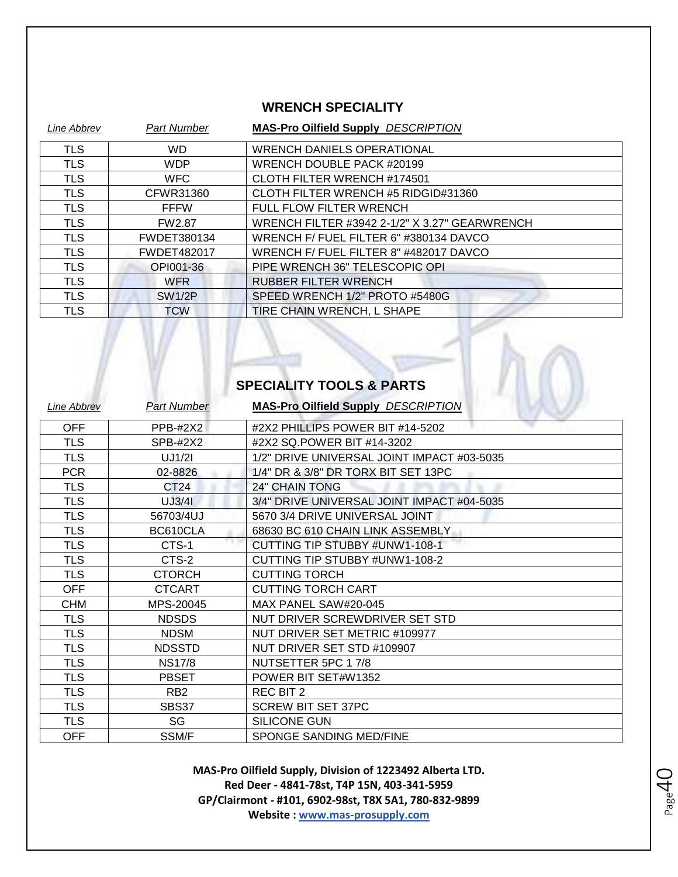## WRENCH SPECIALITY

| *Line Abbrev* | *Part Number* | **MAS-Pro Oilfield Supply** *DESCRIPTION* |
|---|---|---|
| TLS | WD | WRENCH DANIELS OPERATIONAL |
| TLS | WDP | WRENCH DOUBLE PACK #20199 |
| TLS | WFC | CLOTH FILTER WRENCH #174501 |
| TLS | CFWR31360 | CLOTH FILTER WRENCH #5 RIDGID#31360 |
| TLS | FFFW | FULL FLOW FILTER WRENCH |
| TLS | FW2.87 | WRENCH FILTER #3942 2-1/2" X 3.27" GEARWRENCH |
| TLS | FWDET380134 | WRENCH F/ FUEL FILTER 6" #380134 DAVCO |
| TLS | FWDET482017 | WRENCH F/ FUEL FILTER 8" #482017 DAVCO |
| TLS | OPI001-36 | PIPE WRENCH 36" TELESCOPIC OPI |
| TLS | WFR | RUBBER FILTER WRENCH |
| TLS | SW1/2P | SPEED WRENCH 1/2" PROTO #5480G |
| TLS | TCW | TIRE CHAIN WRENCH, L SHAPE |

## SPECIALITY TOOLS & PARTS

| *Line Abbrev* | *Part Number* | **MAS-Pro Oilfield Supply** *DESCRIPTION* |
|---|---|---|
| OFF | PPB-#2X2 | #2X2 PHILLIPS POWER BIT #14-5202 |
| TLS | SPB-#2X2 | #2X2 SQ.POWER BIT #14-3202 |
| TLS | UJ1/2I | 1/2" DRIVE UNIVERSAL JOINT IMPACT #03-5035 |
| PCR | 02-8826 | 1/4" DR & 3/8" DR TORX BIT SET 13PC |
| TLS | CT24 | 24" CHAIN TONG |
| TLS | UJ3/4I | 3/4" DRIVE UNIVERSAL JOINT IMPACT #04-5035 |
| TLS | 56703/4UJ | 5670 3/4 DRIVE UNIVERSAL JOINT |
| TLS | BC610CLA | 68630 BC 610 CHAIN LINK ASSEMBLY |
| TLS | CTS-1 | CUTTING TIP STUBBY #UNW1-108-1 |
| TLS | CTS-2 | CUTTING TIP STUBBY #UNW1-108-2 |
| TLS | CTORCH | CUTTING TORCH |
| OFF | CTCART | CUTTING TORCH CART |
| CHM | MPS-20045 | MAX PANEL SAW#20-045 |
| TLS | NDSDS | NUT DRIVER SCREWDRIVER SET STD |
| TLS | NDSM | NUT DRIVER SET METRIC #109977 |
| TLS | NDSSTD | NUT DRIVER SET STD #109907 |
| TLS | NS17/8 | NUTSETTER 5PC 1 7/8 |
| TLS | PBSET | POWER BIT SET#W1352 |
| TLS | RB2 | REC BIT 2 |
| TLS | SBS37 | SCREW BIT SET 37PC |
| TLS | SG | SILICONE GUN |
| OFF | SSM/F | SPONGE SANDING MED/FINE |

**MAS-Pro Oilfield Supply, Division of 1223492 Alberta LTD.**
**Red Deer - 4841-78st, T4P 15N, 403-341-5959**
**GP/Clairmont - #101, 6902-98st, T8X 5A1, 780-832-9899**
**Website : [www.mas-prosupply.com](http://www.mas-prosupply.com)**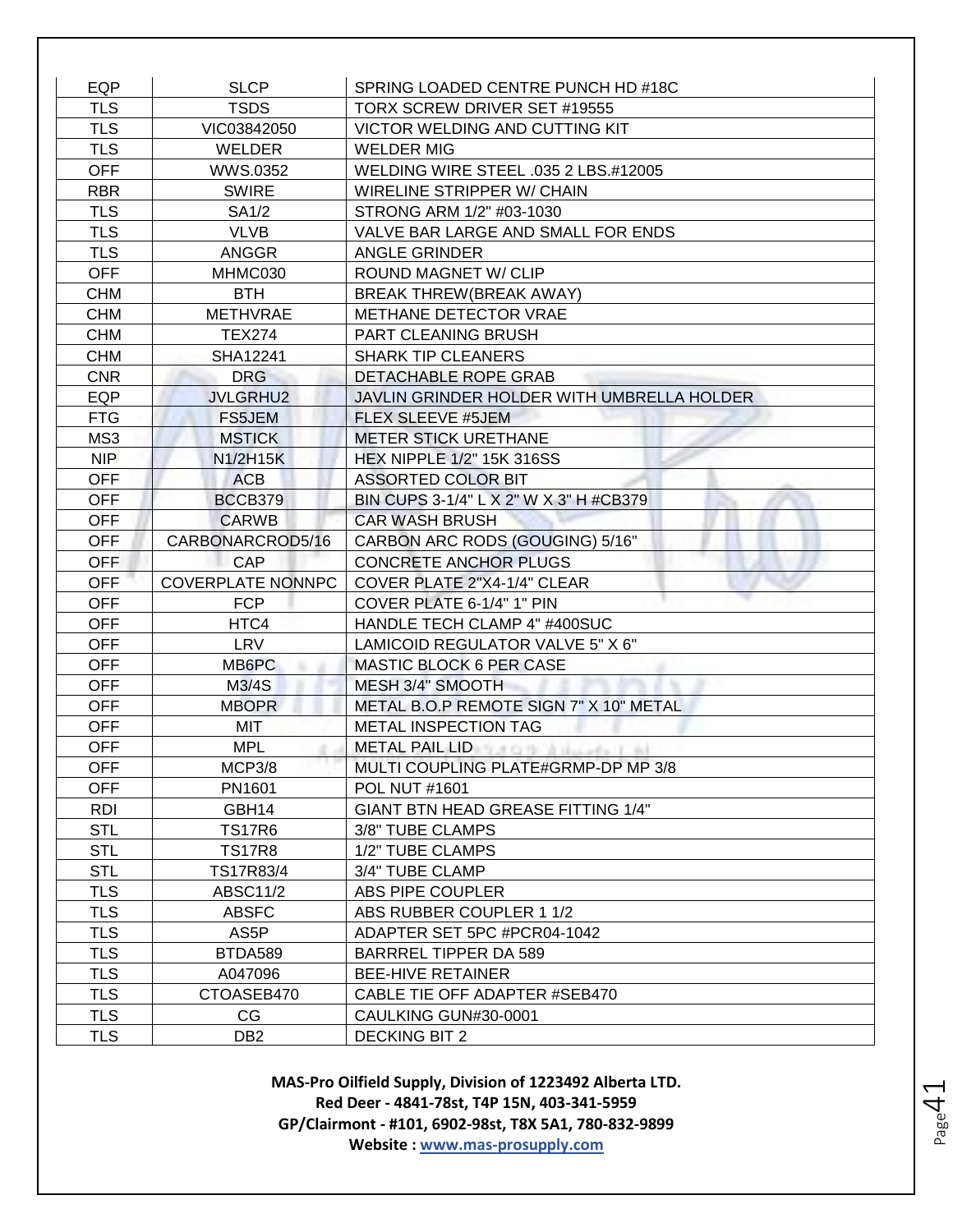| EQP | SLCP | SPRING LOADED CENTRE PUNCH HD #18C |
|---|---|---|
| TLS | TSDS | TORX SCREW DRIVER SET #19555 |
| TLS | VIC03842050 | VICTOR WELDING AND CUTTING KIT |
| TLS | WELDER | WELDER MIG |
| OFF | WWS.0352 | WELDING WIRE STEEL .035 2 LBS.#12005 |
| RBR | SWIRE | WIRELINE STRIPPER W/ CHAIN |
| TLS | SA1/2 | STRONG ARM 1/2" #03-1030 |
| TLS | VLVB | VALVE BAR LARGE AND SMALL FOR ENDS |
| TLS | ANGGR | ANGLE GRINDER |
| OFF | MHMC030 | ROUND MAGNET W/ CLIP |
| CHM | BTH | BREAK THREW(BREAK AWAY) |
| CHM | METHVRAE | METHANE DETECTOR VRAE |
| CHM | TEX274 | PART CLEANING BRUSH |
| CHM | SHA12241 | SHARK TIP CLEANERS |
| CNR | DRG | DETACHABLE ROPE GRAB |
| EQP | JVLGRHU2 | JAVLIN GRINDER HOLDER WITH UMBRELLA HOLDER |
| FTG | FS5JEM | FLEX SLEEVE #5JEM |
| MS3 | MSTICK | METER STICK URETHANE |
| NIP | N1/2H15K | HEX NIPPLE 1/2" 15K 316SS |
| OFF | ACB | ASSORTED COLOR BIT |
| OFF | BCCB379 | BIN CUPS 3-1/4" L X 2" W X 3" H #CB379 |
| OFF | CARWB | CAR WASH BRUSH |
| OFF | CARBONARCROD5/16 | CARBON ARC RODS (GOUGING) 5/16" |
| OFF | CAP | CONCRETE ANCHOR PLUGS |
| OFF | COVERPLATE NONNPC | COVER PLATE 2"X4-1/4" CLEAR |
| OFF | FCP | COVER PLATE 6-1/4" 1" PIN |
| OFF | HTC4 | HANDLE TECH CLAMP 4" #400SUC |
| OFF | LRV | LAMICOID REGULATOR VALVE 5" X 6" |
| OFF | MB6PC | MASTIC BLOCK 6 PER CASE |
| OFF | M3/4S | MESH 3/4" SMOOTH |
| OFF | MBOPR | METAL B.O.P REMOTE SIGN 7" X 10" METAL |
| OFF | MIT | METAL INSPECTION TAG |
| OFF | MPL | METAL PAIL LID |
| OFF | MCP3/8 | MULTI COUPLING PLATE#GRMP-DP MP 3/8 |
| OFF | PN1601 | POL NUT #1601 |
| RDI | GBH14 | GIANT BTN HEAD GREASE FITTING 1/4" |
| STL | TS17R6 | 3/8" TUBE CLAMPS |
| STL | TS17R8 | 1/2" TUBE CLAMPS |
| STL | TS17R83/4 | 3/4" TUBE CLAMP |
| TLS | ABSC11/2 | ABS PIPE COUPLER |
| TLS | ABSFC | ABS RUBBER COUPLER 1 1/2 |
| TLS | AS5P | ADAPTER SET 5PC #PCR04-1042 |
| TLS | BTDA589 | BARRREL TIPPER DA 589 |
| TLS | A047096 | BEE-HIVE RETAINER |
| TLS | CTOASEB470 | CABLE TIE OFF ADAPTER #SEB470 |
| TLS | CG | CAULKING GUN#30-0001 |
| TLS | DB2 | DECKING BIT 2 |

**MAS-Pro Oilfield Supply, Division of 1223492 Alberta LTD.**
**Red Deer - 4841-78st, T4P 15N, 403-341-5959**
**GP/Clairmont - #101, 6902-98st, T8X 5A1, 780-832-9899**
**Website : www.mas-prosupply.com**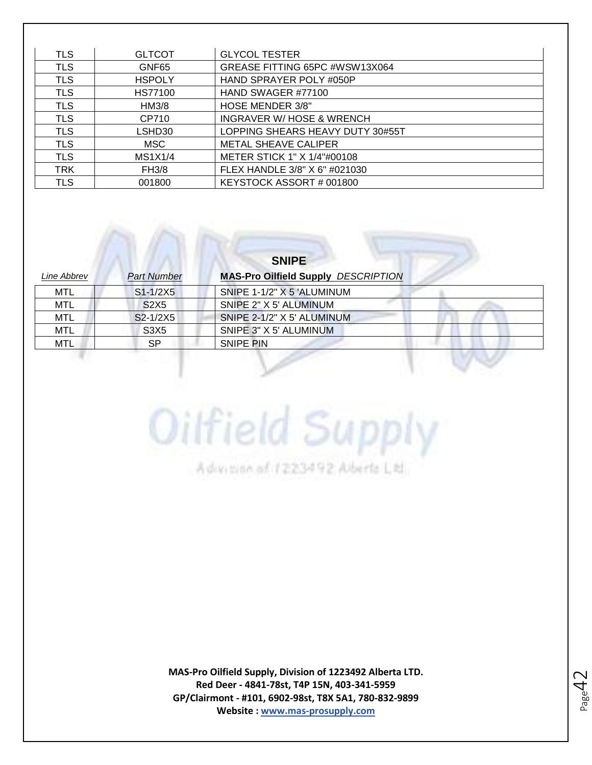| | | |
|---|---|---|
| TLS | GLTCOT | GLYCOL TESTER |
| TLS | GNF65 | GREASE FITTING 65PC #WSW13X064 |
| TLS | HSPOLY | HAND SPRAYER POLY #050P |
| TLS | HS77100 | HAND SWAGER #77100 |
| TLS | HM3/8 | HOSE MENDER 3/8" |
| TLS | CP710 | INGRAVER W/ HOSE & WRENCH |
| TLS | LSHD30 | LOPPING SHEARS HEAVY DUTY 30#55T |
| TLS | MSC | METAL SHEAVE CALIPER |
| TLS | MS1X1/4 | METER STICK 1" X 1/4"#00108 |
| TRK | FH3/8 | FLEX HANDLE 3/8" X 6" #021030 |
| TLS | 001800 | KEYSTOCK ASSORT # 001800 |

## SNIPE

| *Line Abbrev* | *Part Number* | **MAS-Pro Oilfield Supply** *DESCRIPTION* |
|---|---|---|
| MTL | S1-1/2X5 | SNIPE 1-1/2" X 5 'ALUMINUM |
| MTL | S2X5 | SNIPE 2" X 5' ALUMINUM |
| MTL | S2-1/2X5 | SNIPE 2-1/2" X 5' ALUMINUM |
| MTL | S3X5 | SNIPE 3" X 5' ALUMINUM |
| MTL | SP | SNIPE PIN |

**MAS-Pro Oilfield Supply, Division of 1223492 Alberta LTD.**
**Red Deer - 4841-78st, T4P 15N, 403-341-5959**
**GP/Clairmont - #101, 6902-98st, T8X 5A1, 780-832-9899**
**Website : www.mas-prosupply.com**